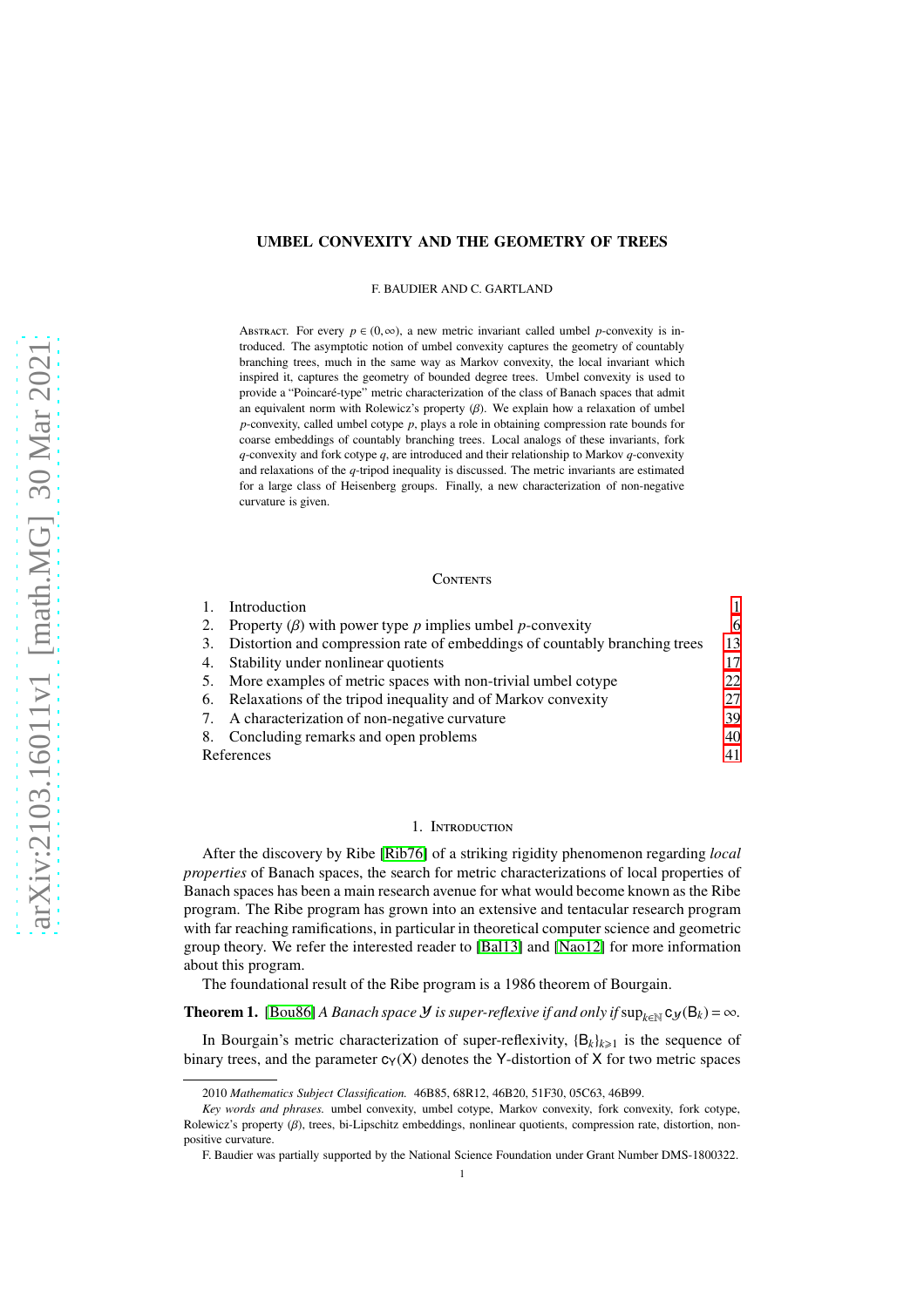# UMBEL CONVEXITY AND THE GEOMETRY OF TREES

F. BAUDIER AND C. GARTLAND

Abstract. For every $p \in (0, \infty)$, a new metric invariant called umbel $p$-convexity is introduced. The asymptotic notion of umbel convexity captures the geometry of countably branching trees, much in the same way as Markov convexity, the local invariant which inspired it, captures the geometry of bounded degree trees. Umbel convexity is used to provide a "Poincaré-type" metric characterization of the class of Banach spaces that admit an equivalent norm with Rolewicz's property ($\beta$). We explain how a relaxation of umbel $p$-convexity, called umbel cotype $p$, plays a role in obtaining compression rate bounds for coarse embeddings of countably branching trees. Local analogs of these invariants, fork $q$-convexity and fork cotype $q$, are introduced and their relationship to Markov $q$-convexity and relaxations of the $q$-tripod inequality is discussed. The metric invariants are estimated for a large class of Heisenberg groups. Finally, a new characterization of non-negative curvature is given.

## Contents

1. Introduction — 1
2. Property ($\beta$) with power type $p$ implies umbel $p$-convexity — 6
3. Distortion and compression rate of embeddings of countably branching trees — 13
4. Stability under nonlinear quotients — 17
5. More examples of metric spaces with non-trivial umbel cotype — 22
6. Relaxations of the tripod inequality and of Markov convexity — 27
7. A characterization of non-negative curvature — 39
8. Concluding remarks and open problems — 40

References — 41

## 1. Introduction

After the discovery by Ribe [Rib76] of a striking rigidity phenomenon regarding *local properties* of Banach spaces, the search for metric characterizations of local properties of Banach spaces has been a main research avenue for what would become known as the Ribe program. The Ribe program has grown into an extensive and tentacular research program with far reaching ramifications, in particular in theoretical computer science and geometric group theory. We refer the interested reader to [Bal13] and [Nao12] for more information about this program.

The foundational result of the Ribe program is a 1986 theorem of Bourgain.

**Theorem 1.** [Bou86] *A Banach space $\mathcal{Y}$ is super-reflexive if and only if $\sup_{k\in\mathbb{N}} c_{\mathcal{Y}}(\mathsf{B}_k) = \infty$.*

In Bourgain's metric characterization of super-reflexivity, $\{\mathsf{B}_k\}_{k\geqslant 1}$ is the sequence of binary trees, and the parameter $c_{\mathsf{Y}}(\mathsf{X})$ denotes the $\mathsf{Y}$-distortion of $\mathsf{X}$ for two metric spaces

---

2010 *Mathematics Subject Classification.* 46B85, 68R12, 46B20, 51F30, 05C63, 46B99.

*Key words and phrases.* umbel convexity, umbel cotype, Markov convexity, fork convexity, fork cotype, Rolewicz's property ($\beta$), trees, bi-Lipschitz embeddings, nonlinear quotients, compression rate, distortion, non-positive curvature.

F. Baudier was partially supported by the National Science Foundation under Grant Number DMS-1800322.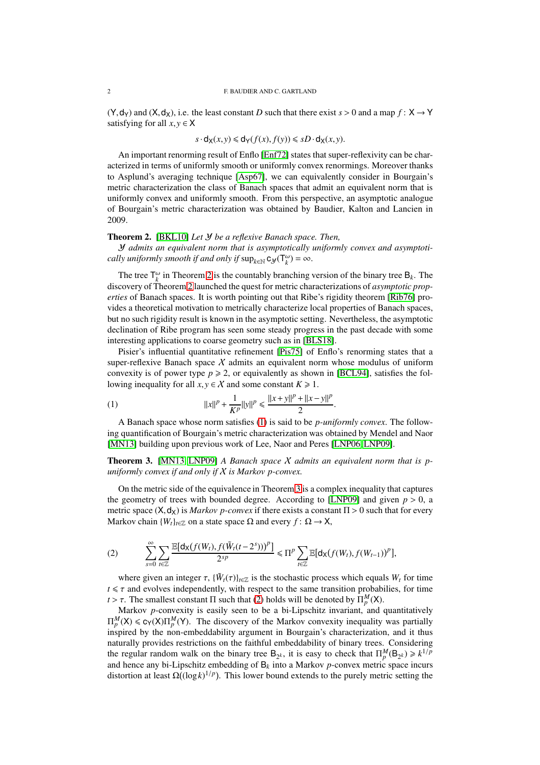$(\mathsf{Y}, \mathsf{d}_\mathsf{Y})$ and $(\mathsf{X}, \mathsf{d}_\mathsf{X})$, i.e. the least constant $D$ such that there exist $s > 0$ and a map $f \colon \mathsf{X} \to \mathsf{Y}$ satisfying for all $x, y \in \mathsf{X}$

$$s \cdot \mathsf{d}_\mathsf{X}(x,y) \leqslant \mathsf{d}_\mathsf{Y}(f(x), f(y)) \leqslant sD \cdot \mathsf{d}_\mathsf{X}(x,y).$$

An important renorming result of Enflo [Enf72] states that super-reflexivity can be characterized in terms of uniformly smooth or uniformly convex renormings. Moreover thanks to Asplund's averaging technique [Asp67], we can equivalently consider in Bourgain's metric characterization the class of Banach spaces that admit an equivalent norm that is uniformly convex and uniformly smooth. From this perspective, an asymptotic analogue of Bourgain's metric characterization was obtained by Baudier, Kalton and Lancien in 2009.

**Theorem 2.** [BKL10] *Let $\mathcal{Y}$ be a reflexive Banach space. Then, $\mathcal{Y}$ admits an equivalent norm that is asymptotically uniformly convex and asymptotically uniformly smooth if and only if $\sup_{k \in \mathbb{N}} \mathsf{c}_\mathcal{Y}(\mathsf{T}_k^\omega) = \infty$.*

The tree $\mathsf{T}_k^\omega$ in Theorem 2 is the countably branching version of the binary tree $\mathsf{B}_k$. The discovery of Theorem 2 launched the quest for metric characterizations of *asymptotic properties* of Banach spaces. It is worth pointing out that Ribe's rigidity theorem [Rib76] provides a theoretical motivation to metrically characterize local properties of Banach spaces, but no such rigidity result is known in the asymptotic setting. Nevertheless, the asymptotic declination of Ribe program has seen some steady progress in the past decade with some interesting applications to coarse geometry such as in [BLS18].

Pisier's influential quantitative refinement [Pis75] of Enflo's renorming states that a super-reflexive Banach space $\mathcal{X}$ admits an equivalent norm whose modulus of uniform convexity is of power type $p \geqslant 2$, or equivalently as shown in [BCL94], satisfies the following inequality for all $x, y \in \mathcal{X}$ and some constant $K \geqslant 1$.

$$\|x\|^p + \frac{1}{K^p}\|y\|^p \leqslant \frac{\|x+y\|^p + \|x-y\|^p}{2}. \tag{1}$$

A Banach space whose norm satisfies (1) is said to be *p-uniformly convex*. The following quantification of Bourgain's metric characterization was obtained by Mendel and Naor [MN13] building upon previous work of Lee, Naor and Peres [LNP06, LNP09].

**Theorem 3.** [MN13, LNP09] *A Banach space $\mathcal{X}$ admits an equivalent norm that is $p$-uniformly convex if and only if $\mathcal{X}$ is Markov $p$-convex.*

On the metric side of the equivalence in Theorem 3 is a complex inequality that captures the geometry of trees with bounded degree. According to [LNP09] and given $p > 0$, a metric space $(\mathsf{X}, \mathsf{d}_\mathsf{X})$ is *Markov p-convex* if there exists a constant $\Pi > 0$ such that for every Markov chain $\{W_t\}_{t\in\mathbb{Z}}$ on a state space $\Omega$ and every $f \colon \Omega \to \mathsf{X}$,

$$\sum_{s=0}^{\infty} \sum_{t\in\mathbb{Z}} \frac{\mathbb{E}[\mathsf{d}_\mathsf{X}(f(W_t), f(\tilde{W}_t(t-2^s)))^p]}{2^{sp}} \leqslant \Pi^p \sum_{t\in\mathbb{Z}} \mathbb{E}[\mathsf{d}_\mathsf{X}(f(W_t), f(W_{t-1}))^p], \tag{2}$$

where given an integer $\tau$, $\{\tilde{W}_t(\tau)\}_{t\in\mathbb{Z}}$ is the stochastic process which equals $W_t$ for time $t \leqslant \tau$ and evolves independently, with respect to the same transition probabilities, for time $t > \tau$. The smallest constant $\Pi$ such that (2) holds will be denoted by $\Pi_p^M(\mathsf{X})$.

Markov $p$-convexity is easily seen to be a bi-Lipschitz invariant, and quantitatively $\Pi_p^M(\mathsf{X}) \leqslant \mathsf{c}_\mathsf{Y}(\mathsf{X})\Pi_p^M(\mathsf{Y})$. The discovery of the Markov convexity inequality was partially inspired by the non-embeddability argument in Bourgain's characterization, and it thus naturally provides restrictions on the faithful embeddability of binary trees. Considering the regular random walk on the binary tree $\mathsf{B}_{2^k}$, it is easy to check that $\Pi_p^M(\mathsf{B}_{2^k}) \geqslant k^{1/p}$ and hence any bi-Lipschitz embedding of $\mathsf{B}_k$ into a Markov $p$-convex metric space incurs distortion at least $\Omega((\log k)^{1/p})$. This lower bound extends to the purely metric setting the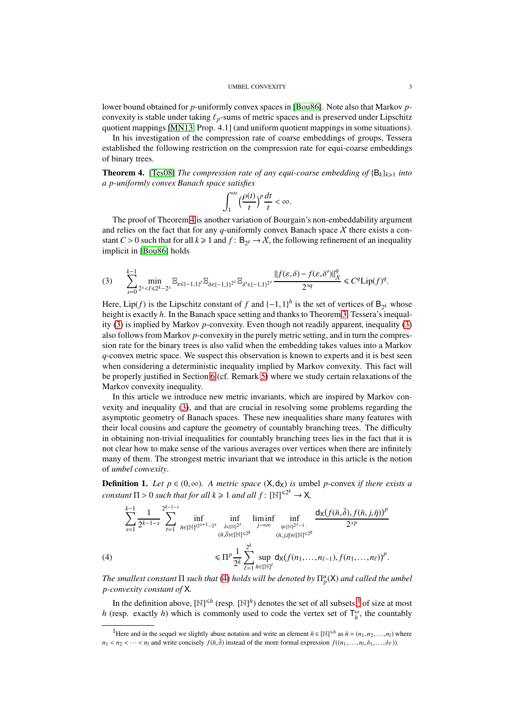lower bound obtained for $p$-uniformly convex spaces in [Bou86]. Note also that Markov $p$-convexity is stable under taking $\ell_p$-sums of metric spaces and is preserved under Lipschitz quotient mappings [MN13, Prop. 4.1] (and uniform quotient mappings in some situations).

In his investigation of the compression rate of coarse embeddings of groups, Tessera established the following restriction on the compression rate for equi-coarse embeddings of binary trees.

**Theorem 4.** [Tes08] *The compression rate of any equi-coarse embedding of $\{\mathsf{B}_k\}_{k\geqslant 1}$ into a $p$-uniformly convex Banach space satisfies*

$$\int_1^\infty \Big(\frac{\rho(t)}{t}\Big)^p \frac{dt}{t} < \infty.$$

The proof of Theorem 4 is another variation of Bourgain's non-embeddability argument and relies on the fact that for any $q$-uniformly convex Banach space $X$ there exists a constant $C>0$ such that for all $k\geqslant 1$ and $f\colon \mathsf{B}_{2^k}\to X$, the following refinement of an inequality implicit in [Bou86] holds

$$\sum_{s=0}^{k-1} \min_{2^s<\ell\leqslant 2^k-2^s} \mathbb{E}_{\varepsilon\in\{-1,1\}^\ell}\mathbb{E}_{\delta\in\{-1,1\}^{2^s}}\mathbb{E}_{\delta'\in\{-1,1\}^{2^s}} \frac{\|f(\varepsilon,\delta)-f(\varepsilon,\delta')\|_X^q}{2^{sq}} \leqslant C^q \mathrm{Lip}(f)^q. \tag{3}$$

Here, $\mathrm{Lip}(f)$ is the Lipschitz constant of $f$ and $\{-1,1\}^h$ is the set of vertices of $\mathsf{B}_{2^k}$ whose height is exactly $h$. In the Banach space setting and thanks to Theorem 3, Tessera's inequality (3) is implied by Markov $p$-convexity. Even though not readily apparent, inequality (3) also follows from Markov $p$-convexity in the purely metric setting, and in turn the compression rate for the binary trees is also valid when the embedding takes values into a Markov $q$-convex metric space. We suspect this observation is known to experts and it is best seen when considering a deterministic inequality implied by Markov convexity. This fact will be properly justified in Section 6 (cf. Remark 5) where we study certain relaxations of the Markov convexity inequality.

In this article we introduce new metric invariants, which are inspired by Markov convexity and inequality (3), and that are crucial in resolving some problems regarding the asymptotic geometry of Banach spaces. These new inequalities share many features with their local cousins and capture the geometry of countably branching trees. The difficulty in obtaining non-trivial inequalities for countably branching trees lies in the fact that it is not clear how to make sense of the various averages over vertices when there are infinitely many of them. The strongest metric invariant that we introduce in this article is the notion of *umbel convexity*.

**Definition 1.** *Let $p\in(0,\infty)$. A metric space $(\mathsf{X},\mathsf{d}_\mathsf{X})$ is* umbel $p$-convex *if there exists a constant $\Pi>0$ such that for all $k\geqslant 1$ and all $f\colon [\mathbb{N}]^{\leqslant 2^k}\to\mathsf{X}$,*

$$\sum_{s=1}^{k-1}\frac{1}{2^{k-1-s}}\sum_{t=1}^{2^{k-1-s}} \inf_{\bar n\in[\mathbb{N}]^{t2^{s+1}-2^s}} \inf_{\substack{\bar\delta\in[\mathbb{N}]^{2^s}:\\ (\bar n,\bar\delta)\in[\mathbb{N}]^{\leqslant 2^k}}} \liminf_{j\to\infty} \inf_{\substack{\bar\eta\in[\mathbb{N}]^{2^s-1}:\\ (\bar n,j,\bar\eta)\in[\mathbb{N}]^{\leqslant 2^k}}} \frac{\mathsf{d}_\mathsf{X}(f(\bar n,\bar\delta),f(\bar n,j,\bar\eta))^p}{2^{sp}}$$
$$\leqslant \Pi^p\frac{1}{2^k}\sum_{\ell=1}^{2^k}\sup_{\bar n\in[\mathbb{N}]^\ell}\mathsf{d}_\mathsf{X}(f(n_1,\dots,n_{\ell-1}),f(n_1,\dots,n_\ell))^p. \tag{4}$$

*The smallest constant $\Pi$ such that (4) holds will be denoted by $\Pi_p^u(\mathsf{X})$ and called the umbel $p$-convexity constant of $\mathsf{X}$.*

In the definition above, $[\mathbb{N}]^{\leqslant h}$ (resp. $[\mathbb{N}]^h$) denotes the set of all subsets[1] of size at most $h$ (resp. exactly $h$) which is commonly used to code the vertex set of $\mathsf{T}_h^\omega$, the countably

[1] Here and in the sequel we slightly abuse notation and write an element $\bar n\in[\mathbb{N}]^{\leqslant h}$ as $\bar n=(n_1,n_2,\dots,n_l)$ where $n_1<n_2<\cdots<n_l$ and write concisely $f(\bar n,\bar\delta)$ instead of the more formal expression $f((n_1,\dots,n_l,\delta_1,\dots,\delta_{l'}))$.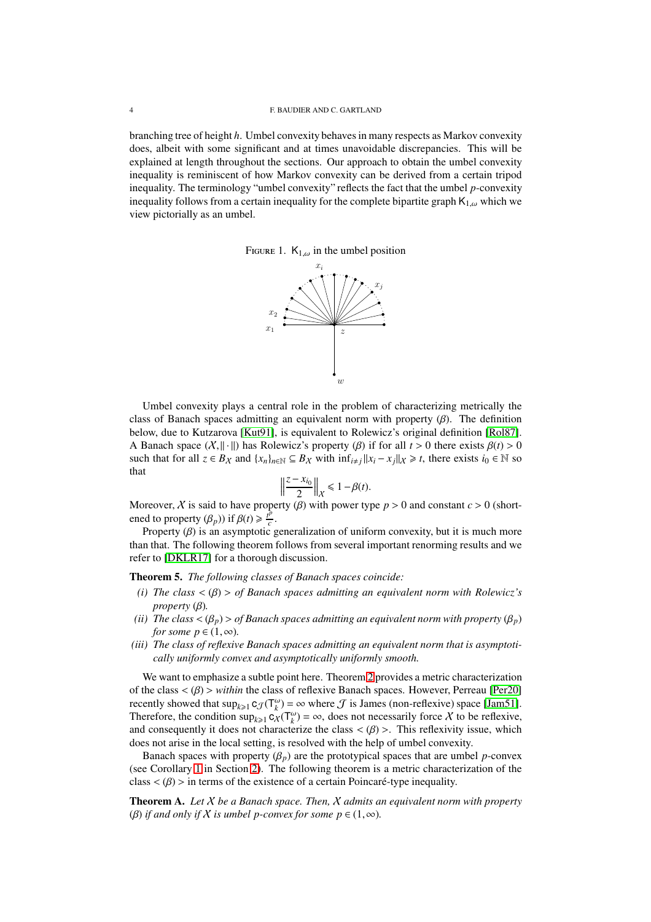branching tree of height $h$. Umbel convexity behaves in many respects as Markov convexity does, albeit with some significant and at times unavoidable discrepancies. This will be explained at length throughout the sections. Our approach to obtain the umbel convexity inequality is reminiscent of how Markov convexity can be derived from a certain tripod inequality. The terminology "umbel convexity" reflects the fact that the umbel $p$-convexity inequality follows from a certain inequality for the complete bipartite graph $\mathsf{K}_{1,\omega}$ which we view pictorially as an umbel.

Figure 1. $\mathsf{K}_{1,\omega}$ in the umbel position

Umbel convexity plays a central role in the problem of characterizing metrically the class of Banach spaces admitting an equivalent norm with property $(\beta)$. The definition below, due to Kutzarova [Kut91], is equivalent to Rolewicz's original definition [Rol87]. A Banach space $(X, \|\cdot\|)$ has Rolewicz's property $(\beta)$ if for all $t > 0$ there exists $\beta(t) > 0$ such that for all $z \in B_X$ and $\{x_n\}_{n\in\mathbb{N}} \subseteq B_X$ with $\inf_{i\neq j} \|x_i - x_j\|_X \geqslant t$, there exists $i_0 \in \mathbb{N}$ so that

$$\left\| \frac{z - x_{i_0}}{2} \right\|_X \leqslant 1 - \beta(t).$$

Moreover, $X$ is said to have property $(\beta)$ with power type $p > 0$ and constant $c > 0$ (shortened to property $(\beta_p)$) if $\beta(t) \geqslant \frac{t^p}{c}$.

Property $(\beta)$ is an asymptotic generalization of uniform convexity, but it is much more than that. The following theorem follows from several important renorming results and we refer to [DKLR17] for a thorough discussion.

**Theorem 5.** *The following classes of Banach spaces coincide:*

*(i) The class $<(\beta)>$ of Banach spaces admitting an equivalent norm with Rolewicz's property $(\beta)$.*
*(ii) The class $<(\beta_p)>$ of Banach spaces admitting an equivalent norm with property $(\beta_p)$ for some $p \in (1, \infty)$.*
*(iii) The class of reflexive Banach spaces admitting an equivalent norm that is asymptotically uniformly convex and asymptotically uniformly smooth.*

We want to emphasize a subtle point here. Theorem 2 provides a metric characterization of the class $<(\beta)>$ *within* the class of reflexive Banach spaces. However, Perreau [Per20] recently showed that $\sup_{k\geqslant 1} \mathsf{c}_{\mathcal{J}}(\mathsf{T}_k^\omega) = \infty$ where $\mathcal{J}$ is James (non-reflexive) space [Jam51]. Therefore, the condition $\sup_{k\geqslant 1} \mathsf{c}_X(\mathsf{T}_k^\omega) = \infty$, does not necessarily force $X$ to be reflexive, and consequently it does not characterize the class $<(\beta)>$. This reflexivity issue, which does not arise in the local setting, is resolved with the help of umbel convexity.

Banach spaces with property $(\beta_p)$ are the prototypical spaces that are umbel $p$-convex (see Corollary 1 in Section 2). The following theorem is a metric characterization of the class $<(\beta)>$ in terms of the existence of a certain Poincaré-type inequality.

**Theorem A.** *Let $X$ be a Banach space. Then, $X$ admits an equivalent norm with property $(\beta)$ if and only if $X$ is umbel $p$-convex for some $p \in (1, \infty)$.*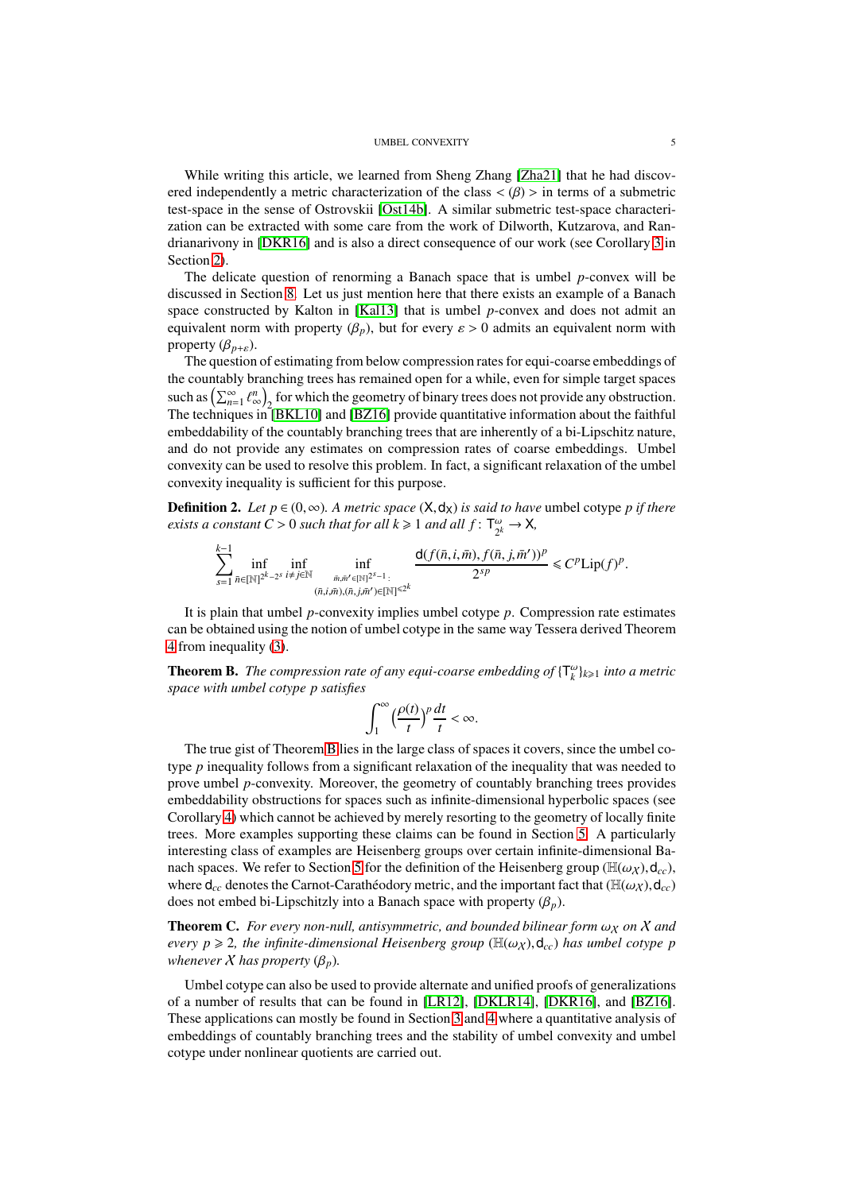While writing this article, we learned from Sheng Zhang [Zha21] that he had discovered independently a metric characterization of the class $<(\beta)>$ in terms of a submetric test-space in the sense of Ostrovskii [Ost14b]. A similar submetric test-space characterization can be extracted with some care from the work of Dilworth, Kutzarova, and Randrianarivony in [DKR16] and is also a direct consequence of our work (see Corollary 3 in Section 2).

The delicate question of renorming a Banach space that is umbel $p$-convex will be discussed in Section 8. Let us just mention here that there exists an example of a Banach space constructed by Kalton in [Kal13] that is umbel $p$-convex and does not admit an equivalent norm with property $(\beta_p)$, but for every $\varepsilon > 0$ admits an equivalent norm with property $(\beta_{p+\varepsilon})$.

The question of estimating from below compression rates for equi-coarse embeddings of the countably branching trees has remained open for a while, even for simple target spaces such as $\left(\sum_{n=1}^{\infty} \ell_\infty^n\right)_2$ for which the geometry of binary trees does not provide any obstruction. The techniques in [BKL10] and [BZ16] provide quantitative information about the faithful embeddability of the countably branching trees that are inherently of a bi-Lipschitz nature, and do not provide any estimates on compression rates of coarse embeddings. Umbel convexity can be used to resolve this problem. In fact, a significant relaxation of the umbel convexity inequality is sufficient for this purpose.

**Definition 2.** *Let $p \in (0, \infty)$. A metric space $(\mathsf{X}, \mathsf{d}_\mathsf{X})$ is said to have* umbel cotype $p$ *if there exists a constant $C > 0$ such that for all $k \geqslant 1$ and all $f \colon \mathsf{T}_{2^k}^\omega \to \mathsf{X}$,*

$$\sum_{s=1}^{k-1} \inf_{\bar{n} \in [\mathbb{N}]^{2^k - 2^s}} \inf_{i \neq j \in \mathbb{N}} \inf_{\substack{\bar{m}, \bar{m}' \in [\mathbb{N}]^{2^s - 1}; \\ (\bar{n}, i, \bar{m}), (\bar{n}, j, \bar{m}') \in [\mathbb{N}]^{\leqslant 2^k}}} \frac{\mathsf{d}(f(\bar{n}, i, \bar{m}), f(\bar{n}, j, \bar{m}'))^p}{2^{sp}} \leqslant C^p \mathrm{Lip}(f)^p.$$

It is plain that umbel $p$-convexity implies umbel cotype $p$. Compression rate estimates can be obtained using the notion of umbel cotype in the same way Tessera derived Theorem 4 from inequality (3).

**Theorem B.** *The compression rate of any equi-coarse embedding of $\{\mathsf{T}_k^\omega\}_{k \geqslant 1}$ into a metric space with umbel cotype $p$ satisfies*

$$\int_1^\infty \left(\frac{\rho(t)}{t}\right)^p \frac{dt}{t} < \infty.$$

The true gist of Theorem B lies in the large class of spaces it covers, since the umbel cotype $p$ inequality follows from a significant relaxation of the inequality that was needed to prove umbel $p$-convexity. Moreover, the geometry of countably branching trees provides embeddability obstructions for spaces such as infinite-dimensional hyperbolic spaces (see Corollary 4) which cannot be achieved by merely resorting to the geometry of locally finite trees. More examples supporting these claims can be found in Section 5. A particularly interesting class of examples are Heisenberg groups over certain infinite-dimensional Banach spaces. We refer to Section 5 for the definition of the Heisenberg group $(\mathbb{H}(\omega_X), \mathsf{d}_{cc})$, where $\mathsf{d}_{cc}$ denotes the Carnot-Carathéodory metric, and the important fact that $(\mathbb{H}(\omega_X), \mathsf{d}_{cc})$ does not embed bi-Lipschitzly into a Banach space with property $(\beta_p)$.

**Theorem C.** *For every non-null, antisymmetric, and bounded bilinear form $\omega_X$ on $X$ and every $p \geqslant 2$, the infinite-dimensional Heisenberg group $(\mathbb{H}(\omega_X), \mathsf{d}_{cc})$ has umbel cotype $p$ whenever $X$ has property $(\beta_p)$.*

Umbel cotype can also be used to provide alternate and unified proofs of generalizations of a number of results that can be found in [LR12], [DKLR14], [DKR16], and [BZ16]. These applications can mostly be found in Section 3 and 4 where a quantitative analysis of embeddings of countably branching trees and the stability of umbel convexity and umbel cotype under nonlinear quotients are carried out.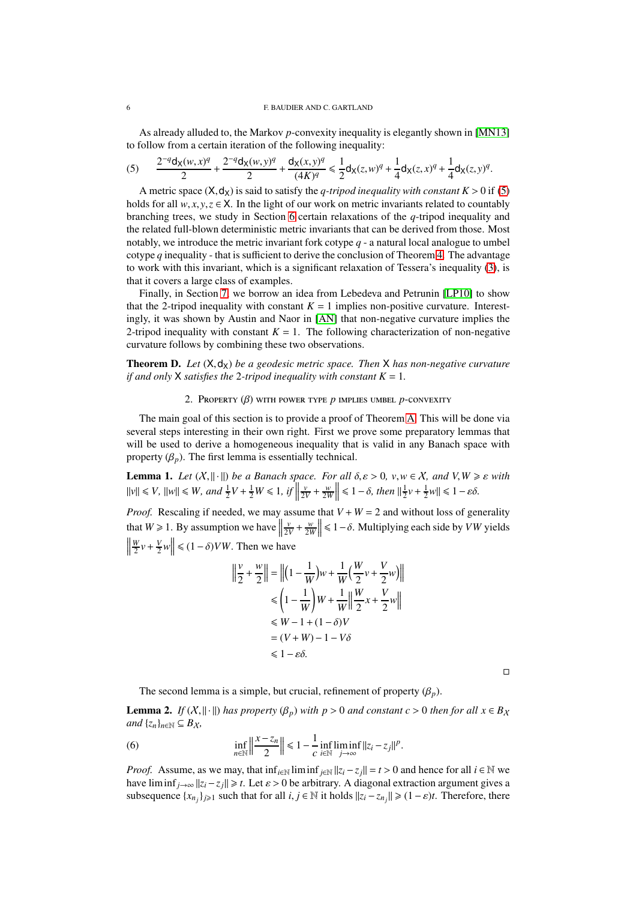As already alluded to, the Markov $p$-convexity inequality is elegantly shown in [MN13] to follow from a certain iteration of the following inequality:

$$
(5) \qquad \frac{2^{-q}\mathsf{d}_{\mathsf{X}}(w,x)^q}{2} + \frac{2^{-q}\mathsf{d}_{\mathsf{X}}(w,y)^q}{2} + \frac{\mathsf{d}_{\mathsf{X}}(x,y)^q}{(4K)^q} \leqslant \frac{1}{2}\mathsf{d}_{\mathsf{X}}(z,w)^q + \frac{1}{4}\mathsf{d}_{\mathsf{X}}(z,x)^q + \frac{1}{4}\mathsf{d}_{\mathsf{X}}(z,y)^q.
$$

A metric space $(\mathsf{X},\mathsf{d}_{\mathsf{X}})$ is said to satisfy the *$q$-tripod inequality with constant* $K>0$ if (5) holds for all $w,x,y,z\in\mathsf{X}$. In the light of our work on metric invariants related to countably branching trees, we study in Section 6 certain relaxations of the $q$-tripod inequality and the related full-blown deterministic metric invariants that can be derived from those. Most notably, we introduce the metric invariant fork cotype $q$ - a natural local analogue to umbel cotype $q$ inequality - that is sufficient to derive the conclusion of Theorem 4. The advantage to work with this invariant, which is a significant relaxation of Tessera's inequality (3), is that it covers a large class of examples.

Finally, in Section 7, we borrow an idea from Lebedeva and Petrunin [LP10] to show that the 2-tripod inequality with constant $K=1$ implies non-positive curvature. Interestingly, it was shown by Austin and Naor in [AN] that non-negative curvature implies the 2-tripod inequality with constant $K=1$. The following characterization of non-negative curvature follows by combining these two observations.

**Theorem D.** *Let $(\mathsf{X},\mathsf{d}_{\mathsf{X}})$ be a geodesic metric space. Then $\mathsf{X}$ has non-negative curvature if and only $\mathsf{X}$ satisfies the 2-tripod inequality with constant $K=1$.*

## 2. Property $(\beta)$ with power type $p$ implies umbel $p$-convexity

The main goal of this section is to provide a proof of Theorem A. This will be done via several steps interesting in their own right. First we prove some preparatory lemmas that will be used to derive a homogeneous inequality that is valid in any Banach space with property $(\beta_p)$. The first lemma is essentially technical.

**Lemma 1.** *Let $(\mathcal{X},\|\cdot\|)$ be a Banach space. For all $\delta,\varepsilon>0$, $v,w\in\mathcal{X}$, and $V,W\geqslant\varepsilon$ with $\|v\|\leqslant V$, $\|w\|\leqslant W$, and $\frac{1}{2}V+\frac{1}{2}W\leqslant 1$, if $\left\|\frac{v}{2V}+\frac{w}{2W}\right\|\leqslant 1-\delta$, then $\|\frac{1}{2}v+\frac{1}{2}w\|\leqslant 1-\varepsilon\delta$.*

*Proof.* Rescaling if needed, we may assume that $V+W=2$ and without loss of generality that $W\geqslant 1$. By assumption we have $\left\|\frac{v}{2V}+\frac{w}{2W}\right\|\leqslant 1-\delta$. Multiplying each side by $VW$ yields $\left\|\frac{W}{2}v+\frac{V}{2}w\right\|\leqslant(1-\delta)VW$. Then we have

$$
\begin{aligned}
\left\|\frac{v}{2}+\frac{w}{2}\right\| &= \left\|\Big(1-\frac{1}{W}\Big)w+\frac{1}{W}\Big(\frac{W}{2}v+\frac{V}{2}w\Big)\right\| \\
&\leqslant \left(1-\frac{1}{W}\right)W+\frac{1}{W}\left\|\frac{W}{2}x+\frac{V}{2}w\right\| \\
&\leqslant W-1+(1-\delta)V \\
&= (V+W)-1-V\delta \\
&\leqslant 1-\varepsilon\delta.
\end{aligned}
$$

□

The second lemma is a simple, but crucial, refinement of property $(\beta_p)$.

**Lemma 2.** *If $(\mathcal{X},\|\cdot\|)$ has property $(\beta_p)$ with $p>0$ and constant $c>0$ then for all $x\in B_{\mathcal{X}}$ and $\{z_n\}_{n\in\mathbb{N}}\subseteq B_{\mathcal{X}}$,*

$$
(6) \qquad \inf_{n\in\mathbb{N}}\left\|\frac{x-z_n}{2}\right\| \leqslant 1-\frac{1}{c}\inf_{i\in\mathbb{N}}\liminf_{j\to\infty}\|z_i-z_j\|^p.
$$

*Proof.* Assume, as we may, that $\inf_{i\in\mathbb{N}}\liminf_{j\in\mathbb{N}}\|z_i-z_j\|=t>0$ and hence for all $i\in\mathbb{N}$ we have $\liminf_{j\to\infty}\|z_i-z_j\|\geqslant t$. Let $\varepsilon>0$ be arbitrary. A diagonal extraction argument gives a subsequence $\{x_{n_j}\}_{j\geqslant 1}$ such that for all $i,j\in\mathbb{N}$ it holds $\|z_i-z_{n_j}\|\geqslant(1-\varepsilon)t$. Therefore, there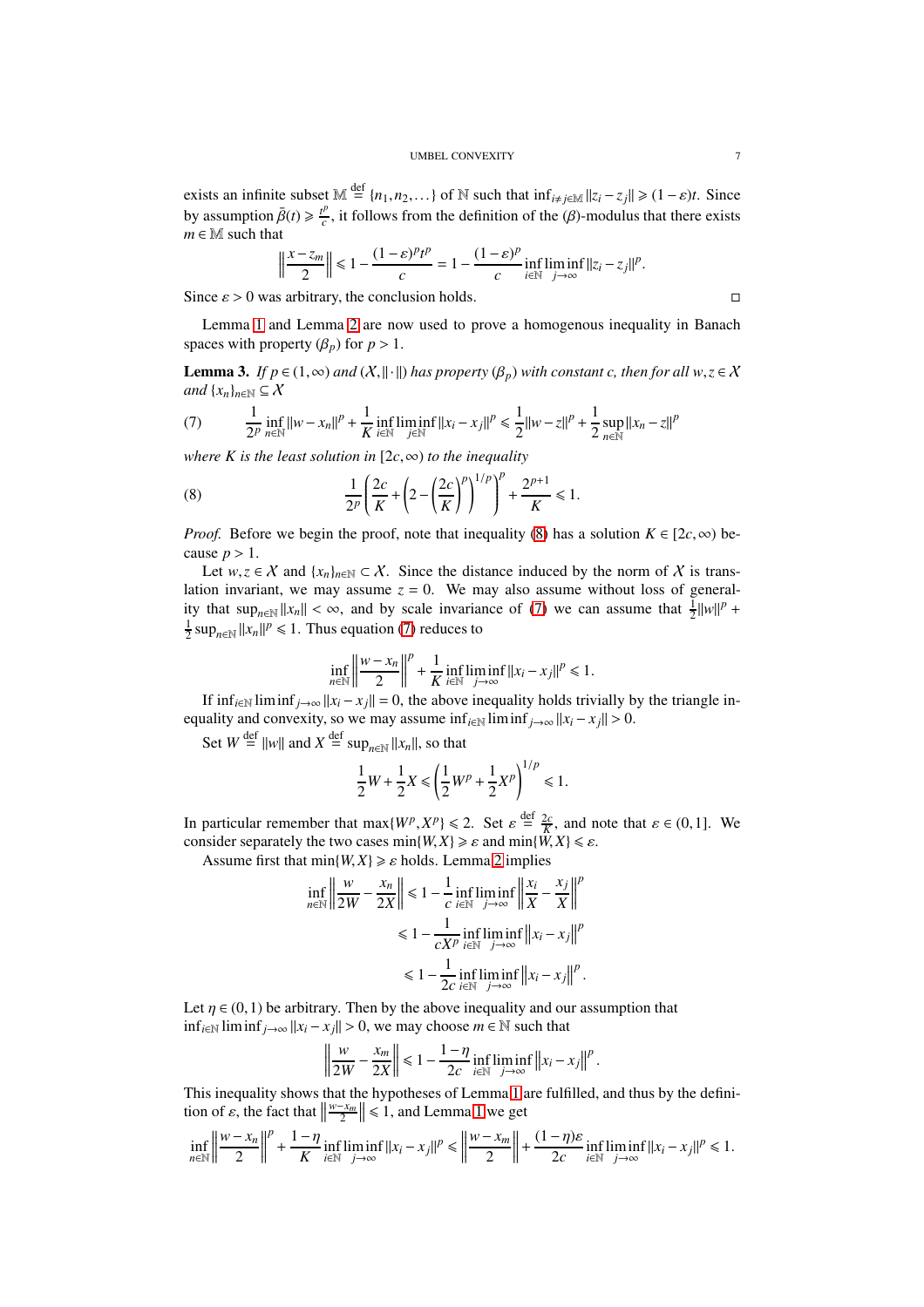exists an infinite subset $\mathbb{M} \stackrel{\mathrm{def}}{=} \{n_1, n_2, \dots\}$ of $\mathbb{N}$ such that $\inf_{i \neq j \in \mathbb{M}} \|z_i - z_j\| \geqslant (1-\varepsilon)t$. Since by assumption $\bar{\beta}(t) \geqslant \frac{t^p}{c}$, it follows from the definition of the $(\beta)$-modulus that there exists $m \in \mathbb{M}$ such that

$$\left\| \frac{x - z_m}{2} \right\| \leqslant 1 - \frac{(1-\varepsilon)^p t^p}{c} = 1 - \frac{(1-\varepsilon)^p}{c} \inf_{i \in \mathbb{N}} \liminf_{j \to \infty} \|z_i - z_j\|^p.$$

Since $\varepsilon > 0$ was arbitrary, the conclusion holds. $\square$

Lemma 1 and Lemma 2 are now used to prove a homogenous inequality in Banach spaces with property $(\beta_p)$ for $p > 1$.

**Lemma 3.** *If $p \in (1, \infty)$ and $(\mathcal{X}, \|\cdot\|)$ has property $(\beta_p)$ with constant $c$, then for all $w, z \in \mathcal{X}$ and $\{x_n\}_{n \in \mathbb{N}} \subseteq \mathcal{X}$*

$$\frac{1}{2^p} \inf_{n \in \mathbb{N}} \|w - x_n\|^p + \frac{1}{K} \inf_{i \in \mathbb{N}} \liminf_{j \in \mathbb{N}} \|x_i - x_j\|^p \leqslant \frac{1}{2}\|w - z\|^p + \frac{1}{2} \sup_{n \in \mathbb{N}} \|x_n - z\|^p \tag{7}$$

*where $K$ is the least solution in $[2c, \infty)$ to the inequality*

$$\frac{1}{2^p} \left( \frac{2c}{K} + \left( 2 - \left( \frac{2c}{K} \right)^p \right)^{1/p} \right)^p + \frac{2^{p+1}}{K} \leqslant 1. \tag{8}$$

*Proof.* Before we begin the proof, note that inequality (8) has a solution $K \in [2c, \infty)$ because $p > 1$.

Let $w, z \in \mathcal{X}$ and $\{x_n\}_{n \in \mathbb{N}} \subset \mathcal{X}$. Since the distance induced by the norm of $\mathcal{X}$ is translation invariant, we may assume $z = 0$. We may also assume without loss of generality that $\sup_{n \in \mathbb{N}} \|x_n\| < \infty$, and by scale invariance of (7) we can assume that $\frac{1}{2}\|w\|^p + \frac{1}{2} \sup_{n \in \mathbb{N}} \|x_n\|^p \leqslant 1$. Thus equation (7) reduces to

$$\inf_{n \in \mathbb{N}} \left\| \frac{w - x_n}{2} \right\|^p + \frac{1}{K} \inf_{i \in \mathbb{N}} \liminf_{j \to \infty} \|x_i - x_j\|^p \leqslant 1.$$

If $\inf_{i \in \mathbb{N}} \liminf_{j \to \infty} \|x_i - x_j\| = 0$, the above inequality holds trivially by the triangle inequality and convexity, so we may assume $\inf_{i \in \mathbb{N}} \liminf_{j \to \infty} \|x_i - x_j\| > 0$.

Set $W \stackrel{\mathrm{def}}{=} \|w\|$ and $X \stackrel{\mathrm{def}}{=} \sup_{n \in \mathbb{N}} \|x_n\|$, so that

$$\frac{1}{2}W + \frac{1}{2}X \leqslant \left( \frac{1}{2}W^p + \frac{1}{2}X^p \right)^{1/p} \leqslant 1.$$

In particular remember that $\max\{W^p, X^p\} \leqslant 2$. Set $\varepsilon \stackrel{\mathrm{def}}{=} \frac{2c}{K}$, and note that $\varepsilon \in (0, 1]$. We consider separately the two cases $\min\{W, X\} \geqslant \varepsilon$ and $\min\{W, X\} \leqslant \varepsilon$.

Assume first that $\min\{W, X\} \geqslant \varepsilon$ holds. Lemma 2 implies

$$\begin{aligned}
\inf_{n \in \mathbb{N}} \left\| \frac{w}{2W} - \frac{x_n}{2X} \right\| &\leqslant 1 - \frac{1}{c} \inf_{i \in \mathbb{N}} \liminf_{j \to \infty} \left\| \frac{x_i}{X} - \frac{x_j}{X} \right\|^p \\
&\leqslant 1 - \frac{1}{cX^p} \inf_{i \in \mathbb{N}} \liminf_{j \to \infty} \left\| x_i - x_j \right\|^p \\
&\leqslant 1 - \frac{1}{2c} \inf_{i \in \mathbb{N}} \liminf_{j \to \infty} \left\| x_i - x_j \right\|^p.
\end{aligned}$$

Let $\eta \in (0, 1)$ be arbitrary. Then by the above inequality and our assumption that $\inf_{i \in \mathbb{N}} \liminf_{j \to \infty} \|x_i - x_j\| > 0$, we may choose $m \in \mathbb{N}$ such that

$$\left\| \frac{w}{2W} - \frac{x_m}{2X} \right\| \leqslant 1 - \frac{1-\eta}{2c} \inf_{i \in \mathbb{N}} \liminf_{j \to \infty} \left\| x_i - x_j \right\|^p.$$

This inequality shows that the hypotheses of Lemma 1 are fulfilled, and thus by the definition of $\varepsilon$, the fact that $\left\| \frac{w - x_m}{2} \right\| \leqslant 1$, and Lemma 1 we get

$$\inf_{n \in \mathbb{N}} \left\| \frac{w - x_n}{2} \right\|^p + \frac{1-\eta}{K} \inf_{i \in \mathbb{N}} \liminf_{j \to \infty} \|x_i - x_j\|^p \leqslant \left\| \frac{w - x_m}{2} \right\| + \frac{(1-\eta)\varepsilon}{2c} \inf_{i \in \mathbb{N}} \liminf_{j \to \infty} \|x_i - x_j\|^p \leqslant 1.$$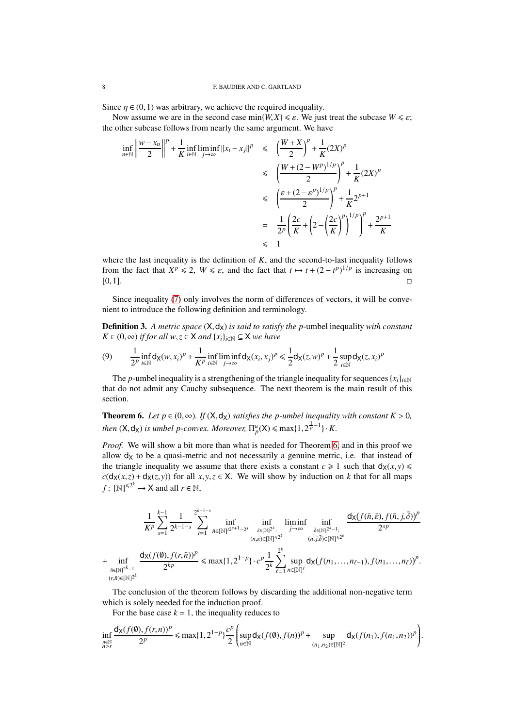Since $\eta \in (0,1)$ was arbitrary, we achieve the required inequality.

Now assume we are in the second case $\min\{W, X\} \leqslant \varepsilon$. We just treat the subcase $W \leqslant \varepsilon$; the other subcase follows from nearly the same argument. We have

$$
\begin{aligned}
\inf_{n\in\mathbb{N}} \left\| \frac{w - x_n}{2} \right\|^p + \frac{1}{K} \inf_{i\in\mathbb{N}} \liminf_{j\to\infty} \|x_i - x_j\|^p &\leqslant \left(\frac{W+X}{2}\right)^p + \frac{1}{K}(2X)^p \\
&\leqslant \left(\frac{W + (2-W^p)^{1/p}}{2}\right)^p + \frac{1}{K}(2X)^p \\
&\leqslant \left(\frac{\varepsilon + (2-\varepsilon^p)^{1/p}}{2}\right)^p + \frac{1}{K}2^{p+1} \\
&= \frac{1}{2^p}\left(\frac{2c}{K} + \left(2 - \left(\frac{2c}{K}\right)^p\right)^{1/p}\right)^p + \frac{2^{p+1}}{K} \\
&\leqslant 1
\end{aligned}
$$

where the last inequality is the definition of $K$, and the second-to-last inequality follows from the fact that $X^p \leqslant 2$, $W \leqslant \varepsilon$, and the fact that $t \mapsto t + (2-t^p)^{1/p}$ is increasing on $[0,1]$. ◻

Since inequality (7) only involves the norm of differences of vectors, it will be convenient to introduce the following definition and terminology.

**Definition 3.** *A metric space $(\mathsf{X}, \mathsf{d}_\mathsf{X})$ is said to satisfy the $p$-*umbel inequality *with constant $K \in (0,\infty)$ if for all $w, z \in \mathsf{X}$ and $\{x_i\}_{i\in\mathbb{N}} \subseteq \mathsf{X}$ we have*

$$
(9) \qquad \frac{1}{2^p}\inf_{i\in\mathbb{N}} \mathsf{d}_\mathsf{X}(w, x_i)^p + \frac{1}{K^p}\inf_{i\in\mathbb{N}}\liminf_{j\to\infty} \mathsf{d}_\mathsf{X}(x_i, x_j)^p \leqslant \frac{1}{2}\mathsf{d}_\mathsf{X}(z, w)^p + \frac{1}{2}\sup_{i\in\mathbb{N}} \mathsf{d}_\mathsf{X}(z, x_i)^p
$$

The $p$-umbel inequality is a strengthening of the triangle inequality for sequences $\{x_i\}_{i\in\mathbb{N}}$ that do not admit any Cauchy subsequence. The next theorem is the main result of this section.

**Theorem 6.** *Let $p \in (0,\infty)$. If $(\mathsf{X}, \mathsf{d}_\mathsf{X})$ satisfies the $p$-umbel inequality with constant $K > 0$, then $(\mathsf{X}, \mathsf{d}_\mathsf{X})$ is umbel $p$-convex. Moreover, $\Pi_p^u(\mathsf{X}) \leqslant \max\{1, 2^{\frac{1}{p}-1}\} \cdot K$.*

*Proof.* We will show a bit more than what is needed for Theorem 6, and in this proof we allow $\mathsf{d}_\mathsf{X}$ to be a quasi-metric and not necessarily a genuine metric, i.e. that instead of the triangle inequality we assume that there exists a constant $c \geqslant 1$ such that $\mathsf{d}_\mathsf{X}(x,y) \leqslant c(\mathsf{d}_\mathsf{X}(x,z) + \mathsf{d}_\mathsf{X}(z,y))$ for all $x, y, z \in \mathsf{X}$. We will show by induction on $k$ that for all maps $f\colon [\mathbb{N}]^{\leqslant 2^k} \to \mathsf{X}$ and all $r \in \mathbb{N}$,

$$
\begin{aligned}
&\frac{1}{K^p}\sum_{s=1}^{k-1}\frac{1}{2^{k-1-s}}\sum_{t=1}^{2^{k-1-s}} \inf_{\bar{n}\in[\mathbb{N}]^{t2^{s+1}-2^s}} \inf_{\substack{\bar{\varepsilon}\in[\mathbb{N}]^{2^s}:\\ (\bar{n},\bar{\varepsilon})\in[\mathbb{N}]^{\leqslant 2^k}}} \liminf_{j\to\infty} \inf_{\substack{\bar{\delta}\in[\mathbb{N}]^{2^s-1}:\\ (\bar{n},j,\bar{\delta})\in[\mathbb{N}]^{\leqslant 2^k}}} \frac{\mathsf{d}_\mathsf{X}(f(\bar{n},\bar{\varepsilon}), f(\bar{n},j,\bar{\delta}))^p}{2^{sp}} \\
&+ \inf_{\substack{\bar{n}\in[\mathbb{N}]^{2^k-1}:\\ (r,\bar{n})\in[\mathbb{N}]^{2^k}}} \frac{\mathsf{d}_\mathsf{X}(f(\emptyset), f(r,\bar{n}))^p}{2^{kp}} \leqslant \max\{1, 2^{1-p}\}\cdot c^p \frac{1}{2^k}\sum_{\ell=1}^{2^k}\sup_{\bar{n}\in[\mathbb{N}]^\ell} \mathsf{d}_\mathsf{X}(f(n_1,\ldots,n_{\ell-1}), f(n_1,\ldots,n_\ell))^p.
\end{aligned}
$$

The conclusion of the theorem follows by discarding the additional non-negative term which is solely needed for the induction proof.

For the base case $k = 1$, the inequality reduces to

$$
\inf_{\substack{n\in\mathbb{N}\\ n>r}} \frac{\mathsf{d}_\mathsf{X}(f(\emptyset), f(r,n))^p}{2^p} \leqslant \max\{1, 2^{1-p}\}\frac{c^p}{2}\left(\sup_{n\in\mathbb{N}} \mathsf{d}_\mathsf{X}(f(\emptyset), f(n))^p + \sup_{(n_1,n_2)\in[\mathbb{N}]^2} \mathsf{d}_\mathsf{X}(f(n_1), f(n_1,n_2))^p\right).
$$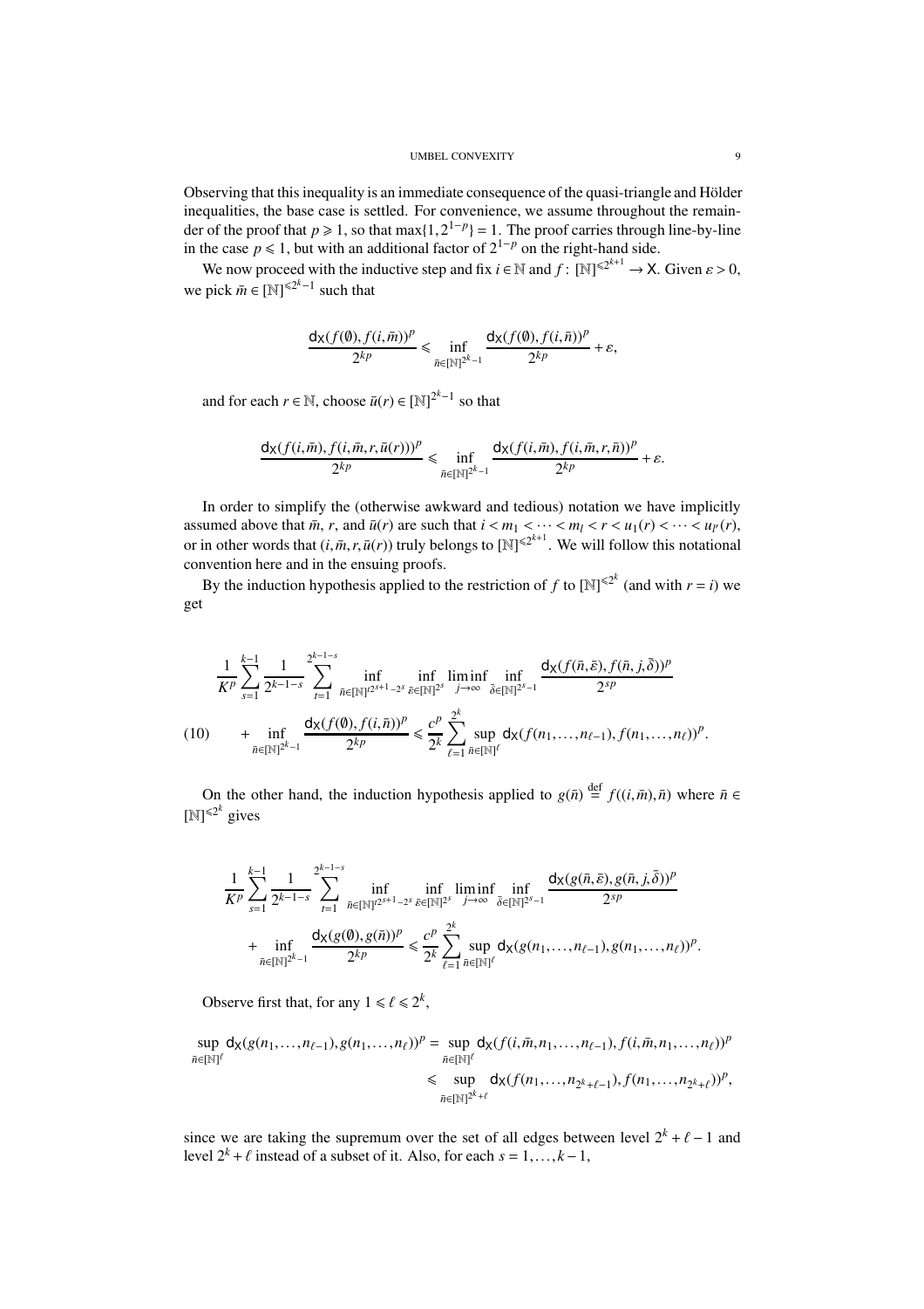Observing that this inequality is an immediate consequence of the quasi-triangle and Hölder inequalities, the base case is settled. For convenience, we assume throughout the remainder of the proof that $p \geqslant 1$, so that $\max\{1, 2^{1-p}\} = 1$. The proof carries through line-by-line in the case $p \leqslant 1$, but with an additional factor of $2^{1-p}$ on the right-hand side.

We now proceed with the inductive step and fix $i \in \mathbb{N}$ and $f \colon [\mathbb{N}]^{\leqslant 2^{k+1}} \to \mathsf{X}$. Given $\varepsilon > 0$, we pick $\bar{m} \in [\mathbb{N}]^{\leqslant 2^k - 1}$ such that

$$\frac{\mathsf{d}_\mathsf{X}(f(\emptyset), f(i,\bar{m}))^p}{2^{kp}} \leqslant \inf_{\bar{n} \in [\mathbb{N}]^{2^k-1}} \frac{\mathsf{d}_\mathsf{X}(f(\emptyset), f(i,\bar{n}))^p}{2^{kp}} + \varepsilon,$$

and for each $r \in \mathbb{N}$, choose $\bar{u}(r) \in [\mathbb{N}]^{2^k-1}$ so that

$$\frac{\mathsf{d}_\mathsf{X}(f(i,\bar{m}), f(i,\bar{m},r,\bar{u}(r)))^p}{2^{kp}} \leqslant \inf_{\bar{n} \in [\mathbb{N}]^{2^k-1}} \frac{\mathsf{d}_\mathsf{X}(f(i,\bar{m}), f(i,\bar{m},r,\bar{n}))^p}{2^{kp}} + \varepsilon.$$

In order to simplify the (otherwise awkward and tedious) notation we have implicitly assumed above that $\bar{m}$, $r$, and $\bar{u}(r)$ are such that $i < m_1 < \cdots < m_l < r < u_1(r) < \cdots < u_{l'}(r)$, or in other words that $(i,\bar{m},r,\bar{u}(r))$ truly belongs to $[\mathbb{N}]^{\leqslant 2^{k+1}}$. We will follow this notational convention here and in the ensuing proofs.

By the induction hypothesis applied to the restriction of $f$ to $[\mathbb{N}]^{\leqslant 2^k}$ (and with $r = i$) we get

$$\begin{aligned}
&\frac{1}{K^p}\sum_{s=1}^{k-1}\frac{1}{2^{k-1-s}}\sum_{t=1}^{2^{k-1-s}} \inf_{\bar{n}\in[\mathbb{N}]^{t2^{s+1}-2^s}} \inf_{\bar{\varepsilon}\in[\mathbb{N}]^{2^s}} \liminf_{j\to\infty} \inf_{\bar{\delta}\in[\mathbb{N}]^{2^s-1}} \frac{\mathsf{d}_\mathsf{X}(f(\bar{n},\bar{\varepsilon}), f(\bar{n},j,\bar{\delta}))^p}{2^{sp}}\\
(10)\qquad &+ \inf_{\bar{n}\in[\mathbb{N}]^{2^k-1}} \frac{\mathsf{d}_\mathsf{X}(f(\emptyset), f(i,\bar{n}))^p}{2^{kp}} \leqslant \frac{c^p}{2^k}\sum_{\ell=1}^{2^k}\sup_{\bar{n}\in[\mathbb{N}]^\ell} \mathsf{d}_\mathsf{X}(f(n_1,\ldots,n_{\ell-1}), f(n_1,\ldots,n_\ell))^p.
\end{aligned}$$

On the other hand, the induction hypothesis applied to $g(\bar{n}) \stackrel{\mathrm{def}}{=} f((i,\bar{m}),\bar{n})$ where $\bar{n} \in [\mathbb{N}]^{\leqslant 2^k}$ gives

$$\begin{aligned}
&\frac{1}{K^p}\sum_{s=1}^{k-1}\frac{1}{2^{k-1-s}}\sum_{t=1}^{2^{k-1-s}} \inf_{\bar{n}\in[\mathbb{N}]^{t2^{s+1}-2^s}} \inf_{\bar{\varepsilon}\in[\mathbb{N}]^{2^s}} \liminf_{j\to\infty} \inf_{\bar{\delta}\in[\mathbb{N}]^{2^s-1}} \frac{\mathsf{d}_\mathsf{X}(g(\bar{n},\bar{\varepsilon}), g(\bar{n},j,\bar{\delta}))^p}{2^{sp}}\\
&+ \inf_{\bar{n}\in[\mathbb{N}]^{2^k-1}} \frac{\mathsf{d}_\mathsf{X}(g(\emptyset), g(\bar{n}))^p}{2^{kp}} \leqslant \frac{c^p}{2^k}\sum_{\ell=1}^{2^k}\sup_{\bar{n}\in[\mathbb{N}]^\ell} \mathsf{d}_\mathsf{X}(g(n_1,\ldots,n_{\ell-1}), g(n_1,\ldots,n_\ell))^p.
\end{aligned}$$

Observe first that, for any $1 \leqslant \ell \leqslant 2^k$,

$$\begin{aligned}
\sup_{\bar{n}\in[\mathbb{N}]^\ell} \mathsf{d}_\mathsf{X}(g(n_1,\ldots,n_{\ell-1}), g(n_1,\ldots,n_\ell))^p &= \sup_{\bar{n}\in[\mathbb{N}]^\ell} \mathsf{d}_\mathsf{X}(f(i,\bar{m},n_1,\ldots,n_{\ell-1}), f(i,\bar{m},n_1,\ldots,n_\ell))^p\\
&\leqslant \sup_{\bar{n}\in[\mathbb{N}]^{2^k+\ell}} \mathsf{d}_\mathsf{X}(f(n_1,\ldots,n_{2^k+\ell-1}), f(n_1,\ldots,n_{2^k+\ell}))^p,
\end{aligned}$$

since we are taking the supremum over the set of all edges between level $2^k+\ell-1$ and level $2^k+\ell$ instead of a subset of it. Also, for each $s = 1,\ldots,k-1$,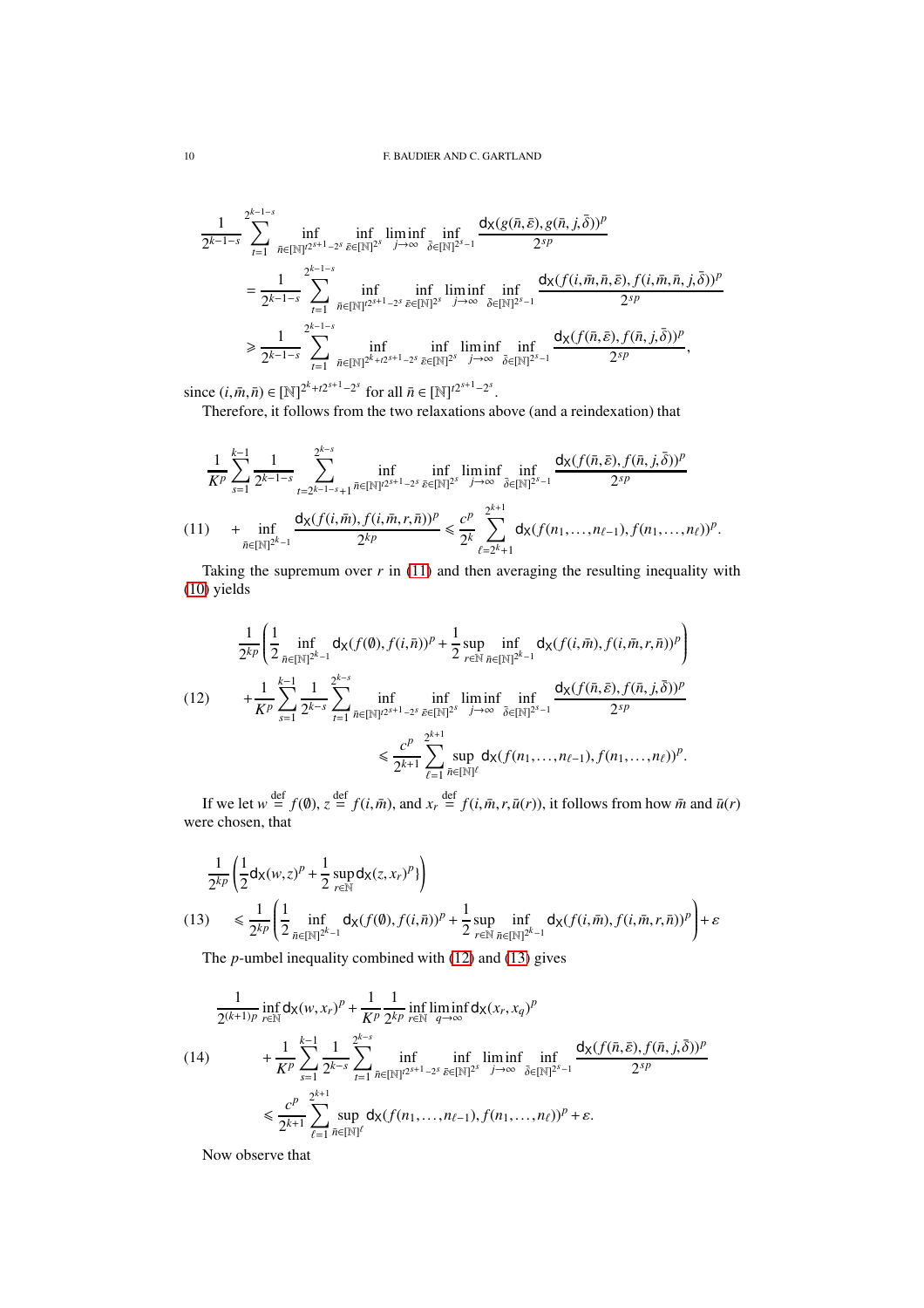$$
\begin{aligned}
&\frac{1}{2^{k-1-s}}\sum_{t=1}^{2^{k-1-s}} \inf_{\bar{n}\in[\mathbb{N}]^{t2^{s+1}-2^s}} \inf_{\bar{\varepsilon}\in[\mathbb{N}]^{2^s}} \liminf_{j\to\infty} \inf_{\bar{\delta}\in[\mathbb{N}]^{2^s-1}} \frac{\mathsf{d_X}(g(\bar{n},\bar{\varepsilon}),g(\bar{n},j,\bar{\delta}))^p}{2^{sp}}\\
&\quad = \frac{1}{2^{k-1-s}}\sum_{t=1}^{2^{k-1-s}} \inf_{\bar{n}\in[\mathbb{N}]^{t2^{s+1}-2^s}} \inf_{\bar{\varepsilon}\in[\mathbb{N}]^{2^s}} \liminf_{j\to\infty} \inf_{\bar{\delta}\in[\mathbb{N}]^{2^s-1}} \frac{\mathsf{d_X}(f(i,\bar{m},\bar{n},\bar{\varepsilon}),f(i,\bar{m},\bar{n},j,\bar{\delta}))^p}{2^{sp}}\\
&\quad \geqslant \frac{1}{2^{k-1-s}}\sum_{t=1}^{2^{k-1-s}} \inf_{\bar{n}\in[\mathbb{N}]^{2^k+t2^{s+1}-2^s}} \inf_{\bar{\varepsilon}\in[\mathbb{N}]^{2^s}} \liminf_{j\to\infty} \inf_{\bar{\delta}\in[\mathbb{N}]^{2^s-1}} \frac{\mathsf{d_X}(f(\bar{n},\bar{\varepsilon}),f(\bar{n},j,\bar{\delta}))^p}{2^{sp}},
\end{aligned}
$$

since $(i,\bar{m},\bar{n})\in[\mathbb{N}]^{2^k+t2^{s+1}-2^s}$ for all $\bar{n}\in[\mathbb{N}]^{t2^{s+1}-2^s}$.

Therefore, it follows from the two relaxations above (and a reindexation) that

$$
\begin{aligned}
&\frac{1}{K^p}\sum_{s=1}^{k-1}\frac{1}{2^{k-1-s}}\sum_{t=2^{k-1-s}+1}^{2^{k-s}} \inf_{\bar{n}\in[\mathbb{N}]^{t2^{s+1}-2^s}} \inf_{\bar{\varepsilon}\in[\mathbb{N}]^{2^s}} \liminf_{j\to\infty} \inf_{\bar{\delta}\in[\mathbb{N}]^{2^s-1}} \frac{\mathsf{d_X}(f(\bar{n},\bar{\varepsilon}),f(\bar{n},j,\bar{\delta}))^p}{2^{sp}}\\
&\quad + \inf_{\bar{n}\in[\mathbb{N}]^{2^k-1}} \frac{\mathsf{d_X}(f(i,\bar{m}),f(i,\bar{m},r,\bar{n}))^p}{2^{kp}} \leqslant \frac{c^p}{2^k}\sum_{\ell=2^k+1}^{2^{k+1}} \mathsf{d_X}(f(n_1,\ldots,n_{\ell-1}),f(n_1,\ldots,n_\ell))^p. \qquad (11)
\end{aligned}
$$

Taking the supremum over $r$ in (11) and then averaging the resulting inequality with (10) yields

$$
\begin{aligned}
&\frac{1}{2^{kp}}\left(\frac{1}{2}\inf_{\bar{n}\in[\mathbb{N}]^{2^k-1}}\mathsf{d_X}(f(\emptyset),f(i,\bar{n}))^p + \frac{1}{2}\sup_{r\in\mathbb{N}}\inf_{\bar{n}\in[\mathbb{N}]^{2^k-1}}\mathsf{d_X}(f(i,\bar{m}),f(i,\bar{m},r,\bar{n}))^p\right)\\
&\quad +\frac{1}{K^p}\sum_{s=1}^{k-1}\frac{1}{2^{k-s}}\sum_{t=1}^{2^{k-s}} \inf_{\bar{n}\in[\mathbb{N}]^{t2^{s+1}-2^s}} \inf_{\bar{\varepsilon}\in[\mathbb{N}]^{2^s}} \liminf_{j\to\infty} \inf_{\bar{\delta}\in[\mathbb{N}]^{2^s-1}} \frac{\mathsf{d_X}(f(\bar{n},\bar{\varepsilon}),f(\bar{n},j,\bar{\delta}))^p}{2^{sp}}\\
&\qquad\qquad \leqslant \frac{c^p}{2^{k+1}}\sum_{\ell=1}^{2^{k+1}} \sup_{\bar{n}\in[\mathbb{N}]^\ell} \mathsf{d_X}(f(n_1,\ldots,n_{\ell-1}),f(n_1,\ldots,n_\ell))^p. \qquad (12)
\end{aligned}
$$

If we let $w \stackrel{\text{def}}{=} f(\emptyset)$, $z \stackrel{\text{def}}{=} f(i,\bar{m})$, and $x_r \stackrel{\text{def}}{=} f(i,\bar{m},r,\bar{u}(r))$, it follows from how $\bar{m}$ and $\bar{u}(r)$ were chosen, that

$$
\begin{aligned}
&\frac{1}{2^{kp}}\left(\frac{1}{2}\mathsf{d_X}(w,z)^p + \frac{1}{2}\sup_{r\in\mathbb{N}}\mathsf{d_X}(z,x_r)^p\}\right)\\
&\quad \leqslant \frac{1}{2^{kp}}\left(\frac{1}{2}\inf_{\bar{n}\in[\mathbb{N}]^{2^k-1}}\mathsf{d_X}(f(\emptyset),f(i,\bar{n}))^p + \frac{1}{2}\sup_{r\in\mathbb{N}}\inf_{\bar{n}\in[\mathbb{N}]^{2^k-1}}\mathsf{d_X}(f(i,\bar{m}),f(i,\bar{m},r,\bar{n}))^p\right)+\varepsilon \qquad (13)
\end{aligned}
$$

The $p$-umbel inequality combined with (12) and (13) gives

$$
\begin{aligned}
&\frac{1}{2^{(k+1)p}}\inf_{r\in\mathbb{N}}\mathsf{d_X}(w,x_r)^p + \frac{1}{K^p}\frac{1}{2^{kp}}\inf_{r\in\mathbb{N}}\liminf_{q\to\infty}\mathsf{d_X}(x_r,x_q)^p\\
&\quad +\frac{1}{K^p}\sum_{s=1}^{k-1}\frac{1}{2^{k-s}}\sum_{t=1}^{2^{k-s}} \inf_{\bar{n}\in[\mathbb{N}]^{t2^{s+1}-2^s}} \inf_{\bar{\varepsilon}\in[\mathbb{N}]^{2^s}} \liminf_{j\to\infty} \inf_{\bar{\delta}\in[\mathbb{N}]^{2^s-1}} \frac{\mathsf{d_X}(f(\bar{n},\bar{\varepsilon}),f(\bar{n},j,\bar{\delta}))^p}{2^{sp}}\\
&\quad \leqslant \frac{c^p}{2^{k+1}}\sum_{\ell=1}^{2^{k+1}} \sup_{\bar{n}\in[\mathbb{N}]^\ell} \mathsf{d_X}(f(n_1,\ldots,n_{\ell-1}),f(n_1,\ldots,n_\ell))^p + \varepsilon. \qquad (14)
\end{aligned}
$$

Now observe that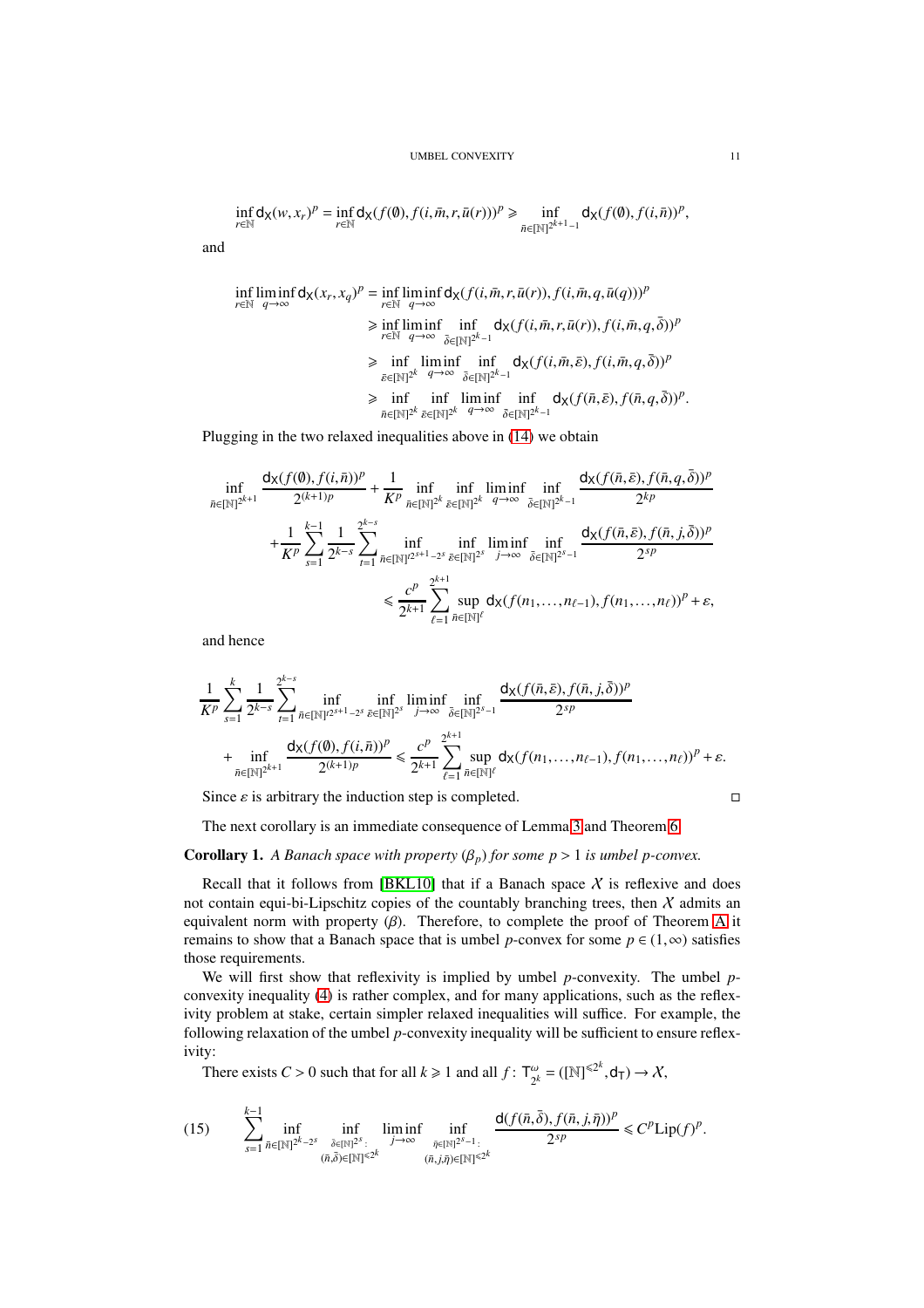$$\inf_{r\in\mathbb{N}} \mathsf{d}_\mathsf{X}(w,x_r)^p = \inf_{r\in\mathbb{N}} \mathsf{d}_\mathsf{X}(f(\emptyset), f(i,\bar{m},r,\bar{u}(r)))^p \geqslant \inf_{\bar{n}\in[\mathbb{N}]^{2^{k+1}-1}} \mathsf{d}_\mathsf{X}(f(\emptyset), f(i,\bar{n}))^p,$$

and

$$\begin{aligned}
\inf_{r\in\mathbb{N}} \liminf_{q\to\infty} \mathsf{d}_\mathsf{X}(x_r,x_q)^p &= \inf_{r\in\mathbb{N}} \liminf_{q\to\infty} \mathsf{d}_\mathsf{X}(f(i,\bar{m},r,\bar{u}(r)), f(i,\bar{m},q,\bar{u}(q)))^p \\
&\geqslant \inf_{r\in\mathbb{N}} \liminf_{q\to\infty} \inf_{\bar{\delta}\in[\mathbb{N}]^{2^k-1}} \mathsf{d}_\mathsf{X}(f(i,\bar{m},r,\bar{u}(r)), f(i,\bar{m},q,\bar{\delta}))^p \\
&\geqslant \inf_{\bar{\varepsilon}\in[\mathbb{N}]^{2^k}} \liminf_{q\to\infty} \inf_{\bar{\delta}\in[\mathbb{N}]^{2^k-1}} \mathsf{d}_\mathsf{X}(f(i,\bar{m},\bar{\varepsilon}), f(i,\bar{m},q,\bar{\delta}))^p \\
&\geqslant \inf_{\bar{n}\in[\mathbb{N}]^{2^k}} \inf_{\bar{\varepsilon}\in[\mathbb{N}]^{2^k}} \liminf_{q\to\infty} \inf_{\bar{\delta}\in[\mathbb{N}]^{2^k-1}} \mathsf{d}_\mathsf{X}(f(\bar{n},\bar{\varepsilon}), f(\bar{n},q,\bar{\delta}))^p.
\end{aligned}$$

Plugging in the two relaxed inequalities above in (14) we obtain

$$\begin{aligned}
\inf_{\bar{n}\in[\mathbb{N}]^{2^{k+1}}} &\frac{\mathsf{d}_\mathsf{X}(f(\emptyset),f(i,\bar{n}))^p}{2^{(k+1)p}} + \frac{1}{K^p} \inf_{\bar{n}\in[\mathbb{N}]^{2^k}} \inf_{\bar{\varepsilon}\in[\mathbb{N}]^{2^k}} \liminf_{q\to\infty} \inf_{\bar{\delta}\in[\mathbb{N}]^{2^k-1}} \frac{\mathsf{d}_\mathsf{X}(f(\bar{n},\bar{\varepsilon}),f(\bar{n},q,\bar{\delta}))^p}{2^{kp}} \\
&+ \frac{1}{K^p}\sum_{s=1}^{k-1}\frac{1}{2^{k-s}}\sum_{t=1}^{2^{k-s}} \inf_{\bar{n}\in[\mathbb{N}]^{t2^{s+1}-2^s}} \inf_{\bar{\varepsilon}\in[\mathbb{N}]^{2^s}} \liminf_{j\to\infty} \inf_{\bar{\delta}\in[\mathbb{N}]^{2^s-1}} \frac{\mathsf{d}_\mathsf{X}(f(\bar{n},\bar{\varepsilon}),f(\bar{n},j,\bar{\delta}))^p}{2^{sp}} \\
&\leqslant \frac{c^p}{2^{k+1}}\sum_{\ell=1}^{2^{k+1}} \sup_{\bar{n}\in[\mathbb{N}]^\ell} \mathsf{d}_\mathsf{X}(f(n_1,\ldots,n_{\ell-1}),f(n_1,\ldots,n_\ell))^p + \varepsilon,
\end{aligned}$$

and hence

$$\begin{aligned}
\frac{1}{K^p}\sum_{s=1}^{k}\frac{1}{2^{k-s}}\sum_{t=1}^{2^{k-s}} &\inf_{\bar{n}\in[\mathbb{N}]^{t2^{s+1}-2^s}} \inf_{\bar{\varepsilon}\in[\mathbb{N}]^{2^s}} \liminf_{j\to\infty} \inf_{\bar{\delta}\in[\mathbb{N}]^{2^s-1}} \frac{\mathsf{d}_\mathsf{X}(f(\bar{n},\bar{\varepsilon}),f(\bar{n},j,\bar{\delta}))^p}{2^{sp}} \\
&+ \inf_{\bar{n}\in[\mathbb{N}]^{2^{k+1}}} \frac{\mathsf{d}_\mathsf{X}(f(\emptyset),f(i,\bar{n}))^p}{2^{(k+1)p}} \leqslant \frac{c^p}{2^{k+1}}\sum_{\ell=1}^{2^{k+1}} \sup_{\bar{n}\in[\mathbb{N}]^\ell} \mathsf{d}_\mathsf{X}(f(n_1,\ldots,n_{\ell-1}),f(n_1,\ldots,n_\ell))^p + \varepsilon.
\end{aligned}$$

Since $\varepsilon$ is arbitrary the induction step is completed. □

The next corollary is an immediate consequence of Lemma 3 and Theorem 6.

**Corollary 1.** *A Banach space with property $(\beta_p)$ for some $p > 1$ is umbel $p$-convex.*

Recall that it follows from [BKL10] that if a Banach space $\mathcal{X}$ is reflexive and does not contain equi-bi-Lipschitz copies of the countably branching trees, then $\mathcal{X}$ admits an equivalent norm with property $(\beta)$. Therefore, to complete the proof of Theorem A it remains to show that a Banach space that is umbel $p$-convex for some $p \in (1,\infty)$ satisfies those requirements.

We will first show that reflexivity is implied by umbel $p$-convexity. The umbel $p$-convexity inequality (4) is rather complex, and for many applications, such as the reflexivity problem at stake, certain simpler relaxed inequalities will suffice. For example, the following relaxation of the umbel $p$-convexity inequality will be sufficient to ensure reflexivity:

There exists $C > 0$ such that for all $k \geqslant 1$ and all $f\colon \mathsf{T}_{2^k}^\omega = ([\mathbb{N}]^{\leqslant 2^k}, \mathsf{d}_\mathsf{T}) \to \mathcal{X}$,

$$\sum_{s=1}^{k-1} \inf_{\bar{n}\in[\mathbb{N}]^{2^k-2^s}} \inf_{\substack{\bar{\delta}\in[\mathbb{N}]^{2^s}:\\ (\bar{n},\bar{\delta})\in[\mathbb{N}]^{\leqslant 2^k}}} \liminf_{j\to\infty} \inf_{\substack{\bar{\eta}\in[\mathbb{N}]^{2^s-1}:\\ (\bar{n},j,\bar{\eta})\in[\mathbb{N}]^{\leqslant 2^k}}} \frac{\mathsf{d}(f(\bar{n},\bar{\delta}),f(\bar{n},j,\bar{\eta}))^p}{2^{sp}} \leqslant C^p\mathrm{Lip}(f)^p. \tag{15}$$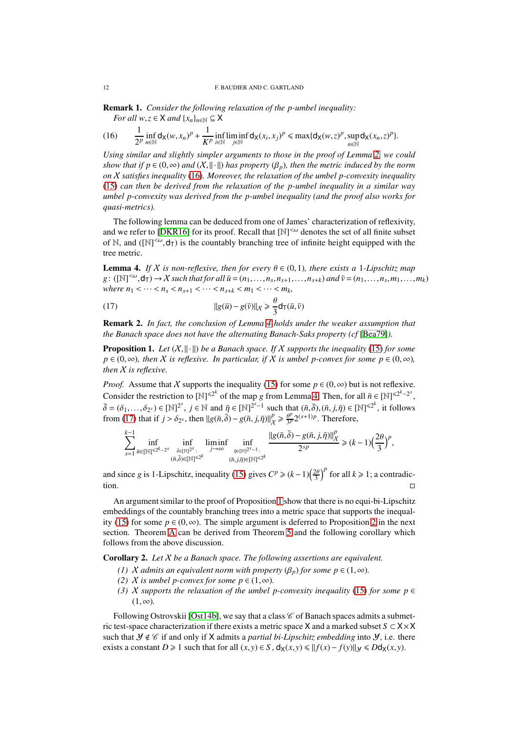**Remark 1.** *Consider the following relaxation of the p-umbel inequality:*
*For all $w, z \in \mathsf{X}$ and $\{x_n\}_{n\in\mathbb{N}} \subseteq \mathsf{X}$*

$$\frac{1}{2^p}\inf_{n\in\mathbb{N}} \mathsf{d}_{\mathsf{X}}(w,x_n)^p + \frac{1}{K^p}\inf_{i\in\mathbb{N}}\liminf_{j\in\mathbb{N}} \mathsf{d}_{\mathsf{X}}(x_i,x_j)^p \leqslant \max\{\mathsf{d}_{\mathsf{X}}(w,z)^p, \sup_{n\in\mathbb{N}} \mathsf{d}_{\mathsf{X}}(x_n,z)^p\}. \tag{16}$$

*Using similar and slightly simpler arguments to those in the proof of Lemma 2, we could show that if $p \in (0,\infty)$ and $(\mathcal{X}, \|\cdot\|)$ has property $(\beta_p)$, then the metric induced by the norm on $\mathcal{X}$ satisfies inequality (16). Moreover, the relaxation of the umbel p-convexity inequality (15) can then be derived from the relaxation of the p-umbel inequality in a similar way umbel p-convexity was derived from the p-umbel inequality (and the proof also works for quasi-metrics).*

The following lemma can be deduced from one of James' characterization of reflexivity, and we refer to [DKR16] for its proof. Recall that $[\mathbb{N}]^{<\omega}$ denotes the set of all finite subset of $\mathbb{N}$, and $([\mathbb{N}]^{<\omega}, \mathsf{d}_{\mathsf{T}})$ is the countably branching tree of infinite height equipped with the tree metric.

**Lemma 4.** *If $\mathcal{X}$ is non-reflexive, then for every $\theta \in (0,1)$, there exists a 1-Lipschitz map $g\colon ([\mathbb{N}]^{<\omega}, \mathsf{d}_{\mathsf{T}}) \to \mathcal{X}$ such that for all $\bar{u} = (n_1, \dots, n_s, n_{s+1}, \dots, n_{s+k})$ and $\bar{v} = (n_1, \dots, n_s, m_1, \dots, m_k)$ where $n_1 < \cdots < n_s < n_{s+1} < \cdots < n_{s+k} < m_1 < \cdots < m_k$,*

$$\|g(\bar{u}) - g(\bar{v})\|_{\mathcal{X}} \geqslant \frac{\theta}{3}\mathsf{d}_{\mathsf{T}}(\bar{u},\bar{v}) \tag{17}$$

**Remark 2.** *In fact, the conclusion of Lemma 4 holds under the weaker assumption that the Banach space does not have the alternating Banach-Saks property (cf [Bea79]).*

**Proposition 1.** *Let $(\mathcal{X}, \|\cdot\|)$ be a Banach space. If $\mathcal{X}$ supports the inequality (15) for some $p \in (0,\infty)$, then $\mathcal{X}$ is reflexive. In particular, if $\mathcal{X}$ is umbel p-convex for some $p \in (0,\infty)$, then $\mathcal{X}$ is reflexive.*

*Proof.* Assume that $\mathcal{X}$ supports the inequality (15) for some $p \in (0,\infty)$ but is not reflexive. Consider the restriction to $[\mathbb{N}]^{\leqslant 2^k}$ of the map $g$ from Lemma 4. Then, for all $\bar{n} \in [\mathbb{N}]^{\leqslant 2^k - 2^s}$, $\bar{\delta} = (\delta_1, \dots, \delta_{2^s}) \in [\mathbb{N}]^{2^s}$, $j \in \mathbb{N}$ and $\bar{\eta} \in [\mathbb{N}]^{2^s-1}$ such that $(\bar{n},\bar{\delta}), (\bar{n}, j, \bar{\eta}) \in [\mathbb{N}]^{\leqslant 2^k}$, it follows from (17) that if $j > \delta_{2^s}$, then $\|g(\bar{n},\bar{\delta}) - g(\bar{n},j,\bar{\eta})\|_{\mathcal{X}}^p \geqslant \frac{\theta^p}{3^p}2^{(s+1)p}$. Therefore,

$$\sum_{s=1}^{k-1} \inf_{\bar{n}\in[\mathbb{N}]^{\leqslant 2^k-2^s}} \inf_{\substack{\bar{\delta}\in[\mathbb{N}]^{2^s}:\\ (\bar{n},\bar{\delta})\in[\mathbb{N}]^{\leqslant 2^k}}} \liminf_{j\to\infty} \inf_{\substack{\bar{\eta}\in[\mathbb{N}]^{2^s-1}:\\ (\bar{n},j,\bar{\eta})\in[\mathbb{N}]^{\leqslant 2^k}}} \frac{\|g(\bar{n},\bar{\delta}) - g(\bar{n},j,\bar{\eta})\|_{\mathcal{X}}^p}{2^{sp}} \geqslant (k-1)\Big(\frac{2\theta}{3}\Big)^p,$$

and since $g$ is 1-Lipschitz, inequality (15) gives $C^p \geqslant (k-1)\Big(\frac{2\theta}{3}\Big)^p$ for all $k \geqslant 1$; a contradiction. $\square$

An argument similar to the proof of Proposition 1 show that there is no equi-bi-Lipschitz embeddings of the countably branching trees into a metric space that supports the inequality (15) for some $p \in (0,\infty)$. The simple argument is deferred to Proposition 2 in the next section. Theorem A can be derived from Theorem 5 and the following corollary which follows from the above discussion.

**Corollary 2.** *Let $\mathcal{X}$ be a Banach space. The following assertions are equivalent.*

*(1) $\mathcal{X}$ admits an equivalent norm with property $(\beta_p)$ for some $p \in (1,\infty)$.*
*(2) $\mathcal{X}$ is umbel p-convex for some $p \in (1,\infty)$.*
*(3) $\mathcal{X}$ supports the relaxation of the umbel p-convexity inequality (15) for some $p \in (1,\infty)$.*

Following Ostrovskii [Ost14b], we say that a class $\mathscr{C}$ of Banach spaces admits a submetric test-space characterization if there exists a metric space $\mathsf{X}$ and a marked subset $S \subset \mathsf{X}\times\mathsf{X}$ such that $\mathcal{Y} \notin \mathscr{C}$ if and only if $\mathsf{X}$ admits a *partial bi-Lipschitz embedding* into $\mathcal{Y}$, i.e. there exists a constant $D \geqslant 1$ such that for all $(x,y) \in S$, $\mathsf{d}_{\mathsf{X}}(x,y) \leqslant \|f(x) - f(y)\|_{\mathcal{Y}} \leqslant D\mathsf{d}_{\mathsf{X}}(x,y)$.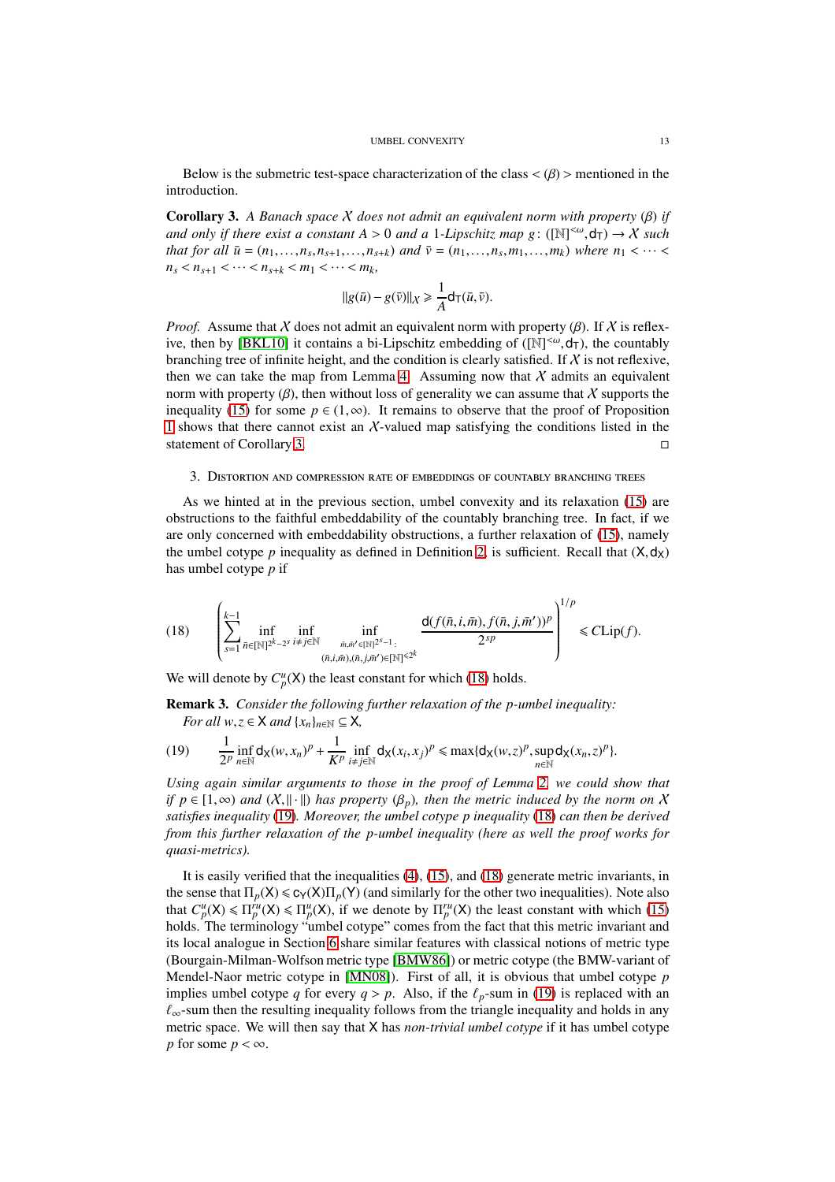Below is the submetric test-space characterization of the class $<(\beta)>$ mentioned in the introduction.

**Corollary 3.** *A Banach space $\mathcal{X}$ does not admit an equivalent norm with property $(\beta)$ if and only if there exist a constant $A > 0$ and a 1-Lipschitz map $g\colon ([\mathbb{N}]^{<\omega}, \mathsf{d}_\mathsf{T}) \to \mathcal{X}$ such that for all $\bar{u} = (n_1, \ldots, n_s, n_{s+1}, \ldots, n_{s+k})$ and $\bar{v} = (n_1, \ldots, n_s, m_1, \ldots, m_k)$ where $n_1 < \cdots < n_s < n_{s+1} < \cdots < n_{s+k} < m_1 < \cdots < m_k$,*

$$\|g(\bar{u}) - g(\bar{v})\|_{\mathcal{X}} \geqslant \frac{1}{A}\mathsf{d}_\mathsf{T}(\bar{u}, \bar{v}).$$

*Proof.* Assume that $\mathcal{X}$ does not admit an equivalent norm with property $(\beta)$. If $\mathcal{X}$ is reflexive, then by [BKL10] it contains a bi-Lipschitz embedding of $([\mathbb{N}]^{<\omega}, \mathsf{d}_\mathsf{T})$, the countably branching tree of infinite height, and the condition is clearly satisfied. If $\mathcal{X}$ is not reflexive, then we can take the map from Lemma 4. Assuming now that $\mathcal{X}$ admits an equivalent norm with property $(\beta)$, then without loss of generality we can assume that $\mathcal{X}$ supports the inequality (15) for some $p \in (1, \infty)$. It remains to observe that the proof of Proposition 1 shows that there cannot exist an $\mathcal{X}$-valued map satisfying the conditions listed in the statement of Corollary 3. $\square$

## 3. Distortion and compression rate of embeddings of countably branching trees

As we hinted at in the previous section, umbel convexity and its relaxation (15) are obstructions to the faithful embeddability of the countably branching tree. In fact, if we are only concerned with embeddability obstructions, a further relaxation of (15), namely the umbel cotype $p$ inequality as defined in Definition 2, is sufficient. Recall that $(\mathsf{X}, \mathsf{d}_\mathsf{X})$ has umbel cotype $p$ if

$$\left(\sum_{s=1}^{k-1} \inf_{\bar{n} \in [\mathbb{N}]^{2^k - 2^s}} \inf_{i \neq j \in \mathbb{N}} \inf_{\substack{\bar{m}, \bar{m}' \in [\mathbb{N}]^{2^s - 1}: \\ (\bar{n}, i, \bar{m}), (\bar{n}, j, \bar{m}') \in [\mathbb{N}]^{\leqslant 2^k}}} \frac{\mathsf{d}(f(\bar{n}, i, \bar{m}), f(\bar{n}, j, \bar{m}'))^p}{2^{sp}}\right)^{1/p} \leqslant C\mathrm{Lip}(f). \tag{18}$$

We will denote by $C^u_p(\mathsf{X})$ the least constant for which (18) holds.

**Remark 3.** *Consider the following further relaxation of the $p$-umbel inequality:*
*For all $w, z \in \mathsf{X}$ and $\{x_n\}_{n \in \mathbb{N}} \subseteq \mathsf{X}$,*

$$\frac{1}{2^p} \inf_{n \in \mathbb{N}} \mathsf{d}_\mathsf{X}(w, x_n)^p + \frac{1}{K^p} \inf_{i \neq j \in \mathbb{N}} \mathsf{d}_\mathsf{X}(x_i, x_j)^p \leqslant \max\{\mathsf{d}_\mathsf{X}(w, z)^p, \sup_{n \in \mathbb{N}} \mathsf{d}_\mathsf{X}(x_n, z)^p\}. \tag{19}$$

*Using again similar arguments to those in the proof of Lemma 2, we could show that if $p \in [1, \infty)$ and $(\mathcal{X}, \|\cdot\|)$ has property $(\beta_p)$, then the metric induced by the norm on $\mathcal{X}$ satisfies inequality (19). Moreover, the umbel cotype $p$ inequality (18) can then be derived from this further relaxation of the $p$-umbel inequality (here as well the proof works for quasi-metrics).*

It is easily verified that the inequalities (4), (15), and (18) generate metric invariants, in the sense that $\Pi_p(\mathsf{X}) \leqslant \mathsf{c}_\mathsf{Y}(\mathsf{X})\Pi_p(\mathsf{Y})$ (and similarly for the other two inequalities). Note also that $C^u_p(\mathsf{X}) \leqslant \Pi^{ru}_p(\mathsf{X}) \leqslant \Pi^u_p(\mathsf{X})$, if we denote by $\Pi^{ru}_p(\mathsf{X})$ the least constant with which (15) holds. The terminology "umbel cotype" comes from the fact that this metric invariant and its local analogue in Section 6 share similar features with classical notions of metric type (Bourgain-Milman-Wolfson metric type [BMW86]) or metric cotype (the BMW-variant of Mendel-Naor metric cotype in [MN08]). First of all, it is obvious that umbel cotype $p$ implies umbel cotype $q$ for every $q > p$. Also, if the $\ell_p$-sum in (19) is replaced with an $\ell_\infty$-sum then the resulting inequality follows from the triangle inequality and holds in any metric space. We will then say that $\mathsf{X}$ has *non-trivial umbel cotype* if it has umbel cotype $p$ for some $p < \infty$.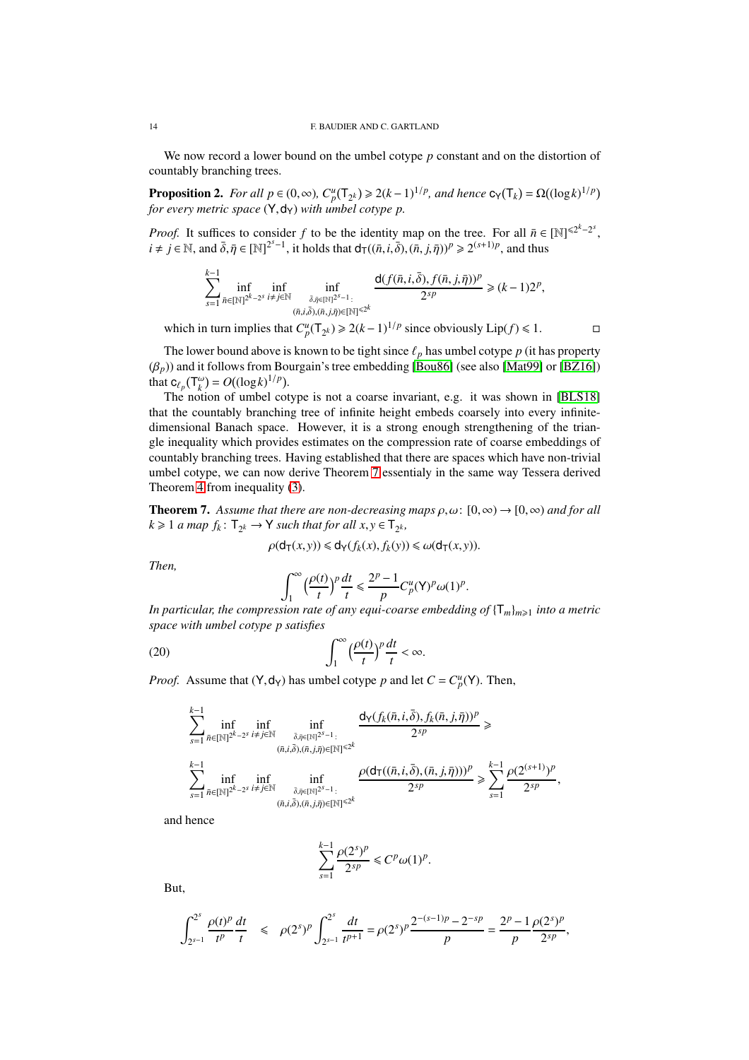We now record a lower bound on the umbel cotype $p$ constant and on the distortion of countably branching trees.

**Proposition 2.** *For all $p \in (0,\infty)$, $C_p^u(\mathsf{T}_{2^k}) \geqslant 2(k-1)^{1/p}$, and hence $\mathsf{c}_{\mathsf{Y}}(\mathsf{T}_k) = \Omega((\log k)^{1/p})$ for every metric space $(\mathsf{Y},\mathsf{d}_{\mathsf{Y}})$ with umbel cotype $p$.*

*Proof.* It suffices to consider $f$ to be the identity map on the tree. For all $\bar{n} \in [\mathbb{N}]^{\leqslant 2^k - 2^s}$, $i \neq j \in \mathbb{N}$, and $\bar{\delta}, \bar{\eta} \in [\mathbb{N}]^{2^s-1}$, it holds that $\mathsf{d}_{\mathsf{T}}((\bar{n},i,\bar{\delta}),(\bar{n},j,\bar{\eta}))^p \geqslant 2^{(s+1)p}$, and thus

$$\sum_{s=1}^{k-1} \inf_{\bar{n}\in[\mathbb{N}]^{2^k-2^s}} \inf_{i\neq j\in\mathbb{N}} \inf_{\substack{\bar{\delta},\bar{\eta}\in[\mathbb{N}]^{2^s-1}:\\ (\bar{n},i,\bar{\delta}),(\bar{n},j,\bar{\eta})\in[\mathbb{N}]^{\leqslant 2^k}}} \frac{\mathsf{d}(f(\bar{n},i,\bar{\delta}),f(\bar{n},j,\bar{\eta}))^p}{2^{sp}} \geqslant (k-1)2^p,$$

which in turn implies that $C_p^u(\mathsf{T}_{2^k}) \geqslant 2(k-1)^{1/p}$ since obviously $\mathrm{Lip}(f) \leqslant 1$. □

The lower bound above is known to be tight since $\ell_p$ has umbel cotype $p$ (it has property $(\beta_p)$) and it follows from Bourgain's tree embedding [Bou86] (see also [Mat99] or [BZ16]) that $\mathsf{c}_{\ell_p}(\mathsf{T}_k^\omega) = O((\log k)^{1/p})$.

The notion of umbel cotype is not a coarse invariant, e.g. it was shown in [BLS18] that the countably branching tree of infinite height embeds coarsely into every infinite-dimensional Banach space. However, it is a strong enough strengthening of the triangle inequality which provides estimates on the compression rate of coarse embeddings of countably branching trees. Having established that there are spaces which have non-trivial umbel cotype, we can now derive Theorem 7 essentially in the same way Tessera derived Theorem 4 from inequality (3).

**Theorem 7.** *Assume that there are non-decreasing maps $\rho,\omega\colon [0,\infty)\to[0,\infty)$ and for all $k \geqslant 1$ a map $f_k\colon \mathsf{T}_{2^k}\to\mathsf{Y}$ such that for all $x,y\in\mathsf{T}_{2^k}$,*

$$\rho(\mathsf{d}_{\mathsf{T}}(x,y)) \leqslant \mathsf{d}_{\mathsf{Y}}(f_k(x),f_k(y)) \leqslant \omega(\mathsf{d}_{\mathsf{T}}(x,y)).$$

*Then,*

$$\int_1^\infty \Big(\frac{\rho(t)}{t}\Big)^p \frac{dt}{t} \leqslant \frac{2^p-1}{p} C_p^u(\mathsf{Y})^p \omega(1)^p.$$

*In particular, the compression rate of any equi-coarse embedding of $\{\mathsf{T}_m\}_{m\geqslant 1}$ into a metric space with umbel cotype $p$ satisfies*

$$\int_1^\infty \Big(\frac{\rho(t)}{t}\Big)^p \frac{dt}{t} < \infty. \tag{20}$$

*Proof.* Assume that $(\mathsf{Y},\mathsf{d}_{\mathsf{Y}})$ has umbel cotype $p$ and let $C = C_p^u(\mathsf{Y})$. Then,

$$\sum_{s=1}^{k-1} \inf_{\bar{n}\in[\mathbb{N}]^{2^k-2^s}} \inf_{i\neq j\in\mathbb{N}} \inf_{\substack{\bar{\delta},\bar{\eta}\in[\mathbb{N}]^{2^s-1}:\\ (\bar{n},i,\bar{\delta}),(\bar{n},j,\bar{\eta})\in[\mathbb{N}]^{\leqslant 2^k}}} \frac{\mathsf{d}_{\mathsf{Y}}(f_k(\bar{n},i,\bar{\delta}),f_k(\bar{n},j,\bar{\eta}))^p}{2^{sp}} \geqslant$$

$$\sum_{s=1}^{k-1} \inf_{\bar{n}\in[\mathbb{N}]^{2^k-2^s}} \inf_{i\neq j\in\mathbb{N}} \inf_{\substack{\bar{\delta},\bar{\eta}\in[\mathbb{N}]^{2^s-1}:\\ (\bar{n},i,\bar{\delta}),(\bar{n},j,\bar{\eta})\in[\mathbb{N}]^{\leqslant 2^k}}} \frac{\rho(\mathsf{d}_{\mathsf{T}}((\bar{n},i,\bar{\delta}),(\bar{n},j,\bar{\eta})))^p}{2^{sp}} \geqslant \sum_{s=1}^{k-1}\frac{\rho(2^{(s+1)})^p}{2^{sp}},$$

and hence

$$\sum_{s=1}^{k-1}\frac{\rho(2^s)^p}{2^{sp}} \leqslant C^p\omega(1)^p.$$

But,

$$\int_{2^{s-1}}^{2^s}\frac{\rho(t)^p}{t^p}\frac{dt}{t} \leqslant \rho(2^s)^p\int_{2^{s-1}}^{2^s}\frac{dt}{t^{p+1}} = \rho(2^s)^p\frac{2^{-(s-1)p}-2^{-sp}}{p} = \frac{2^p-1}{p}\frac{\rho(2^s)^p}{2^{sp}},$$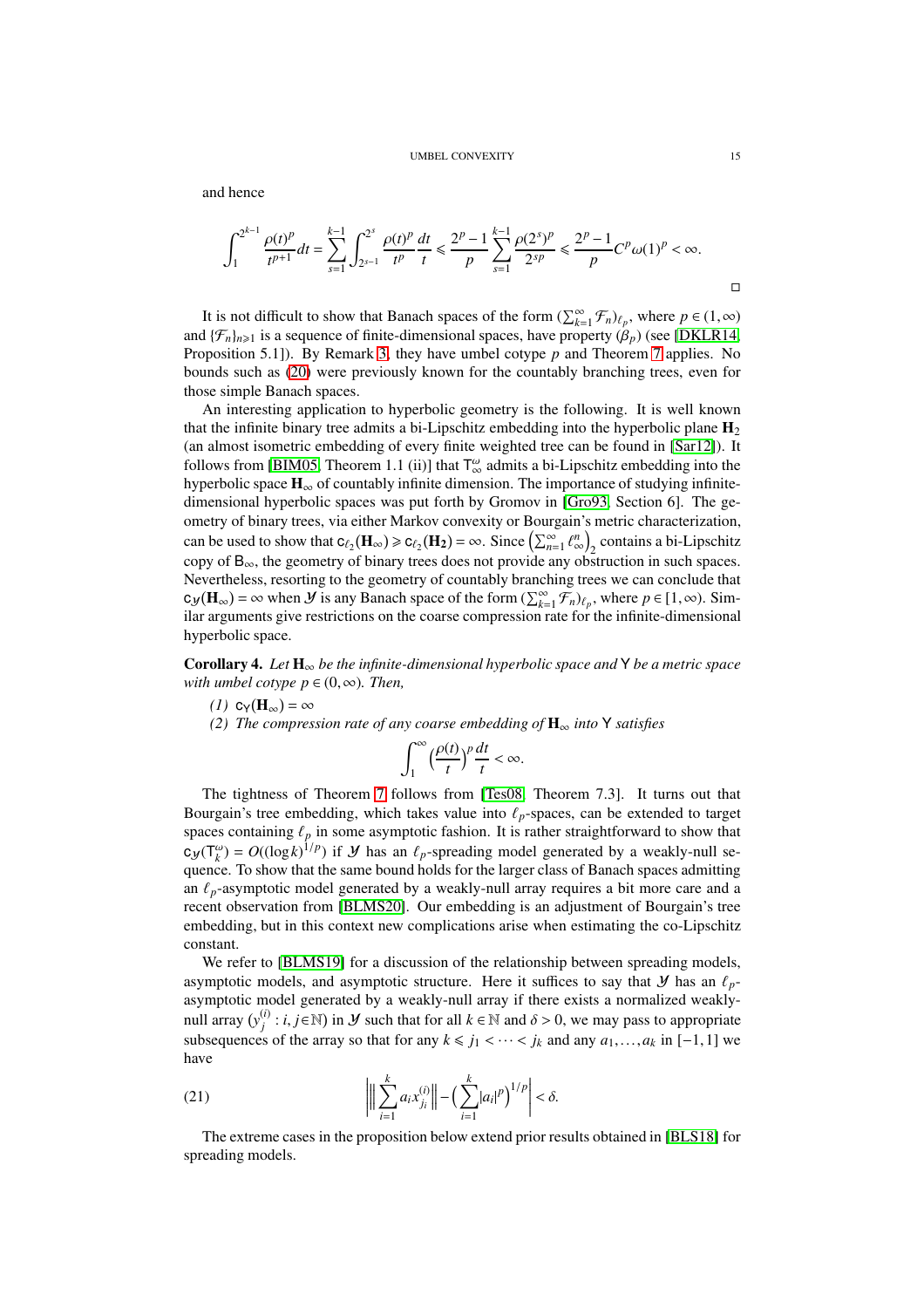and hence

$$\int_1^{2^{k-1}} \frac{\rho(t)^p}{t^{p+1}}dt = \sum_{s=1}^{k-1}\int_{2^{s-1}}^{2^s} \frac{\rho(t)^p}{t^p}\frac{dt}{t} \leqslant \frac{2^p-1}{p}\sum_{s=1}^{k-1}\frac{\rho(2^s)^p}{2^{sp}} \leqslant \frac{2^p-1}{p}C^p\omega(1)^p < \infty.$$

□

It is not difficult to show that Banach spaces of the form $(\sum_{k=1}^\infty \mathcal{F}_n)_{\ell_p}$, where $p\in(1,\infty)$ and $\{\mathcal{F}_n\}_{n\geqslant 1}$ is a sequence of finite-dimensional spaces, have property $(\beta_p)$ (see [DKLR14, Proposition 5.1]). By Remark 3, they have umbel cotype $p$ and Theorem 7 applies. No bounds such as (20) were previously known for the countably branching trees, even for those simple Banach spaces.

An interesting application to hyperbolic geometry is the following. It is well known that the infinite binary tree admits a bi-Lipschitz embedding into the hyperbolic plane $\mathbf{H}_2$ (an almost isometric embedding of every finite weighted tree can be found in [Sar12]). It follows from [BIM05, Theorem 1.1 (ii)] that $\mathsf{T}_\infty^\omega$ admits a bi-Lipschitz embedding into the hyperbolic space $\mathbf{H}_\infty$ of countably infinite dimension. The importance of studying infinite-dimensional hyperbolic spaces was put forth by Gromov in [Gro93, Section 6]. The geometry of binary trees, via either Markov convexity or Bourgain's metric characterization, can be used to show that $\mathsf{c}_{\ell_2}(\mathbf{H}_\infty)\geqslant \mathsf{c}_{\ell_2}(\mathbf{H_2})=\infty$. Since $\left(\sum_{n=1}^\infty \ell_\infty^n\right)_2$ contains a bi-Lipschitz copy of $\mathsf{B}_\infty$, the geometry of binary trees does not provide any obstruction in such spaces. Nevertheless, resorting to the geometry of countably branching trees we can conclude that $\mathsf{c}_{\mathcal{Y}}(\mathbf{H}_\infty)=\infty$ when $\mathcal{Y}$ is any Banach space of the form $(\sum_{k=1}^\infty \mathcal{F}_n)_{\ell_p}$, where $p\in[1,\infty)$. Similar arguments give restrictions on the coarse compression rate for the infinite-dimensional hyperbolic space.

**Corollary 4.** *Let $\mathbf{H}_\infty$ be the infinite-dimensional hyperbolic space and $\mathsf{Y}$ be a metric space with umbel cotype $p\in(0,\infty)$. Then,*

*(1)* $\mathsf{c}_{\mathsf{Y}}(\mathbf{H}_\infty)=\infty$

*(2) The compression rate of any coarse embedding of $\mathbf{H}_\infty$ into $\mathsf{Y}$ satisfies*

$$\int_1^\infty \Big(\frac{\rho(t)}{t}\Big)^p\frac{dt}{t} < \infty.$$

The tightness of Theorem 7 follows from [Tes08, Theorem 7.3]. It turns out that Bourgain's tree embedding, which takes value into $\ell_p$-spaces, can be extended to target spaces containing $\ell_p$ in some asymptotic fashion. It is rather straightforward to show that $\mathsf{c}_{\mathcal{Y}}(\mathsf{T}_k^\omega)=O((\log k)^{1/p})$ if $\mathcal{Y}$ has an $\ell_p$-spreading model generated by a weakly-null sequence. To show that the same bound holds for the larger class of Banach spaces admitting an $\ell_p$-asymptotic model generated by a weakly-null array requires a bit more care and a recent observation from [BLMS20]. Our embedding is an adjustment of Bourgain's tree embedding, but in this context new complications arise when estimating the co-Lipschitz constant.

We refer to [BLMS19] for a discussion of the relationship between spreading models, asymptotic models, and asymptotic structure. Here it suffices to say that $\mathcal{Y}$ has an $\ell_p$-asymptotic model generated by a weakly-null array if there exists a normalized weakly-null array $(y_j^{(i)}: i,j\in\mathbb{N})$ in $\mathcal{Y}$ such that for all $k\in\mathbb{N}$ and $\delta>0$, we may pass to appropriate subsequences of the array so that for any $k\leqslant j_1<\cdots<j_k$ and any $a_1,\dots,a_k$ in $[-1,1]$ we have

$$\left|\Big\|\sum_{i=1}^k a_i x_{j_i}^{(i)}\Big\| - \Big(\sum_{i=1}^k |a_i|^p\Big)^{1/p}\right| < \delta. \tag{21}$$

The extreme cases in the proposition below extend prior results obtained in [BLS18] for spreading models.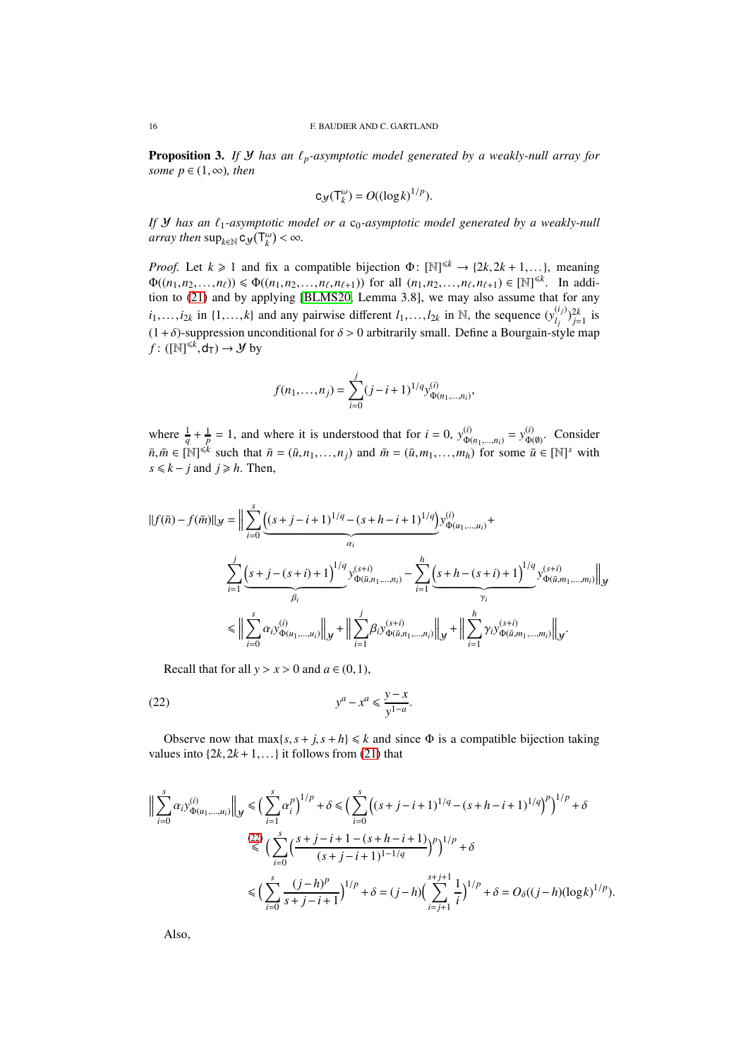**Proposition 3.** *If $\mathcal{Y}$ has an $\ell_p$-asymptotic model generated by a weakly-null array for some $p \in (1,\infty)$, then*

$$\mathsf{c}_{\mathcal{Y}}(\mathsf{T}_k^{\omega}) = O((\log k)^{1/p}).$$

*If $\mathcal{Y}$ has an $\ell_1$-asymptotic model or a $\mathrm{c}_0$-asymptotic model generated by a weakly-null array then $\sup_{k\in\mathbb{N}} \mathsf{c}_{\mathcal{Y}}(\mathsf{T}_k^{\omega}) < \infty$.*

*Proof.* Let $k \geqslant 1$ and fix a compatible bijection $\Phi\colon [\mathbb{N}]^{\leqslant k} \to \{2k, 2k+1, \dots\}$, meaning $\Phi((n_1, n_2, \dots, n_\ell)) \leqslant \Phi((n_1, n_2, \dots, n_\ell, n_{\ell+1}))$ for all $(n_1, n_2, \dots, n_\ell, n_{\ell+1}) \in [\mathbb{N}]^{\leqslant k}$. In addition to (21) and by applying [BLMS20, Lemma 3.8], we may also assume that for any $i_1, \dots, i_{2k}$ in $\{1, \dots, k\}$ and any pairwise different $l_1, \dots, l_{2k}$ in $\mathbb{N}$, the sequence $(y_{l_j}^{(i_j)})_{j=1}^{2k}$ is $(1+\delta)$-suppression unconditional for $\delta > 0$ arbitrarily small. Define a Bourgain-style map $f\colon ([\mathbb{N}]^{\leqslant k}, \mathsf{d}_{\mathsf{T}}) \to \mathcal{Y}$ by

$$f(n_1, \dots, n_j) = \sum_{i=0}^{j} (j-i+1)^{1/q} y^{(i)}_{\Phi(n_1,\dots,n_i)},$$

where $\frac{1}{q} + \frac{1}{p} = 1$, and where it is understood that for $i = 0$, $y^{(i)}_{\Phi(n_1,\dots,n_i)} = y^{(i)}_{\Phi(\emptyset)}$. Consider $\bar{n}, \bar{m} \in [\mathbb{N}]^{\leqslant k}$ such that $\bar{n} = (\bar{u}, n_1, \dots, n_j)$ and $\bar{m} = (\bar{u}, m_1, \dots, m_h)$ for some $\bar{u} \in [\mathbb{N}]^s$ with $s \leqslant k - j$ and $j \geqslant h$. Then,

$$\begin{aligned}
\|f(\bar{n}) - f(\bar{m})\|_{\mathcal{Y}} &= \Big\| \sum_{i=0}^{s} \underbrace{\Big((s+j-i+1)^{1/q} - (s+h-i+1)^{1/q}\Big)}_{\alpha_i} y^{(i)}_{\Phi(u_1,\dots,u_i)} + \\
&\quad \sum_{i=1}^{j} \underbrace{\Big(s+j-(s+i)+1\Big)^{1/q}}_{\beta_i} y^{(s+i)}_{\Phi(\bar{u},n_1,\dots,n_i)} - \sum_{i=1}^{h} \underbrace{\Big(s+h-(s+i)+1\Big)^{1/q}}_{\gamma_i} y^{(s+i)}_{\Phi(\bar{u},m_1,\dots,m_i)} \Big\|_{\mathcal{Y}} \\
&\leqslant \Big\| \sum_{i=0}^{s} \alpha_i y^{(i)}_{\Phi(u_1,\dots,u_i)} \Big\|_{\mathcal{Y}} + \Big\| \sum_{i=1}^{j} \beta_i y^{(s+i)}_{\Phi(\bar{u},n_1,\dots,n_i)} \Big\|_{\mathcal{Y}} + \Big\| \sum_{i=1}^{h} \gamma_i y^{(s+i)}_{\Phi(\bar{u},m_1,\dots,m_i)} \Big\|_{\mathcal{Y}}.
\end{aligned}$$

Recall that for all $y > x > 0$ and $a \in (0,1)$,

$$y^a - x^a \leqslant \frac{y-x}{y^{1-a}}. \tag{22}$$

Observe now that $\max\{s, s+j, s+h\} \leqslant k$ and since $\Phi$ is a compatible bijection taking values into $\{2k, 2k+1, \dots\}$ it follows from (21) that

$$\begin{aligned}
\Big\| \sum_{i=0}^{s} \alpha_i y^{(i)}_{\Phi(u_1,\dots,u_i)} \Big\|_{\mathcal{Y}} &\leqslant \Big( \sum_{i=1}^{s} \alpha_i^p \Big)^{1/p} + \delta \leqslant \Big( \sum_{i=0}^{s} \Big( (s+j-i+1)^{1/q} - (s+h-i+1)^{1/q} \Big)^p \Big)^{1/p} + \delta \\
&\overset{(22)}{\leqslant} \Big( \sum_{i=0}^{s} \Big( \frac{s+j-i+1-(s+h-i+1)}{(s+j-i+1)^{1-1/q}} \Big)^p \Big)^{1/p} + \delta \\
&\leqslant \Big( \sum_{i=0}^{s} \frac{(j-h)^p}{s+j-i+1} \Big)^{1/p} + \delta = (j-h) \Big( \sum_{i=j+1}^{s+j+1} \frac{1}{i} \Big)^{1/p} + \delta = O_\delta((j-h)(\log k)^{1/p}).
\end{aligned}$$

Also,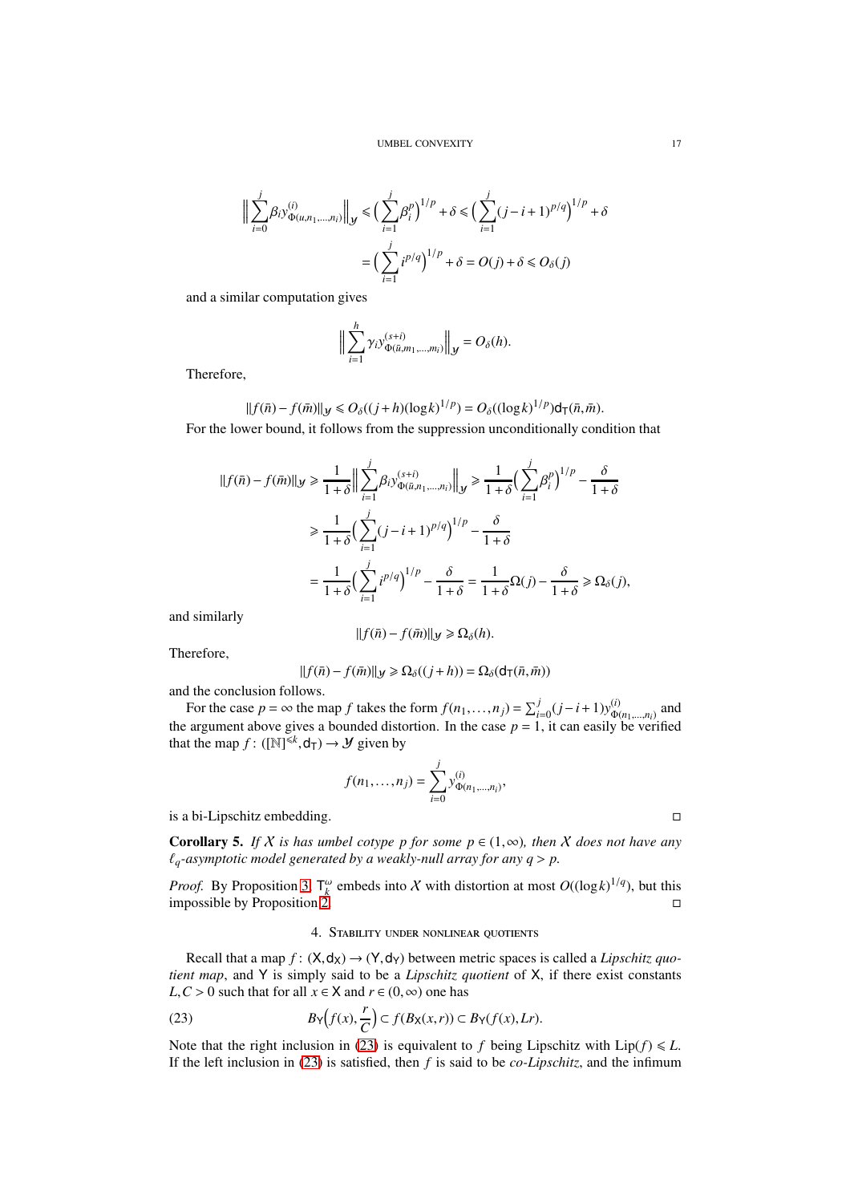$$\Big\|\sum_{i=0}^{j}\beta_i y^{(i)}_{\Phi(u,n_1,\dots,n_i)}\Big\|_{\mathcal{Y}} \leqslant \Big(\sum_{i=1}^{j}\beta_i^p\Big)^{1/p}+\delta \leqslant \Big(\sum_{i=1}^{j}(j-i+1)^{p/q}\Big)^{1/p}+\delta$$
$$=\Big(\sum_{i=1}^{j} i^{p/q}\Big)^{1/p}+\delta = O(j)+\delta \leqslant O_\delta(j)$$

and a similar computation gives

$$\Big\|\sum_{i=1}^{h}\gamma_i y^{(s+i)}_{\Phi(\bar{u},m_1,\dots,m_i)}\Big\|_{\mathcal{Y}} = O_\delta(h).$$

Therefore,

$$\|f(\bar{n})-f(\bar{m})\|_{\mathcal{Y}} \leqslant O_\delta((j+h)(\log k)^{1/p}) = O_\delta((\log k)^{1/p})\mathsf{d}_{\mathsf{T}}(\bar{n},\bar{m}).$$

For the lower bound, it follows from the suppression unconditionally condition that

$$\|f(\bar{n})-f(\bar{m})\|_{\mathcal{Y}} \geqslant \frac{1}{1+\delta}\Big\|\sum_{i=1}^{j}\beta_i y^{(s+i)}_{\Phi(\bar{u},n_1,\dots,n_i)}\Big\|_{\mathcal{Y}} \geqslant \frac{1}{1+\delta}\Big(\sum_{i=1}^{j}\beta_i^p\Big)^{1/p} - \frac{\delta}{1+\delta}$$
$$\geqslant \frac{1}{1+\delta}\Big(\sum_{i=1}^{j}(j-i+1)^{p/q}\Big)^{1/p} - \frac{\delta}{1+\delta}$$
$$= \frac{1}{1+\delta}\Big(\sum_{i=1}^{j} i^{p/q}\Big)^{1/p} - \frac{\delta}{1+\delta} = \frac{1}{1+\delta}\Omega(j) - \frac{\delta}{1+\delta} \geqslant \Omega_\delta(j),$$

and similarly

$$\|f(\bar{n})-f(\bar{m})\|_{\mathcal{Y}} \geqslant \Omega_\delta(h).$$

Therefore,

$$\|f(\bar{n})-f(\bar{m})\|_{\mathcal{Y}} \geqslant \Omega_\delta((j+h)) = \Omega_\delta(\mathsf{d}_{\mathsf{T}}(\bar{n},\bar{m}))$$

and the conclusion follows.

For the case $p=\infty$ the map $f$ takes the form $f(n_1,\dots,n_j)=\sum_{i=0}^{j}(j-i+1)y^{(i)}_{\Phi(n_1,\dots,n_i)}$ and the argument above gives a bounded distortion. In the case $p=1$, it can easily be verified that the map $f\colon([\mathbb{N}]^{\leqslant k},\mathsf{d}_{\mathsf{T}})\to\mathcal{Y}$ given by

$$f(n_1,\dots,n_j)=\sum_{i=0}^{j} y^{(i)}_{\Phi(n_1,\dots,n_i)},$$

is a bi-Lipschitz embedding. □

**Corollary 5.** *If $\mathcal{X}$ is has umbel cotype $p$ for some $p\in(1,\infty)$, then $\mathcal{X}$ does not have any $\ell_q$-asymptotic model generated by a weakly-null array for any $q>p$.*

*Proof.* By Proposition 3, $\mathsf{T}_k^{\omega}$ embeds into $\mathcal{X}$ with distortion at most $O((\log k)^{1/q})$, but this impossible by Proposition 2. □

## 4. Stability under nonlinear quotients

Recall that a map $f\colon(\mathsf{X},\mathsf{d}_{\mathsf{X}})\to(\mathsf{Y},\mathsf{d}_{\mathsf{Y}})$ between metric spaces is called a *Lipschitz quotient map*, and $\mathsf{Y}$ is simply said to be a *Lipschitz quotient* of $\mathsf{X}$, if there exist constants $L,C>0$ such that for all $x\in\mathsf{X}$ and $r\in(0,\infty)$ one has

$$B_{\mathsf{Y}}\Big(f(x),\frac{r}{C}\Big)\subset f(B_{\mathsf{X}}(x,r))\subset B_{\mathsf{Y}}(f(x),Lr). \tag{23}$$

Note that the right inclusion in (23) is equivalent to $f$ being Lipschitz with $\mathrm{Lip}(f)\leqslant L$. If the left inclusion in (23) is satisfied, then $f$ is said to be *co-Lipschitz*, and the infimum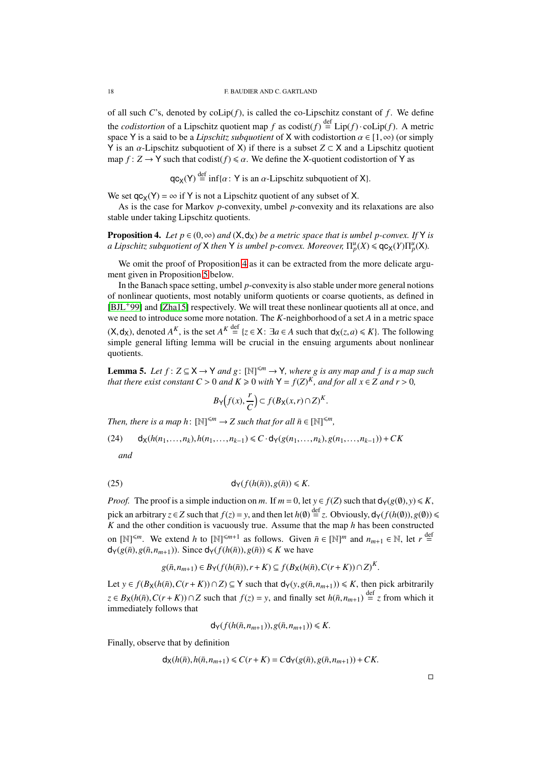of all such $C$'s, denoted by $\mathrm{coLip}(f)$, is called the co-Lipschitz constant of $f$. We define the *codistortion* of a Lipschitz quotient map $f$ as $\mathrm{codist}(f) \stackrel{\mathrm{def}}{=} \mathrm{Lip}(f) \cdot \mathrm{coLip}(f)$. A metric space $\mathsf{Y}$ is a said to be a *Lipschitz subquotient* of $\mathsf{X}$ with codistortion $\alpha \in [1, \infty)$ (or simply $\mathsf{Y}$ is an $\alpha$-Lipschitz subquotient of $\mathsf{X}$) if there is a subset $Z \subset \mathsf{X}$ and a Lipschitz quotient map $f : Z \to \mathsf{Y}$ such that $\mathrm{codist}(f) \leqslant \alpha$. We define the $\mathsf{X}$-quotient codistortion of $\mathsf{Y}$ as

$$\mathsf{qc}_{\mathsf{X}}(\mathsf{Y}) \stackrel{\mathrm{def}}{=} \inf\{\alpha \colon \mathsf{Y} \text{ is an } \alpha\text{-Lipschitz subquotient of } \mathsf{X}\}.$$

We set $\mathsf{qc}_{\mathsf{X}}(\mathsf{Y}) = \infty$ if $\mathsf{Y}$ is not a Lipschitz quotient of any subset of $\mathsf{X}$.

As is the case for Markov $p$-convexity, umbel $p$-convexity and its relaxations are also stable under taking Lipschitz quotients.

**Proposition 4.** *Let $p \in (0, \infty)$ and $(\mathsf{X}, \mathsf{d}_{\mathsf{X}})$ be a metric space that is umbel $p$-convex. If $\mathsf{Y}$ is a Lipschitz subquotient of $\mathsf{X}$ then $\mathsf{Y}$ is umbel $p$-convex. Moreover, $\Pi_p^u(X) \leqslant \mathsf{qc}_{\mathsf{X}}(Y)\Pi_p^u(\mathsf{X})$.*

We omit the proof of Proposition 4 as it can be extracted from the more delicate argument given in Proposition 5 below.

In the Banach space setting, umbel $p$-convexity is also stable under more general notions of nonlinear quotients, most notably uniform quotients or coarse quotients, as defined in [BJL+99] and [Zha15] respectively. We will treat these nonlinear quotients all at once, and we need to introduce some more notation. The $K$-neighborhood of a set $A$ in a metric space $(\mathsf{X}, \mathsf{d}_{\mathsf{X}})$, denoted $A^K$, is the set $A^K \stackrel{\mathrm{def}}{=} \{z \in \mathsf{X} \colon \exists a \in A \text{ such that } \mathsf{d}_{\mathsf{X}}(z, a) \leqslant K\}$. The following simple general lifting lemma will be crucial in the ensuing arguments about nonlinear quotients.

**Lemma 5.** *Let $f : Z \subseteq \mathsf{X} \to \mathsf{Y}$ and $g \colon [\mathbb{N}]^{\leqslant m} \to \mathsf{Y}$, where $g$ is any map and $f$ is a map such that there exist constant $C > 0$ and $K \geqslant 0$ with $\mathsf{Y} = f(Z)^K$, and for all $x \in Z$ and $r > 0$,*

$$B_{\mathsf{Y}}\Big(f(x), \frac{r}{C}\Big) \subset f(B_{\mathsf{X}}(x, r) \cap Z)^K.$$

*Then, there is a map $h \colon [\mathbb{N}]^{\leqslant m} \to Z$ such that for all $\bar{n} \in [\mathbb{N}]^{\leqslant m}$,*

$$\mathsf{d}_{\mathsf{X}}(h(n_1, \ldots, n_k), h(n_1, \ldots, n_{k-1}) \leqslant C \cdot \mathsf{d}_{\mathsf{Y}}(g(n_1, \ldots, n_k), g(n_1, \ldots, n_{k-1})) + CK \tag{24}$$

*and*

$$\mathsf{d}_{\mathsf{Y}}(f(h(\bar{n})), g(\bar{n})) \leqslant K. \tag{25}$$

*Proof.* The proof is a simple induction on $m$. If $m = 0$, let $y \in f(Z)$ such that $\mathsf{d}_{\mathsf{Y}}(g(\emptyset), y) \leqslant K$, pick an arbitrary $z \in Z$ such that $f(z) = y$, and then let $h(\emptyset) \stackrel{\mathrm{def}}{=} z$. Obviously, $\mathsf{d}_{\mathsf{Y}}(f(h(\emptyset)), g(\emptyset)) \leqslant K$ and the other condition is vacuously true. Assume that the map $h$ has been constructed on $[\mathbb{N}]^{\leqslant m}$. We extend $h$ to $[\mathbb{N}]^{\leqslant m+1}$ as follows. Given $\bar{n} \in [\mathbb{N}]^m$ and $n_{m+1} \in \mathbb{N}$, let $r \stackrel{\mathrm{def}}{=} \mathsf{d}_{\mathsf{Y}}(g(\bar{n}), g(\bar{n}, n_{m+1}))$. Since $\mathsf{d}_{\mathsf{Y}}(f(h(\bar{n})), g(\bar{n})) \leqslant K$ we have

$$g(\bar{n}, n_{m+1}) \in B_{\mathsf{Y}}(f(h(\bar{n})), r + K) \subseteq f(B_{\mathsf{X}}(h(\bar{n}), C(r + K)) \cap Z)^K.$$

Let $y \in f(B_{\mathsf{X}}(h(\bar{n}), C(r + K)) \cap Z) \subseteq \mathsf{Y}$ such that $\mathsf{d}_{\mathsf{Y}}(y, g(\bar{n}, n_{m+1})) \leqslant K$, then pick arbitrarily $z \in B_{\mathsf{X}}(h(\bar{n}), C(r + K)) \cap Z$ such that $f(z) = y$, and finally set $h(\bar{n}, n_{m+1}) \stackrel{\mathrm{def}}{=} z$ from which it immediately follows that

$$\mathsf{d}_{\mathsf{Y}}(f(h(\bar{n}, n_{m+1})), g(\bar{n}, n_{m+1})) \leqslant K.$$

Finally, observe that by definition

$$\mathsf{d}_{\mathsf{X}}(h(\bar{n}), h(\bar{n}, n_{m+1}) \leqslant C(r + K) = C\mathsf{d}_{\mathsf{Y}}(g(\bar{n}), g(\bar{n}, n_{m+1})) + CK.$$

$\square$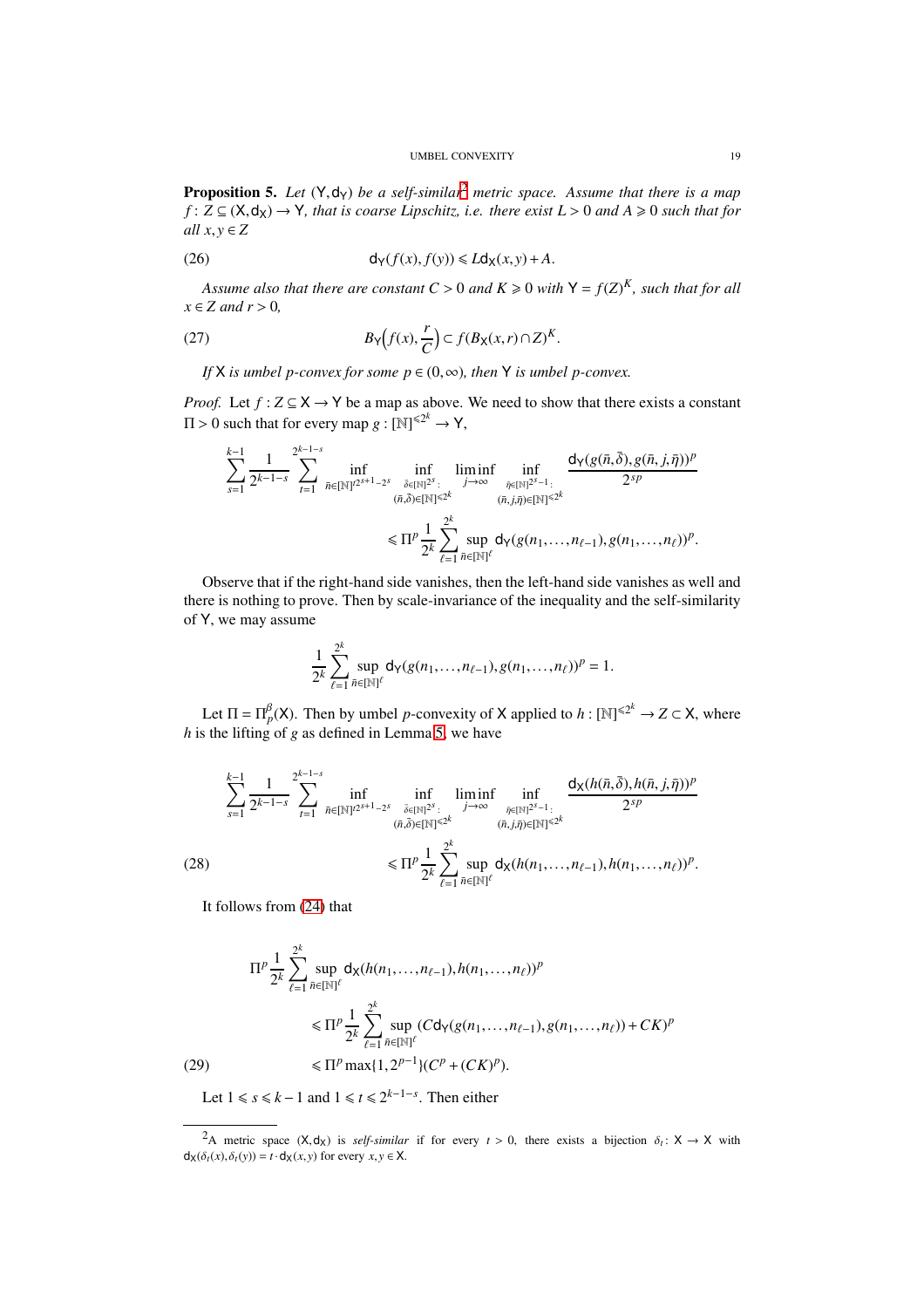**Proposition 5.** *Let $(\mathsf{Y},\mathsf{d_Y})$ be a self-similar*[2] *metric space. Assume that there is a map $f\colon Z\subseteq(\mathsf{X},\mathsf{d_X})\to\mathsf{Y}$, that is coarse Lipschitz, i.e. there exist $L>0$ and $A\geqslant 0$ such that for all $x,y\in Z$*

$$\mathsf{d_Y}(f(x),f(y))\leqslant L\mathsf{d_X}(x,y)+A. \tag{26}$$

*Assume also that there are constant $C>0$ and $K\geqslant 0$ with $\mathsf{Y}=f(Z)^K$, such that for all $x\in Z$ and $r>0$,*

$$B_{\mathsf{Y}}\Big(f(x),\frac{r}{C}\Big)\subset f(B_{\mathsf{X}}(x,r)\cap Z)^K. \tag{27}$$

*If $\mathsf{X}$ is umbel $p$-convex for some $p\in(0,\infty)$, then $\mathsf{Y}$ is umbel $p$-convex.*

*Proof.* Let $f\colon Z\subseteq\mathsf{X}\to\mathsf{Y}$ be a map as above. We need to show that there exists a constant $\Pi>0$ such that for every map $g\colon[\mathbb{N}]^{\leqslant 2^k}\to\mathsf{Y}$,

$$\sum_{s=1}^{k-1}\frac{1}{2^{k-1-s}}\sum_{t=1}^{2^{k-1-s}}\inf_{\bar n\in[\mathbb{N}]^{t2^{s+1}-2^s}}\ \inf_{\substack{\bar\delta\in[\mathbb{N}]^{2^s}:\\(\bar n,\bar\delta)\in[\mathbb{N}]^{\leqslant 2^k}}}\ \liminf_{j\to\infty}\ \inf_{\substack{\bar\eta\in[\mathbb{N}]^{2^s-1}:\\(\bar n,j,\bar\eta)\in[\mathbb{N}]^{\leqslant 2^k}}}\frac{\mathsf{d_Y}(g(\bar n,\bar\delta),g(\bar n,j,\bar\eta))^p}{2^{sp}}$$
$$\leqslant\Pi^p\frac{1}{2^k}\sum_{\ell=1}^{2^k}\sup_{\bar n\in[\mathbb{N}]^\ell}\mathsf{d_Y}(g(n_1,\dots,n_{\ell-1}),g(n_1,\dots,n_\ell))^p.$$

Observe that if the right-hand side vanishes, then the left-hand side vanishes as well and there is nothing to prove. Then by scale-invariance of the inequality and the self-similarity of $\mathsf{Y}$, we may assume

$$\frac{1}{2^k}\sum_{\ell=1}^{2^k}\sup_{\bar n\in[\mathbb{N}]^\ell}\mathsf{d_Y}(g(n_1,\dots,n_{\ell-1}),g(n_1,\dots,n_\ell))^p=1.$$

Let $\Pi=\Pi_p^\beta(\mathsf{X})$. Then by umbel $p$-convexity of $\mathsf{X}$ applied to $h\colon[\mathbb{N}]^{\leqslant 2^k}\to Z\subset\mathsf{X}$, where $h$ is the lifting of $g$ as defined in Lemma 5, we have

$$\sum_{s=1}^{k-1}\frac{1}{2^{k-1-s}}\sum_{t=1}^{2^{k-1-s}}\inf_{\bar n\in[\mathbb{N}]^{t2^{s+1}-2^s}}\ \inf_{\substack{\bar\delta\in[\mathbb{N}]^{2^s}:\\(\bar n,\bar\delta)\in[\mathbb{N}]^{\leqslant 2^k}}}\ \liminf_{j\to\infty}\ \inf_{\substack{\bar\eta\in[\mathbb{N}]^{2^s-1}:\\(\bar n,j,\bar\eta)\in[\mathbb{N}]^{\leqslant 2^k}}}\frac{\mathsf{d_X}(h(\bar n,\bar\delta),h(\bar n,j,\bar\eta))^p}{2^{sp}}$$
$$\leqslant\Pi^p\frac{1}{2^k}\sum_{\ell=1}^{2^k}\sup_{\bar n\in[\mathbb{N}]^\ell}\mathsf{d_X}(h(n_1,\dots,n_{\ell-1}),h(n_1,\dots,n_\ell))^p. \tag{28}$$

It follows from (24) that

$$\Pi^p\frac{1}{2^k}\sum_{\ell=1}^{2^k}\sup_{\bar n\in[\mathbb{N}]^\ell}\mathsf{d_X}(h(n_1,\dots,n_{\ell-1}),h(n_1,\dots,n_\ell))^p$$
$$\leqslant\Pi^p\frac{1}{2^k}\sum_{\ell=1}^{2^k}\sup_{\bar n\in[\mathbb{N}]^\ell}(C\mathsf{d_Y}(g(n_1,\dots,n_{\ell-1}),g(n_1,\dots,n_\ell))+CK)^p$$
$$\leqslant\Pi^p\max\{1,2^{p-1}\}(C^p+(CK)^p). \tag{29}$$

Let $1\leqslant s\leqslant k-1$ and $1\leqslant t\leqslant 2^{k-1-s}$. Then either

---

[2] A metric space $(\mathsf{X},\mathsf{d_X})$ is *self-similar* if for every $t>0$, there exists a bijection $\delta_t\colon\mathsf{X}\to\mathsf{X}$ with $\mathsf{d_X}(\delta_t(x),\delta_t(y))=t\cdot\mathsf{d_X}(x,y)$ for every $x,y\in\mathsf{X}$.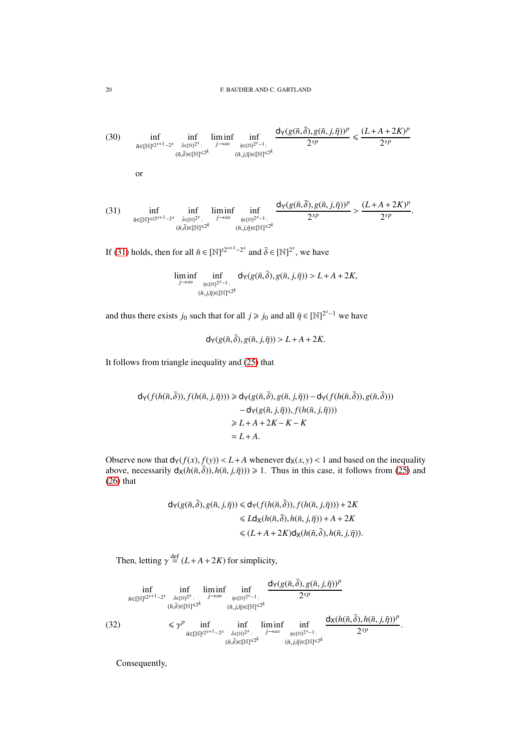$$\inf_{\bar{n}\in[\mathbb{N}]^{t2^{s+1}-2^s}} \inf_{\substack{\bar{\delta}\in[\mathbb{N}]^{2^s}:\\ (\bar{n},\bar{\delta})\in[\mathbb{N}]^{\leqslant 2^k}}} \liminf_{j\to\infty} \inf_{\substack{\bar{\eta}\in[\mathbb{N}]^{2^s-1}:\\ (\bar{n},j,\bar{\eta})\in[\mathbb{N}]^{\leqslant 2^k}}} \frac{\mathsf{d}_{\mathsf{Y}}(g(\bar{n},\bar{\delta}),g(\bar{n},j,\bar{\eta}))^p}{2^{sp}} \leqslant \frac{(L+A+2K)^p}{2^{sp}} \tag{30}$$

or

$$\inf_{\bar{n}\in[\mathbb{N}]^{\leqslant t2^{s+1}-2^s}} \inf_{\substack{\bar{\delta}\in[\mathbb{N}]^{2^s}:\\ (\bar{n},\bar{\delta})\in[\mathbb{N}]^{\leqslant 2^k}}} \liminf_{j\to\infty} \inf_{\substack{\bar{\eta}\in[\mathbb{N}]^{2^s-1}:\\ (\bar{n},j,\bar{\eta})\in[\mathbb{N}]^{\leqslant 2^k}}} \frac{\mathsf{d}_{\mathsf{Y}}(g(\bar{n},\bar{\delta}),g(\bar{n},j,\bar{\eta}))^p}{2^{sp}} > \frac{(L+A+2K)^p}{2^{sp}}. \tag{31}$$

If (31) holds, then for all $\bar{n}\in[\mathbb{N}]^{t2^{s+1}-2^s}$ and $\bar{\delta}\in[\mathbb{N}]^{2^s}$, we have

$$\liminf_{j\to\infty} \inf_{\substack{\bar{\eta}\in[\mathbb{N}]^{2^s-1}:\\ (\bar{n},j,\bar{\eta})\in[\mathbb{N}]^{\leqslant 2^k}}} \mathsf{d}_{\mathsf{Y}}(g(\bar{n},\bar{\delta}),g(\bar{n},j,\bar{\eta})) > L+A+2K,$$

and thus there exists $j_0$ such that for all $j\geqslant j_0$ and all $\bar{\eta}\in[\mathbb{N}]^{2^s-1}$ we have

$$\mathsf{d}_{\mathsf{Y}}(g(\bar{n},\bar{\delta}),g(\bar{n},j,\bar{\eta})) > L+A+2K.$$

It follows from triangle inequality and (25) that

$$\begin{aligned}
\mathsf{d}_{\mathsf{Y}}(f(h(\bar{n},\bar{\delta})),f(h(\bar{n},j,\bar{\eta}))) &\geqslant \mathsf{d}_{\mathsf{Y}}(g(\bar{n},\bar{\delta}),g(\bar{n},j,\bar{\eta})) - \mathsf{d}_{\mathsf{Y}}(f(h(\bar{n},\bar{\delta})),g(\bar{n},\bar{\delta}))\\
&\quad - \mathsf{d}_{\mathsf{Y}}(g(\bar{n},j,\bar{\eta})),f(h(\bar{n},j,\bar{\eta})))\\
&\geqslant L+A+2K-K-K\\
&= L+A.
\end{aligned}$$

Observe now that $\mathsf{d}_{\mathsf{Y}}(f(x),f(y)) < L+A$ whenever $\mathsf{d}_{\mathsf{X}}(x,y)<1$ and based on the inequality above, necessarily $\mathsf{d}_{\mathsf{X}}(h(\bar{n},\bar{\delta})),h(\bar{n},j,\bar{\eta}))) \geqslant 1$. Thus in this case, it follows from (25) and (26) that

$$\begin{aligned}
\mathsf{d}_{\mathsf{Y}}(g(\bar{n},\bar{\delta}),g(\bar{n},j,\bar{\eta})) &\leqslant \mathsf{d}_{\mathsf{Y}}(f(h(\bar{n},\bar{\delta})),f(h(\bar{n},j,\bar{\eta}))) + 2K\\
&\leqslant L\mathsf{d}_{\mathsf{X}}(h(\bar{n},\bar{\delta}),h(\bar{n},j,\bar{\eta})) + A + 2K\\
&\leqslant (L+A+2K)\mathsf{d}_{\mathsf{X}}(h(\bar{n},\bar{\delta}),h(\bar{n},j,\bar{\eta})).
\end{aligned}$$

Then, letting $\gamma \stackrel{\text{def}}{=} (L+A+2K)$ for simplicity,

$$\begin{aligned}
&\inf_{\bar{n}\in[\mathbb{N}]^{t2^{s+1}-2^s}} \inf_{\substack{\bar{\delta}\in[\mathbb{N}]^{2^s}:\\ (\bar{n},\bar{\delta})\in[\mathbb{N}]^{\leqslant 2^k}}} \liminf_{j\to\infty} \inf_{\substack{\bar{\eta}\in[\mathbb{N}]^{2^s-1}:\\ (\bar{n},j,\bar{\eta})\in[\mathbb{N}]^{\leqslant 2^k}}} \frac{\mathsf{d}_{\mathsf{Y}}(g(\bar{n},\bar{\delta}),g(\bar{n},j,\bar{\eta}))^p}{2^{sp}}\\
&\leqslant \gamma^p \inf_{\bar{n}\in[\mathbb{N}]^{t2^{s+1}-2^s}} \inf_{\substack{\bar{\delta}\in[\mathbb{N}]^{2^s}:\\ (\bar{n},\bar{\delta})\in[\mathbb{N}]^{\leqslant 2^k}}} \liminf_{j\to\infty} \inf_{\substack{\bar{\eta}\in[\mathbb{N}]^{2^s-1}:\\ (\bar{n},j,\bar{\eta})\in[\mathbb{N}]^{\leqslant 2^k}}} \frac{\mathsf{d}_{\mathsf{X}}(h(\bar{n},\bar{\delta}),h(\bar{n},j,\bar{\eta}))^p}{2^{sp}}.
\end{aligned} \tag{32}$$

Consequently,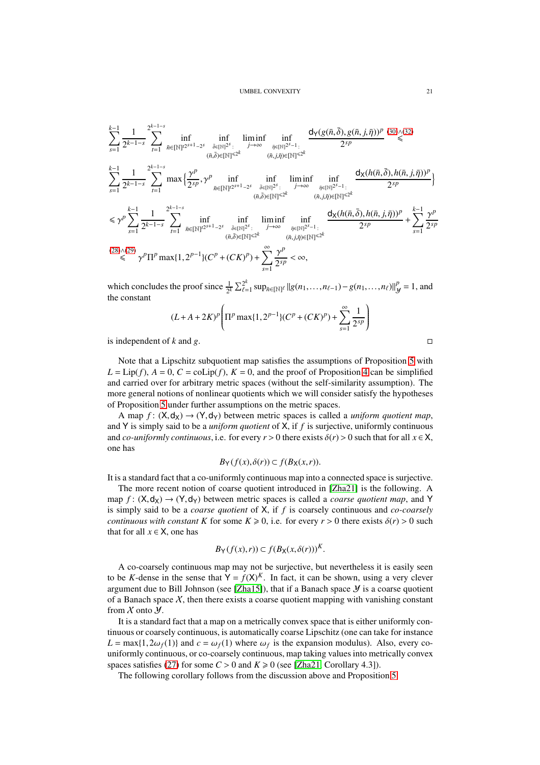$$
\sum_{s=1}^{k-1} \frac{1}{2^{k-1-s}} \sum_{t=1}^{2^{k-1-s}} \inf_{\bar{n}\in[\mathbb{N}]^{t2^{s+1}-2^s}} \inf_{\substack{\bar{\delta}\in[\mathbb{N}]^{2^s}:\\ (\bar{n},\bar{\delta})\in[\mathbb{N}]^{\leqslant 2^k}}} \liminf_{j\to\infty} \inf_{\substack{\bar{\eta}\in[\mathbb{N}]^{2^s-1}:\\ (\bar{n},j,\bar{\eta})\in[\mathbb{N}]^{\leqslant 2^k}}} \frac{\mathsf{d}_{\mathsf{Y}}(g(\bar{n},\bar{\delta}),g(\bar{n},j,\bar{\eta}))^p}{2^{sp}} \overset{(30)\wedge(32)}{\leqslant}
$$

$$
\sum_{s=1}^{k-1} \frac{1}{2^{k-1-s}} \sum_{t=1}^{2^{k-1-s}} \max\Big\{\frac{\gamma^p}{2^{sp}}, \gamma^p \inf_{\bar{n}\in[\mathbb{N}]^{t2^{s+1}-2^s}} \inf_{\substack{\bar{\delta}\in[\mathbb{N}]^{2^s}:\\ (\bar{n},\bar{\delta})\in[\mathbb{N}]^{\leqslant 2^k}}} \liminf_{j\to\infty} \inf_{\substack{\bar{\eta}\in[\mathbb{N}]^{2^s-1}:\\ (\bar{n},j,\bar{\eta})\in[\mathbb{N}]^{\leqslant 2^k}}} \frac{\mathsf{d}_{\mathsf{X}}(h(\bar{n},\bar{\delta}),h(\bar{n},j,\bar{\eta}))^p}{2^{sp}}\Big\}
$$

$$
\leqslant \gamma^p \sum_{s=1}^{k-1} \frac{1}{2^{k-1-s}} \sum_{t=1}^{2^{k-1-s}} \inf_{\bar{n}\in[\mathbb{N}]^{t2^{s+1}-2^s}} \inf_{\substack{\bar{\delta}\in[\mathbb{N}]^{2^s}:\\ (\bar{n},\bar{\delta})\in[\mathbb{N}]^{\leqslant 2^k}}} \liminf_{j\to\infty} \inf_{\substack{\bar{\eta}\in[\mathbb{N}]^{2^s-1}:\\ (\bar{n},j,\bar{\eta})\in[\mathbb{N}]^{\leqslant 2^k}}} \frac{\mathsf{d}_{\mathsf{X}}(h(\bar{n},\bar{\delta}),h(\bar{n},j,\bar{\eta}))^p}{2^{sp}} + \sum_{s=1}^{k-1} \frac{\gamma^p}{2^{sp}}
$$

$$
\overset{(28)\wedge(29)}{\leqslant} \gamma^p \Pi^p \max\{1,2^{p-1}\}(C^p+(CK)^p) + \sum_{s=1}^{\infty} \frac{\gamma^p}{2^{sp}} < \infty,
$$

which concludes the proof since $\frac{1}{2^k}\sum_{\ell=1}^{2^k} \sup_{\bar{n}\in[\mathbb{N}]^\ell} \|g(n_1,\dots,n_{\ell-1})-g(n_1,\dots,n_\ell)\|_{\mathcal{Y}}^p = 1$, and the constant

$$
(L+A+2K)^p \left(\Pi^p \max\{1,2^{p-1}\}(C^p+(CK)^p) + \sum_{s=1}^{\infty} \frac{1}{2^{sp}}\right)
$$

is independent of $k$ and $g$. □

Note that a Lipschitz subquotient map satisfies the assumptions of Proposition 5 with $L = \mathrm{Lip}(f)$, $A = 0$, $C = \mathrm{coLip}(f)$, $K = 0$, and the proof of Proposition 4 can be simplified and carried over for arbitrary metric spaces (without the self-similarity assumption). The more general notions of nonlinear quotients which we will consider satisfy the hypotheses of Proposition 5 under further assumptions on the metric spaces.

A map $f\colon (\mathsf{X},\mathsf{d}_{\mathsf{X}}) \to (\mathsf{Y},\mathsf{d}_{\mathsf{Y}})$ between metric spaces is called a *uniform quotient map*, and $\mathsf{Y}$ is simply said to be a *uniform quotient* of $\mathsf{X}$, if $f$ is surjective, uniformly continuous and *co-uniformly continuous*, i.e. for every $r>0$ there exists $\delta(r)>0$ such that for all $x\in\mathsf{X}$, one has

$$
B_{\mathsf{Y}}(f(x),\delta(r)) \subset f(B_{\mathsf{X}}(x,r)).
$$

It is a standard fact that a co-uniformly continuous map into a connected space is surjective.

The more recent notion of coarse quotient introduced in [Zha21] is the following. A map $f\colon (\mathsf{X},\mathsf{d}_{\mathsf{X}}) \to (\mathsf{Y},\mathsf{d}_{\mathsf{Y}})$ between metric spaces is called a *coarse quotient map*, and $\mathsf{Y}$ is simply said to be a *coarse quotient* of $\mathsf{X}$, if $f$ is coarsely continuous and *co-coarsely continuous with constant $K$* for some $K\geqslant 0$, i.e. for every $r>0$ there exists $\delta(r)>0$ such that for all $x\in\mathsf{X}$, one has

$$
B_{\mathsf{Y}}(f(x),r) \subset f(B_{\mathsf{X}}(x,\delta(r)))^K.
$$

A co-coarsely continuous map may not be surjective, but nevertheless it is easily seen to be $K$-dense in the sense that $\mathsf{Y} = f(\mathsf{X})^K$. In fact, it can be shown, using a very clever argument due to Bill Johnson (see [Zha15]), that if a Banach space $\mathcal{Y}$ is a coarse quotient of a Banach space $\mathcal{X}$, then there exists a coarse quotient mapping with vanishing constant from $\mathcal{X}$ onto $\mathcal{Y}$.

It is a standard fact that a map on a metrically convex space that is either uniformly continuous or coarsely continuous, is automatically coarse Lipschitz (one can take for instance $L = \max\{1, 2\omega_f(1)\}$ and $c = \omega_f(1)$ where $\omega_f$ is the expansion modulus). Also, every co-uniformly continuous, or co-coarsely continuous, map taking values into metrically convex spaces satisfies (27) for some $C>0$ and $K\geqslant 0$ (see [Zha21, Corollary 4.3]).

The following corollary follows from the discussion above and Proposition 5.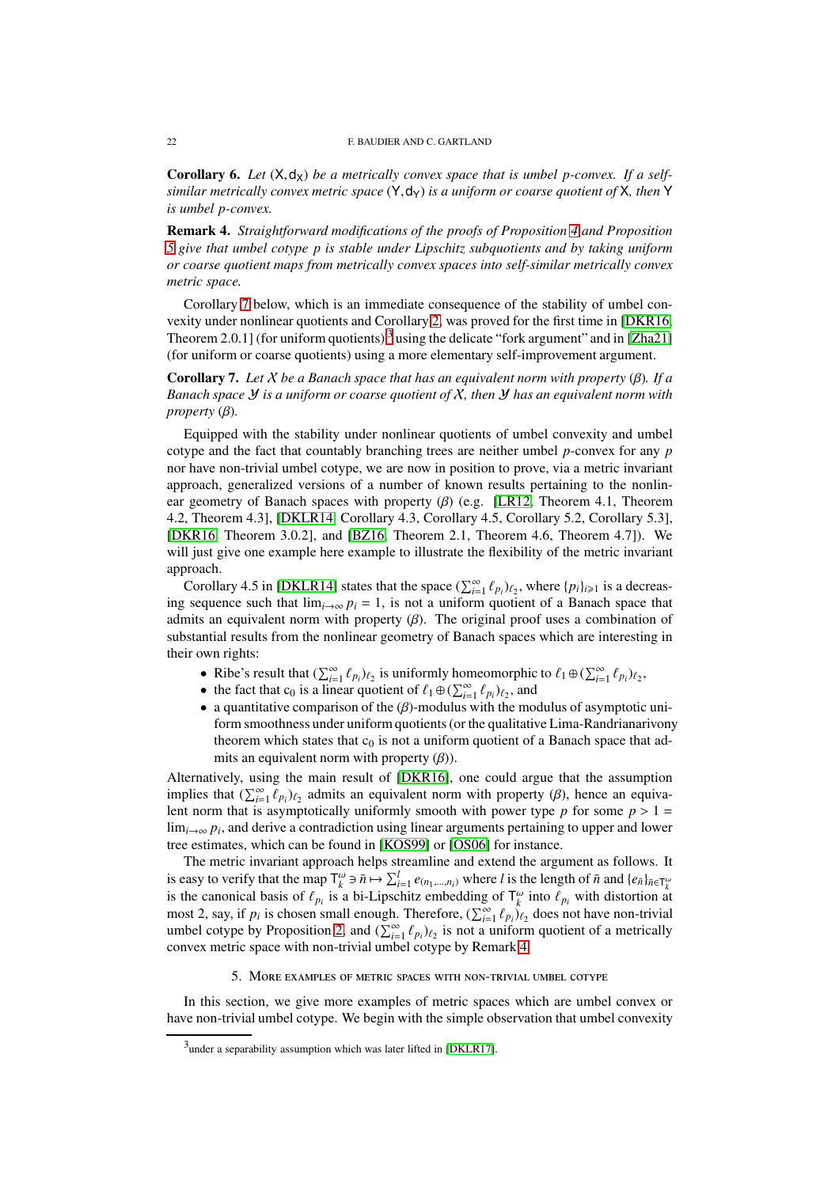**Corollary 6.** *Let $(\mathsf{X},\mathsf{d}_\mathsf{X})$ be a metrically convex space that is umbel $p$-convex. If a self-similar metrically convex metric space $(\mathsf{Y},\mathsf{d}_\mathsf{Y})$ is a uniform or coarse quotient of $\mathsf{X}$, then $\mathsf{Y}$ is umbel $p$-convex.*

**Remark 4.** *Straightforward modifications of the proofs of Proposition 4 and Proposition 5 give that umbel cotype $p$ is stable under Lipschitz subquotients and by taking uniform or coarse quotient maps from metrically convex spaces into self-similar metrically convex metric space.*

Corollary 7 below, which is an immediate consequence of the stability of umbel convexity under nonlinear quotients and Corollary 2, was proved for the first time in [DKR16, Theorem 2.0.1] (for uniform quotients)[3] using the delicate "fork argument" and in [Zha21] (for uniform or coarse quotients) using a more elementary self-improvement argument.

**Corollary 7.** *Let $\mathcal{X}$ be a Banach space that has an equivalent norm with property $(\beta)$. If a Banach space $\mathcal{Y}$ is a uniform or coarse quotient of $\mathcal{X}$, then $\mathcal{Y}$ has an equivalent norm with property $(\beta)$.*

Equipped with the stability under nonlinear quotients of umbel convexity and umbel cotype and the fact that countably branching trees are neither umbel $p$-convex for any $p$ nor have non-trivial umbel cotype, we are now in position to prove, via a metric invariant approach, generalized versions of a number of known results pertaining to the nonlinear geometry of Banach spaces with property $(\beta)$ (e.g. [LR12, Theorem 4.1, Theorem 4.2, Theorem 4.3], [DKLR14, Corollary 4.3, Corollary 4.5, Corollary 5.2, Corollary 5.3], [DKR16, Theorem 3.0.2], and [BZ16, Theorem 2.1, Theorem 4.6, Theorem 4.7]). We will just give one example here example to illustrate the flexibility of the metric invariant approach.

Corollary 4.5 in [DKLR14] states that the space $(\sum_{i=1}^\infty \ell_{p_i})_{\ell_2}$, where $\{p_i\}_{i\geqslant 1}$ is a decreasing sequence such that $\lim_{i\to\infty} p_i = 1$, is not a uniform quotient of a Banach space that admits an equivalent norm with property $(\beta)$. The original proof uses a combination of substantial results from the nonlinear geometry of Banach spaces which are interesting in their own rights:

- Ribe's result that $(\sum_{i=1}^\infty \ell_{p_i})_{\ell_2}$ is uniformly homeomorphic to $\ell_1 \oplus (\sum_{i=1}^\infty \ell_{p_i})_{\ell_2}$,
- the fact that $\mathrm{c}_0$ is a linear quotient of $\ell_1 \oplus (\sum_{i=1}^\infty \ell_{p_i})_{\ell_2}$, and
- a quantitative comparison of the $(\beta)$-modulus with the modulus of asymptotic uniform smoothness under uniform quotients (or the qualitative Lima-Randrianarivony theorem which states that $\mathrm{c}_0$ is not a uniform quotient of a Banach space that admits an equivalent norm with property $(\beta)$).

Alternatively, using the main result of [DKR16], one could argue that the assumption implies that $(\sum_{i=1}^\infty \ell_{p_i})_{\ell_2}$ admits an equivalent norm with property $(\beta)$, hence an equivalent norm that is asymptotically uniformly smooth with power type $p$ for some $p > 1 = \lim_{i\to\infty} p_i$, and derive a contradiction using linear arguments pertaining to upper and lower tree estimates, which can be found in [KOS99] or [OS06] for instance.

The metric invariant approach helps streamline and extend the argument as follows. It is easy to verify that the map $\mathsf{T}_k^\omega \ni \bar{n} \mapsto \sum_{i=1}^l e_{(n_1,\dots,n_i)}$ where $l$ is the length of $\bar{n}$ and $\{e_{\bar{n}}\}_{\bar{n}\in\mathsf{T}_k^\omega}$ is the canonical basis of $\ell_{p_i}$ is a bi-Lipschitz embedding of $\mathsf{T}_k^\omega$ into $\ell_{p_i}$ with distortion at most 2, say, if $p_i$ is chosen small enough. Therefore, $(\sum_{i=1}^\infty \ell_{p_i})_{\ell_2}$ does not have non-trivial umbel cotype by Proposition 2, and $(\sum_{i=1}^\infty \ell_{p_i})_{\ell_2}$ is not a uniform quotient of a metrically convex metric space with non-trivial umbel cotype by Remark 4.

## 5. More examples of metric spaces with non-trivial umbel cotype

In this section, we give more examples of metric spaces which are umbel convex or have non-trivial umbel cotype. We begin with the simple observation that umbel convexity

[3] under a separability assumption which was later lifted in [DKLR17].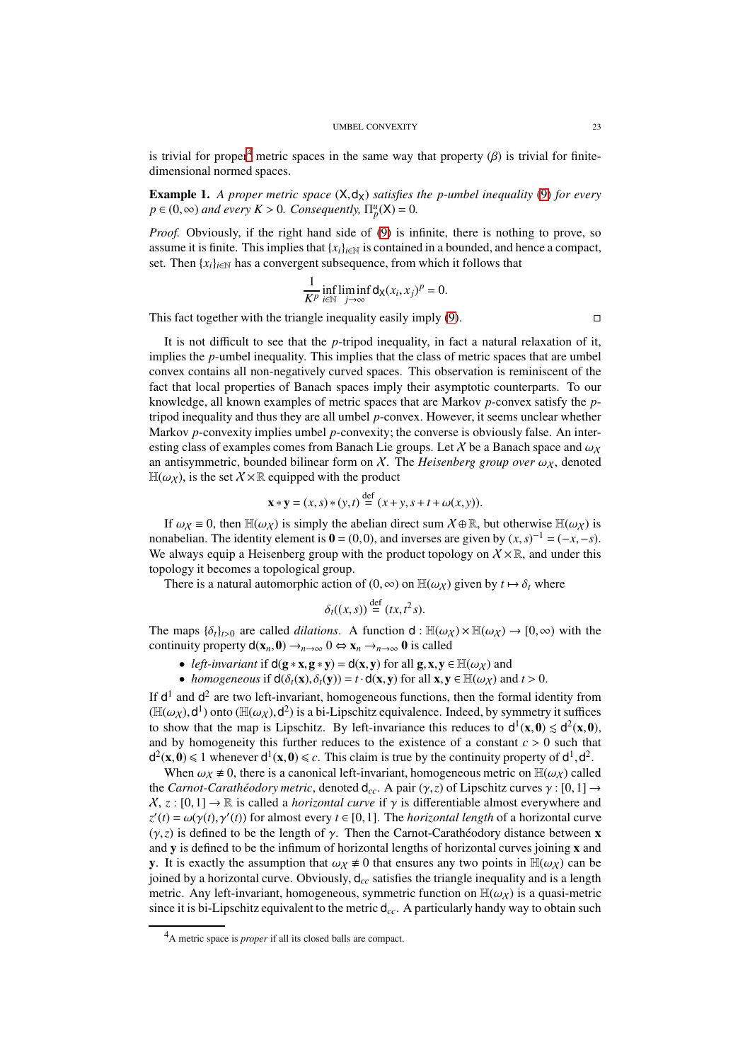is trivial for proper[4] metric spaces in the same way that property ($\beta$) is trivial for finite-dimensional normed spaces.

**Example 1.** *A proper metric space* $(\mathsf{X}, \mathsf{d}_\mathsf{X})$ *satisfies the* $p$*-umbel inequality* (9) *for every* $p \in (0,\infty)$ *and every* $K > 0$*. Consequently,* $\Pi_p^u(\mathsf{X}) = 0$*.*

*Proof.* Obviously, if the right hand side of (9) is infinite, there is nothing to prove, so assume it is finite. This implies that $\{x_i\}_{i\in\mathbb{N}}$ is contained in a bounded, and hence a compact, set. Then $\{x_i\}_{i\in\mathbb{N}}$ has a convergent subsequence, from which it follows that

$$\frac{1}{K^p}\inf_{i\in\mathbb{N}}\liminf_{j\to\infty}\mathsf{d}_\mathsf{X}(x_i,x_j)^p = 0.$$

This fact together with the triangle inequality easily imply (9). □

It is not difficult to see that the $p$-tripod inequality, in fact a natural relaxation of it, implies the $p$-umbel inequality. This implies that the class of metric spaces that are umbel convex contains all non-negatively curved spaces. This observation is reminiscent of the fact that local properties of Banach spaces imply their asymptotic counterparts. To our knowledge, all known examples of metric spaces that are Markov $p$-convex satisfy the $p$-tripod inequality and thus they are all umbel $p$-convex. However, it seems unclear whether Markov $p$-convexity implies umbel $p$-convexity; the converse is obviously false. An interesting class of examples comes from Banach Lie groups. Let $\mathcal{X}$ be a Banach space and $\omega_\mathcal{X}$ an antisymmetric, bounded bilinear form on $\mathcal{X}$. The *Heisenberg group over* $\omega_\mathcal{X}$, denoted $\mathbb{H}(\omega_\mathcal{X})$, is the set $\mathcal{X}\times\mathbb{R}$ equipped with the product

$$\mathbf{x} * \mathbf{y} = (x,s) * (y,t) \stackrel{\text{def}}{=} (x+y, s+t+\omega(x,y)).$$

If $\omega_\mathcal{X} \equiv 0$, then $\mathbb{H}(\omega_\mathcal{X})$ is simply the abelian direct sum $\mathcal{X}\oplus\mathbb{R}$, but otherwise $\mathbb{H}(\omega_\mathcal{X})$ is nonabelian. The identity element is $\mathbf{0} = (0,0)$, and inverses are given by $(x,s)^{-1} = (-x,-s)$. We always equip a Heisenberg group with the product topology on $\mathcal{X}\times\mathbb{R}$, and under this topology it becomes a topological group.

There is a natural automorphic action of $(0,\infty)$ on $\mathbb{H}(\omega_\mathcal{X})$ given by $t \mapsto \delta_t$ where

$$\delta_t((x,s)) \stackrel{\text{def}}{=} (tx, t^2 s).$$

The maps $\{\delta_t\}_{t>0}$ are called *dilations*. A function $\mathsf{d} : \mathbb{H}(\omega_\mathcal{X})\times\mathbb{H}(\omega_\mathcal{X}) \to [0,\infty)$ with the continuity property $\mathsf{d}(\mathbf{x}_n, \mathbf{0}) \to_{n\to\infty} 0 \Leftrightarrow \mathbf{x}_n \to_{n\to\infty} \mathbf{0}$ is called

- *left-invariant* if $\mathsf{d}(\mathbf{g}*\mathbf{x}, \mathbf{g}*\mathbf{y}) = \mathsf{d}(\mathbf{x},\mathbf{y})$ for all $\mathbf{g},\mathbf{x},\mathbf{y} \in \mathbb{H}(\omega_\mathcal{X})$ and
- *homogeneous* if $\mathsf{d}(\delta_t(\mathbf{x}), \delta_t(\mathbf{y})) = t\cdot\mathsf{d}(\mathbf{x},\mathbf{y})$ for all $\mathbf{x},\mathbf{y} \in \mathbb{H}(\omega_\mathcal{X})$ and $t > 0$.

If $\mathsf{d}^1$ and $\mathsf{d}^2$ are two left-invariant, homogeneous functions, then the formal identity from $(\mathbb{H}(\omega_\mathcal{X}), \mathsf{d}^1)$ onto $(\mathbb{H}(\omega_\mathcal{X}), \mathsf{d}^2)$ is a bi-Lipschitz equivalence. Indeed, by symmetry it suffices to show that the map is Lipschitz. By left-invariance this reduces to $\mathsf{d}^1(\mathbf{x},\mathbf{0}) \lesssim \mathsf{d}^2(\mathbf{x},\mathbf{0})$, and by homogeneity this further reduces to the existence of a constant $c > 0$ such that $\mathsf{d}^2(\mathbf{x},\mathbf{0}) \leqslant 1$ whenever $\mathsf{d}^1(\mathbf{x},\mathbf{0}) \leqslant c$. This claim is true by the continuity property of $\mathsf{d}^1, \mathsf{d}^2$.

When $\omega_\mathcal{X} \not\equiv 0$, there is a canonical left-invariant, homogeneous metric on $\mathbb{H}(\omega_\mathcal{X})$ called the *Carnot-Carathéodory metric*, denoted $\mathsf{d}_{cc}$. A pair $(\gamma, z)$ of Lipschitz curves $\gamma : [0,1] \to \mathcal{X}$, $z : [0,1] \to \mathbb{R}$ is called a *horizontal curve* if $\gamma$ is differentiable almost everywhere and $z'(t) = \omega(\gamma(t), \gamma'(t))$ for almost every $t \in [0,1]$. The *horizontal length* of a horizontal curve $(\gamma, z)$ is defined to be the length of $\gamma$. Then the Carnot-Carathéodory distance between $\mathbf{x}$ and $\mathbf{y}$ is defined to be the infimum of horizontal lengths of horizontal curves joining $\mathbf{x}$ and $\mathbf{y}$. It is exactly the assumption that $\omega_\mathcal{X} \not\equiv 0$ that ensures any two points in $\mathbb{H}(\omega_\mathcal{X})$ can be joined by a horizontal curve. Obviously, $\mathsf{d}_{cc}$ satisfies the triangle inequality and is a length metric. Any left-invariant, homogeneous, symmetric function on $\mathbb{H}(\omega_\mathcal{X})$ is a quasi-metric since it is bi-Lipschitz equivalent to the metric $\mathsf{d}_{cc}$. A particularly handy way to obtain such

[4] A metric space is *proper* if all its closed balls are compact.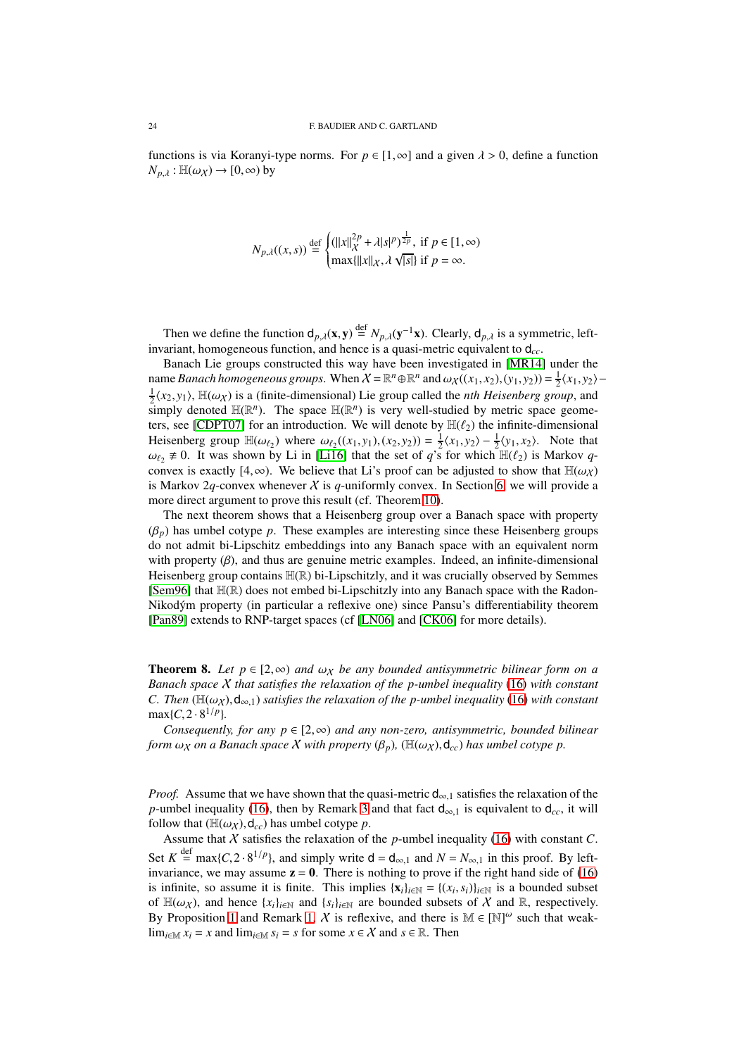functions is via Koranyi-type norms. For $p \in [1,\infty]$ and a given $\lambda > 0$, define a function $N_{p,\lambda} : \mathbb{H}(\omega_X) \to [0,\infty)$ by

$$N_{p,\lambda}((x,s)) \stackrel{\text{def}}{=} \begin{cases} (\|x\|_X^{2p} + \lambda |s|^p)^{\frac{1}{2p}}, & \text{if } p \in [1,\infty) \\ \max\{\|x\|_X, \lambda\sqrt{|s|}\} & \text{if } p = \infty. \end{cases}$$

Then we define the function $\mathsf{d}_{p,\lambda}(\mathbf{x},\mathbf{y}) \stackrel{\text{def}}{=} N_{p,\lambda}(\mathbf{y}^{-1}\mathbf{x})$. Clearly, $\mathsf{d}_{p,\lambda}$ is a symmetric, left-invariant, homogeneous function, and hence is a quasi-metric equivalent to $\mathsf{d}_{cc}$.

Banach Lie groups constructed this way have been investigated in [MR14] under the name *Banach homogeneous groups*. When $X = \mathbb{R}^n \oplus \mathbb{R}^n$ and $\omega_X((x_1,x_2),(y_1,y_2)) = \frac{1}{2}\langle x_1, y_2\rangle - \frac{1}{2}\langle x_2, y_1\rangle$, $\mathbb{H}(\omega_X)$ is a (finite-dimensional) Lie group called the *nth Heisenberg group*, and simply denoted $\mathbb{H}(\mathbb{R}^n)$. The space $\mathbb{H}(\mathbb{R}^n)$ is very well-studied by metric space geometers, see [CDPT07] for an introduction. We will denote by $\mathbb{H}(\ell_2)$ the infinite-dimensional Heisenberg group $\mathbb{H}(\omega_{\ell_2})$ where $\omega_{\ell_2}((x_1,y_1),(x_2,y_2)) = \frac{1}{2}\langle x_1, y_2\rangle - \frac{1}{2}\langle y_1, x_2\rangle$. Note that $\omega_{\ell_2} \not\equiv 0$. It was shown by Li in [Li16] that the set of $q$'s for which $\mathbb{H}(\ell_2)$ is Markov $q$-convex is exactly $[4,\infty)$. We believe that Li's proof can be adjusted to show that $\mathbb{H}(\omega_X)$ is Markov $2q$-convex whenever $X$ is $q$-uniformly convex. In Section 6, we will provide a more direct argument to prove this result (cf. Theorem 10).

The next theorem shows that a Heisenberg group over a Banach space with property $(\beta_p)$ has umbel cotype $p$. These examples are interesting since these Heisenberg groups do not admit bi-Lipschitz embeddings into any Banach space with an equivalent norm with property $(\beta)$, and thus are genuine metric examples. Indeed, an infinite-dimensional Heisenberg group contains $\mathbb{H}(\mathbb{R})$ bi-Lipschitzly, and it was crucially observed by Semmes [Sem96] that $\mathbb{H}(\mathbb{R})$ does not embed bi-Lipschitzly into any Banach space with the Radon-Nikodým property (in particular a reflexive one) since Pansu's differentiability theorem [Pan89] extends to RNP-target spaces (cf [LN06] and [CK06] for more details).

**Theorem 8.** *Let $p \in [2,\infty)$ and $\omega_X$ be any bounded antisymmetric bilinear form on a Banach space $X$ that satisfies the relaxation of the $p$-umbel inequality (16) with constant $C$. Then $(\mathbb{H}(\omega_X), \mathsf{d}_{\infty,1})$ satisfies the relaxation of the $p$-umbel inequality (16) with constant $\max\{C, 2\cdot 8^{1/p}\}$.*

*Consequently, for any $p \in [2,\infty)$ and any non-zero, antisymmetric, bounded bilinear form $\omega_X$ on a Banach space $X$ with property $(\beta_p)$, $(\mathbb{H}(\omega_X), \mathsf{d}_{cc})$ has umbel cotype $p$.*

*Proof.* Assume that we have shown that the quasi-metric $\mathsf{d}_{\infty,1}$ satisfies the relaxation of the $p$-umbel inequality (16), then by Remark 3 and that fact $\mathsf{d}_{\infty,1}$ is equivalent to $\mathsf{d}_{cc}$, it will follow that $(\mathbb{H}(\omega_X), \mathsf{d}_{cc})$ has umbel cotype $p$.

Assume that $X$ satisfies the relaxation of the $p$-umbel inequality (16) with constant $C$. Set $K \stackrel{\text{def}}{=} \max\{C, 2\cdot 8^{1/p}\}$, and simply write $\mathsf{d} = \mathsf{d}_{\infty,1}$ and $N = N_{\infty,1}$ in this proof. By left-invariance, we may assume $\mathbf{z} = \mathbf{0}$. There is nothing to prove if the right hand side of (16) is infinite, so assume it is finite. This implies $\{\mathbf{x}_i\}_{i\in\mathbb{N}} = \{(x_i,s_i)\}_{i\in\mathbb{N}}$ is a bounded subset of $\mathbb{H}(\omega_X)$, and hence $\{x_i\}_{i\in\mathbb{N}}$ and $\{s_i\}_{i\in\mathbb{N}}$ are bounded subsets of $X$ and $\mathbb{R}$, respectively. By Proposition 1 and Remark 1, $X$ is reflexive, and there is $\mathbb{M} \in [\mathbb{N}]^\omega$ such that weak-$\lim_{i\in\mathbb{M}} x_i = x$ and $\lim_{i\in\mathbb{M}} s_i = s$ for some $x \in X$ and $s \in \mathbb{R}$. Then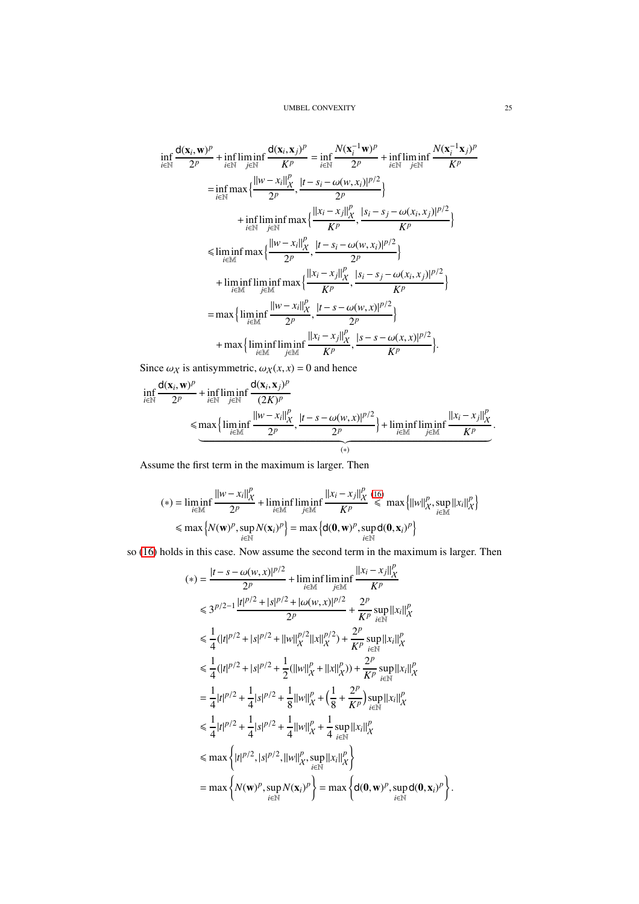$$
\begin{aligned}
\inf_{i\in\mathbb{N}} \frac{\mathsf{d}(\mathbf{x}_i,\mathbf{w})^p}{2^p} + \inf_{i\in\mathbb{N}} \liminf_{j\in\mathbb{N}} \frac{\mathsf{d}(\mathbf{x}_i,\mathbf{x}_j)^p}{K^p} &= \inf_{i\in\mathbb{N}} \frac{N(\mathbf{x}_i^{-1}\mathbf{w})^p}{2^p} + \inf_{i\in\mathbb{N}} \liminf_{j\in\mathbb{N}} \frac{N(\mathbf{x}_i^{-1}\mathbf{x}_j)^p}{K^p} \\
&= \inf_{i\in\mathbb{N}} \max\Big\{ \frac{\|w-x_i\|_X^p}{2^p}, \frac{|t-s_i-\omega(w,x_i)|^{p/2}}{2^p} \Big\} \\
&\quad + \inf_{i\in\mathbb{N}} \liminf_{j\in\mathbb{N}} \max\Big\{ \frac{\|x_i-x_j\|_X^p}{K^p}, \frac{|s_i-s_j-\omega(x_i,x_j)|^{p/2}}{K^p} \Big\} \\
&\leqslant \liminf_{i\in\mathbb{M}} \max\Big\{ \frac{\|w-x_i\|_X^p}{2^p}, \frac{|t-s_i-\omega(w,x_i)|^{p/2}}{2^p} \Big\} \\
&\quad + \liminf_{i\in\mathbb{M}} \liminf_{j\in\mathbb{M}} \max\Big\{ \frac{\|x_i-x_j\|_X^p}{K^p}, \frac{|s_i-s_j-\omega(x_i,x_j)|^{p/2}}{K^p} \Big\} \\
&= \max\Big\{ \liminf_{i\in\mathbb{M}} \frac{\|w-x_i\|_X^p}{2^p}, \frac{|t-s-\omega(w,x)|^{p/2}}{2^p} \Big\} \\
&\quad + \max\Big\{ \liminf_{i\in\mathbb{M}} \liminf_{j\in\mathbb{M}} \frac{\|x_i-x_j\|_X^p}{K^p}, \frac{|s-s-\omega(x,x)|^{p/2}}{K^p} \Big\}.
\end{aligned}
$$

Since $\omega_X$ is antisymmetric, $\omega_X(x,x) = 0$ and hence

$$
\begin{aligned}
&\inf_{i\in\mathbb{N}} \frac{\mathsf{d}(\mathbf{x}_i,\mathbf{w})^p}{2^p} + \inf_{i\in\mathbb{N}} \liminf_{j\in\mathbb{N}} \frac{\mathsf{d}(\mathbf{x}_i,\mathbf{x}_j)^p}{(2K)^p} \\
&\qquad \leqslant \underbrace{\max\Big\{ \liminf_{i\in\mathbb{M}} \frac{\|w-x_i\|_X^p}{2^p}, \frac{|t-s-\omega(w,x)|^{p/2}}{2^p} \Big\} + \liminf_{i\in\mathbb{M}} \liminf_{j\in\mathbb{M}} \frac{\|x_i-x_j\|_X^p}{K^p}}_{(*)}.
\end{aligned}
$$

Assume the first term in the maximum is larger. Then

$$
\begin{aligned}
(*) &= \liminf_{i\in\mathbb{M}} \frac{\|w-x_i\|_X^p}{2^p} + \liminf_{i\in\mathbb{M}} \liminf_{j\in\mathbb{M}} \frac{\|x_i-x_j\|_X^p}{K^p} \overset{(16)}{\leqslant} \max\Big\{ \|w\|_X^p, \sup_{i\in\mathbb{M}} \|x_i\|_X^p \Big\} \\
&\leqslant \max\Big\{ N(\mathbf{w})^p, \sup_{i\in\mathbb{N}} N(\mathbf{x}_i)^p \Big\} = \max\Big\{ \mathsf{d}(\mathbf{0},\mathbf{w})^p, \sup_{i\in\mathbb{N}} \mathsf{d}(\mathbf{0},\mathbf{x}_i)^p \Big\}
\end{aligned}
$$

so (16) holds in this case. Now assume the second term in the maximum is larger. Then

$$
\begin{aligned}
(*) &= \frac{|t-s-\omega(w,x)|^{p/2}}{2^p} + \liminf_{i\in\mathbb{M}} \liminf_{j\in\mathbb{M}} \frac{\|x_i-x_j\|_X^p}{K^p} \\
&\leqslant 3^{p/2-1} \frac{|t|^{p/2} + |s|^{p/2} + |\omega(w,x)|^{p/2}}{2^p} + \frac{2^p}{K^p} \sup_{i\in\mathbb{N}} \|x_i\|_X^p \\
&\leqslant \frac{1}{4}\big(|t|^{p/2} + |s|^{p/2} + \|w\|_X^{p/2}\|x\|_X^{p/2}\big) + \frac{2^p}{K^p} \sup_{i\in\mathbb{N}} \|x_i\|_X^p \\
&\leqslant \frac{1}{4}\Big(|t|^{p/2} + |s|^{p/2} + \frac{1}{2}\big(\|w\|_X^p + \|x\|_X^p\big)\Big) + \frac{2^p}{K^p} \sup_{i\in\mathbb{N}} \|x_i\|_X^p \\
&= \frac{1}{4}|t|^{p/2} + \frac{1}{4}|s|^{p/2} + \frac{1}{8}\|w\|_X^p + \Big(\frac{1}{8} + \frac{2^p}{K^p}\Big) \sup_{i\in\mathbb{N}} \|x_i\|_X^p \\
&\leqslant \frac{1}{4}|t|^{p/2} + \frac{1}{4}|s|^{p/2} + \frac{1}{4}\|w\|_X^p + \frac{1}{4} \sup_{i\in\mathbb{N}} \|x_i\|_X^p \\
&\leqslant \max\Big\{ |t|^{p/2}, |s|^{p/2}, \|w\|_X^p, \sup_{i\in\mathbb{N}} \|x_i\|_X^p \Big\} \\
&= \max\Big\{ N(\mathbf{w})^p, \sup_{i\in\mathbb{N}} N(\mathbf{x}_i)^p \Big\} = \max\Big\{ \mathsf{d}(\mathbf{0},\mathbf{w})^p, \sup_{i\in\mathbb{N}} \mathsf{d}(\mathbf{0},\mathbf{x}_i)^p \Big\}.
\end{aligned}
$$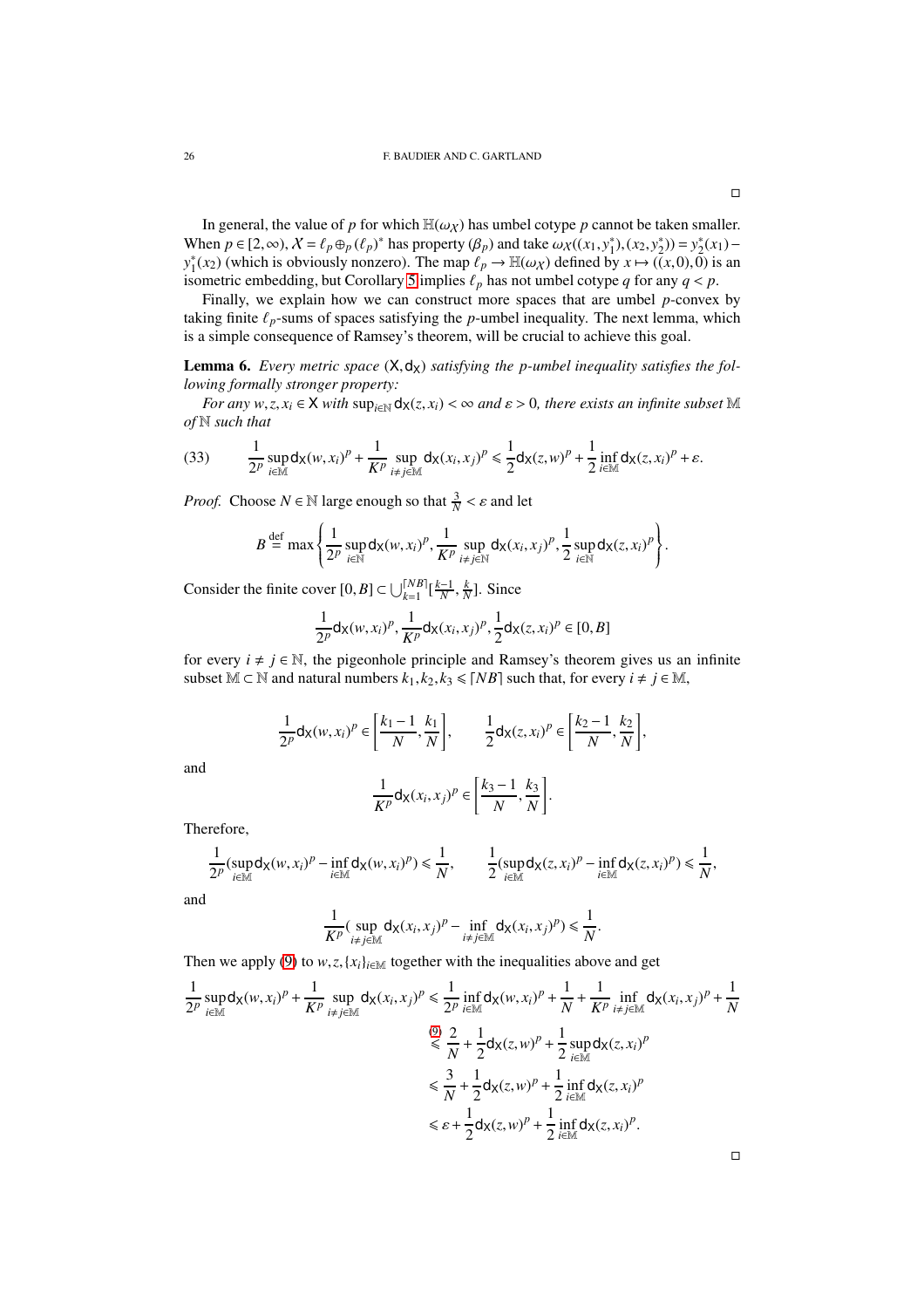□

In general, the value of $p$ for which $\mathbb{H}(\omega_{\mathcal{X}})$ has umbel cotype $p$ cannot be taken smaller. When $p \in [2, \infty)$, $\mathcal{X} = \ell_p \oplus_p (\ell_p)^*$ has property $(\beta_p)$ and take $\omega_{\mathcal{X}}((x_1, y_1^*), (x_2, y_2^*)) = y_2^*(x_1) - y_1^*(x_2)$ (which is obviously nonzero). The map $\ell_p \to \mathbb{H}(\omega_{\mathcal{X}})$ defined by $x \mapsto ((x, 0), 0)$ is an isometric embedding, but Corollary 5 implies $\ell_p$ has not umbel cotype $q$ for any $q < p$.

Finally, we explain how we can construct more spaces that are umbel $p$-convex by taking finite $\ell_p$-sums of spaces satisfying the $p$-umbel inequality. The next lemma, which is a simple consequence of Ramsey's theorem, will be crucial to achieve this goal.

**Lemma 6.** *Every metric space $(\mathsf{X}, \mathsf{d}_\mathsf{X})$ satisfying the $p$-umbel inequality satisfies the following formally stronger property:*

*For any $w, z, x_i \in \mathsf{X}$ with $\sup_{i \in \mathbb{N}} \mathsf{d}_\mathsf{X}(z, x_i) < \infty$ and $\varepsilon > 0$, there exists an infinite subset $\mathbb{M}$ of $\mathbb{N}$ such that*

$$\frac{1}{2^p} \sup_{i \in \mathbb{M}} \mathsf{d}_\mathsf{X}(w, x_i)^p + \frac{1}{K^p} \sup_{i \neq j \in \mathbb{M}} \mathsf{d}_\mathsf{X}(x_i, x_j)^p \leqslant \frac{1}{2} \mathsf{d}_\mathsf{X}(z, w)^p + \frac{1}{2} \inf_{i \in \mathbb{M}} \mathsf{d}_\mathsf{X}(z, x_i)^p + \varepsilon. \tag{33}$$

*Proof.* Choose $N \in \mathbb{N}$ large enough so that $\frac{3}{N} < \varepsilon$ and let

$$B \stackrel{\text{def}}{=} \max \left\{ \frac{1}{2^p} \sup_{i \in \mathbb{N}} \mathsf{d}_\mathsf{X}(w, x_i)^p, \frac{1}{K^p} \sup_{i \neq j \in \mathbb{N}} \mathsf{d}_\mathsf{X}(x_i, x_j)^p, \frac{1}{2} \sup_{i \in \mathbb{N}} \mathsf{d}_\mathsf{X}(z, x_i)^p \right\}.$$

Consider the finite cover $[0, B] \subset \bigcup_{k=1}^{\lceil NB \rceil} [\frac{k-1}{N}, \frac{k}{N}]$. Since

$$\frac{1}{2^p} \mathsf{d}_\mathsf{X}(w, x_i)^p, \frac{1}{K^p} \mathsf{d}_\mathsf{X}(x_i, x_j)^p, \frac{1}{2} \mathsf{d}_\mathsf{X}(z, x_i)^p \in [0, B]$$

for every $i \neq j \in \mathbb{N}$, the pigeonhole principle and Ramsey's theorem gives us an infinite subset $\mathbb{M} \subset \mathbb{N}$ and natural numbers $k_1, k_2, k_3 \leqslant \lceil NB \rceil$ such that, for every $i \neq j \in \mathbb{M}$,

$$\frac{1}{2^p} \mathsf{d}_\mathsf{X}(w, x_i)^p \in \left[ \frac{k_1 - 1}{N}, \frac{k_1}{N} \right], \qquad \frac{1}{2} \mathsf{d}_\mathsf{X}(z, x_i)^p \in \left[ \frac{k_2 - 1}{N}, \frac{k_2}{N} \right],$$

and

$$\frac{1}{K^p} \mathsf{d}_\mathsf{X}(x_i, x_j)^p \in \left[ \frac{k_3 - 1}{N}, \frac{k_3}{N} \right].$$

Therefore,

$$\frac{1}{2^p} (\sup_{i \in \mathbb{M}} \mathsf{d}_\mathsf{X}(w, x_i)^p - \inf_{i \in \mathbb{M}} \mathsf{d}_\mathsf{X}(w, x_i)^p) \leqslant \frac{1}{N}, \qquad \frac{1}{2} (\sup_{i \in \mathbb{M}} \mathsf{d}_\mathsf{X}(z, x_i)^p - \inf_{i \in \mathbb{M}} \mathsf{d}_\mathsf{X}(z, x_i)^p) \leqslant \frac{1}{N},$$

and

$$\frac{1}{K^p} (\sup_{i \neq j \in \mathbb{M}} \mathsf{d}_\mathsf{X}(x_i, x_j)^p - \inf_{i \neq j \in \mathbb{M}} \mathsf{d}_\mathsf{X}(x_i, x_j)^p) \leqslant \frac{1}{N}.$$

Then we apply (9) to $w, z, \{x_i\}_{i \in \mathbb{M}}$ together with the inequalities above and get

$$\begin{aligned}
\frac{1}{2^p} \sup_{i \in \mathbb{M}} \mathsf{d}_\mathsf{X}(w, x_i)^p + \frac{1}{K^p} \sup_{i \neq j \in \mathbb{M}} \mathsf{d}_\mathsf{X}(x_i, x_j)^p &\leqslant \frac{1}{2^p} \inf_{i \in \mathbb{M}} \mathsf{d}_\mathsf{X}(w, x_i)^p + \frac{1}{N} + \frac{1}{K^p} \inf_{i \neq j \in \mathbb{M}} \mathsf{d}_\mathsf{X}(x_i, x_j)^p + \frac{1}{N} \\
&\overset{(9)}{\leqslant} \frac{2}{N} + \frac{1}{2} \mathsf{d}_\mathsf{X}(z, w)^p + \frac{1}{2} \sup_{i \in \mathbb{M}} \mathsf{d}_\mathsf{X}(z, x_i)^p \\
&\leqslant \frac{3}{N} + \frac{1}{2} \mathsf{d}_\mathsf{X}(z, w)^p + \frac{1}{2} \inf_{i \in \mathbb{M}} \mathsf{d}_\mathsf{X}(z, x_i)^p \\
&\leqslant \varepsilon + \frac{1}{2} \mathsf{d}_\mathsf{X}(z, w)^p + \frac{1}{2} \inf_{i \in \mathbb{M}} \mathsf{d}_\mathsf{X}(z, x_i)^p.
\end{aligned}$$

□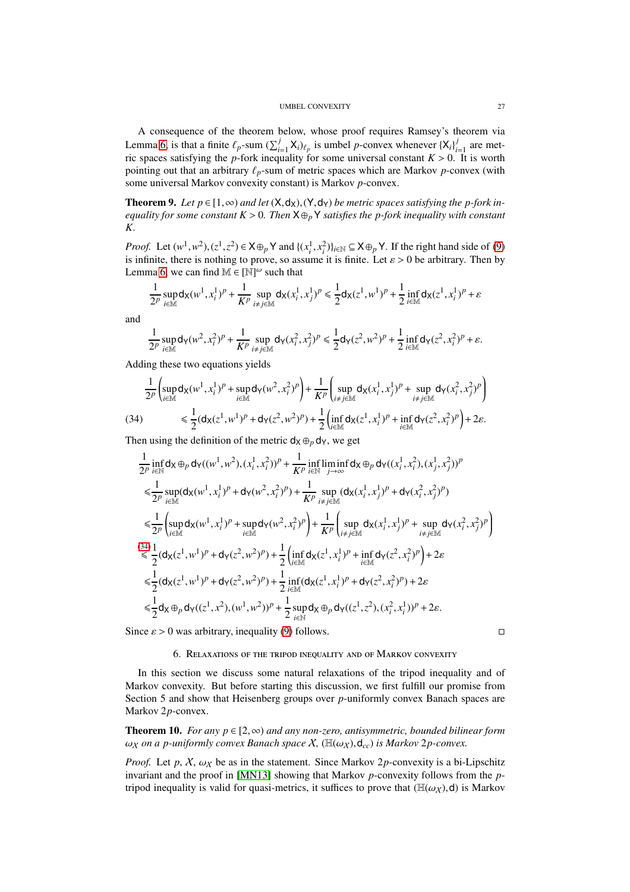A consequence of the theorem below, whose proof requires Ramsey's theorem via Lemma 6, is that a finite $\ell_p$-sum $(\sum_{i=1}^j \mathsf{X}_i)_{\ell_p}$ is umbel $p$-convex whenever $\{\mathsf{X}_i\}_{i=1}^j$ are metric spaces satisfying the $p$-fork inequality for some universal constant $K>0$. It is worth pointing out that an arbitrary $\ell_p$-sum of metric spaces which are Markov $p$-convex (with some universal Markov convexity constant) is Markov $p$-convex.

**Theorem 9.** *Let $p \in [1,\infty)$ and let $(\mathsf{X},\mathsf{d}_\mathsf{X}),(\mathsf{Y},\mathsf{d}_\mathsf{Y})$ be metric spaces satisfying the $p$-fork inequality for some constant $K>0$. Then $\mathsf{X}\oplus_p \mathsf{Y}$ satisfies the $p$-fork inequality with constant $K$.*

*Proof.* Let $(w^1,w^2),(z^1,z^2)\in \mathsf{X}\oplus_p\mathsf{Y}$ and $\{(x_i^1,x_i^2)\}_{i\in\mathbb{N}}\subseteq \mathsf{X}\oplus_p\mathsf{Y}$. If the right hand side of (9) is infinite, there is nothing to prove, so assume it is finite. Let $\varepsilon>0$ be arbitrary. Then by Lemma 6, we can find $\mathbb{M}\in[\mathbb{N}]^\omega$ such that

$$\frac{1}{2^p}\sup_{i\in\mathbb{M}}\mathsf{d}_\mathsf{X}(w^1,x_i^1)^p+\frac{1}{K^p}\sup_{i\neq j\in\mathbb{M}}\mathsf{d}_\mathsf{X}(x_i^1,x_j^1)^p\leqslant\frac{1}{2}\mathsf{d}_\mathsf{X}(z^1,w^1)^p+\frac{1}{2}\inf_{i\in\mathbb{M}}\mathsf{d}_\mathsf{X}(z^1,x_i^1)^p+\varepsilon$$

and

$$\frac{1}{2^p}\sup_{i\in\mathbb{M}}\mathsf{d}_\mathsf{Y}(w^2,x_i^2)^p+\frac{1}{K^p}\sup_{i\neq j\in\mathbb{M}}\mathsf{d}_\mathsf{Y}(x_i^2,x_j^2)^p\leqslant\frac{1}{2}\mathsf{d}_\mathsf{Y}(z^2,w^2)^p+\frac{1}{2}\inf_{i\in\mathbb{M}}\mathsf{d}_\mathsf{Y}(z^2,x_i^2)^p+\varepsilon.$$

Adding these two equations yields

$$\begin{aligned}&\frac{1}{2^p}\left(\sup_{i\in\mathbb{M}}\mathsf{d}_\mathsf{X}(w^1,x_i^1)^p+\sup_{i\in\mathbb{M}}\mathsf{d}_\mathsf{Y}(w^2,x_i^2)^p\right)+\frac{1}{K^p}\left(\sup_{i\neq j\in\mathbb{M}}\mathsf{d}_\mathsf{X}(x_i^1,x_j^1)^p+\sup_{i\neq j\in\mathbb{M}}\mathsf{d}_\mathsf{Y}(x_i^2,x_j^2)^p\right)\\ &\qquad\leqslant\frac{1}{2}(\mathsf{d}_\mathsf{X}(z^1,w^1)^p+\mathsf{d}_\mathsf{Y}(z^2,w^2)^p)+\frac{1}{2}\left(\inf_{i\in\mathbb{M}}\mathsf{d}_\mathsf{X}(z^1,x_i^1)^p+\inf_{i\in\mathbb{M}}\mathsf{d}_\mathsf{Y}(z^2,x_i^2)^p\right)+2\varepsilon.\end{aligned}\tag{34}$$

Then using the definition of the metric $\mathsf{d}_\mathsf{X}\oplus_p\mathsf{d}_\mathsf{Y}$, we get

$$\begin{aligned}&\frac{1}{2^p}\inf_{i\in\mathbb{N}}\mathsf{d}_\mathsf{X}\oplus_p\mathsf{d}_\mathsf{Y}((w^1,w^2),(x_i^1,x_i^2))^p+\frac{1}{K^p}\inf_{i\in\mathbb{N}}\liminf_{j\to\infty}\mathsf{d}_\mathsf{X}\oplus_p\mathsf{d}_\mathsf{Y}((x_i^1,x_i^2),(x_j^1,x_j^2))^p\\
&\leqslant\frac{1}{2^p}\sup_{i\in\mathbb{M}}(\mathsf{d}_\mathsf{X}(w^1,x_i^1)^p+\mathsf{d}_\mathsf{Y}(w^2,x_i^2)^p)+\frac{1}{K^p}\sup_{i\neq j\in\mathbb{M}}(\mathsf{d}_\mathsf{X}(x_i^1,x_j^1)^p+\mathsf{d}_\mathsf{Y}(x_i^2,x_j^2)^p)\\
&\leqslant\frac{1}{2^p}\left(\sup_{i\in\mathbb{M}}\mathsf{d}_\mathsf{X}(w^1,x_i^1)^p+\sup_{i\in\mathbb{M}}\mathsf{d}_\mathsf{Y}(w^2,x_i^2)^p\right)+\frac{1}{K^p}\left(\sup_{i\neq j\in\mathbb{M}}\mathsf{d}_\mathsf{X}(x_i^1,x_j^1)^p+\sup_{i\neq j\in\mathbb{M}}\mathsf{d}_\mathsf{Y}(x_i^2,x_j^2)^p\right)\\
&\overset{(34)}{\leqslant}\frac{1}{2}(\mathsf{d}_\mathsf{X}(z^1,w^1)^p+\mathsf{d}_\mathsf{Y}(z^2,w^2)^p)+\frac{1}{2}\left(\inf_{i\in\mathbb{M}}\mathsf{d}_\mathsf{X}(z^1,x_i^1)^p+\inf_{i\in\mathbb{M}}\mathsf{d}_\mathsf{Y}(z^2,x_i^2)^p\right)+2\varepsilon\\
&\leqslant\frac{1}{2}(\mathsf{d}_\mathsf{X}(z^1,w^1)^p+\mathsf{d}_\mathsf{Y}(z^2,w^2)^p)+\frac{1}{2}\inf_{i\in\mathbb{M}}(\mathsf{d}_\mathsf{X}(z^1,x_i^1)^p+\mathsf{d}_\mathsf{Y}(z^2,x_i^2)^p)+2\varepsilon\\
&\leqslant\frac{1}{2}\mathsf{d}_\mathsf{X}\oplus_p\mathsf{d}_\mathsf{Y}((z^1,x^2),(w^1,w^2))^p+\frac{1}{2}\sup_{i\in\mathbb{N}}\mathsf{d}_\mathsf{X}\oplus_p\mathsf{d}_\mathsf{Y}((z^1,z^2),(x_i^2,x_i^1))^p+2\varepsilon.\end{aligned}$$

Since $\varepsilon>0$ was arbitrary, inequality (9) follows. □

## 6. Relaxations of the tripod inequality and of Markov convexity

In this section we discuss some natural relaxations of the tripod inequality and of Markov convexity. But before starting this discussion, we first fulfill our promise from Section 5 and show that Heisenberg groups over $p$-uniformly convex Banach spaces are Markov $2p$-convex.

**Theorem 10.** *For any $p\in[2,\infty)$ and any non-zero, antisymmetric, bounded bilinear form $\omega_X$ on a $p$-uniformly convex Banach space $X$, $(\mathbb{H}(\omega_X),\mathsf{d}_{cc})$ is Markov $2p$-convex.*

*Proof.* Let $p$, $X$, $\omega_X$ be as in the statement. Since Markov $2p$-convexity is a bi-Lipschitz invariant and the proof in [MN13] showing that Markov $p$-convexity follows from the $p$-tripod inequality is valid for quasi-metrics, it suffices to prove that $(\mathbb{H}(\omega_X),\mathsf{d})$ is Markov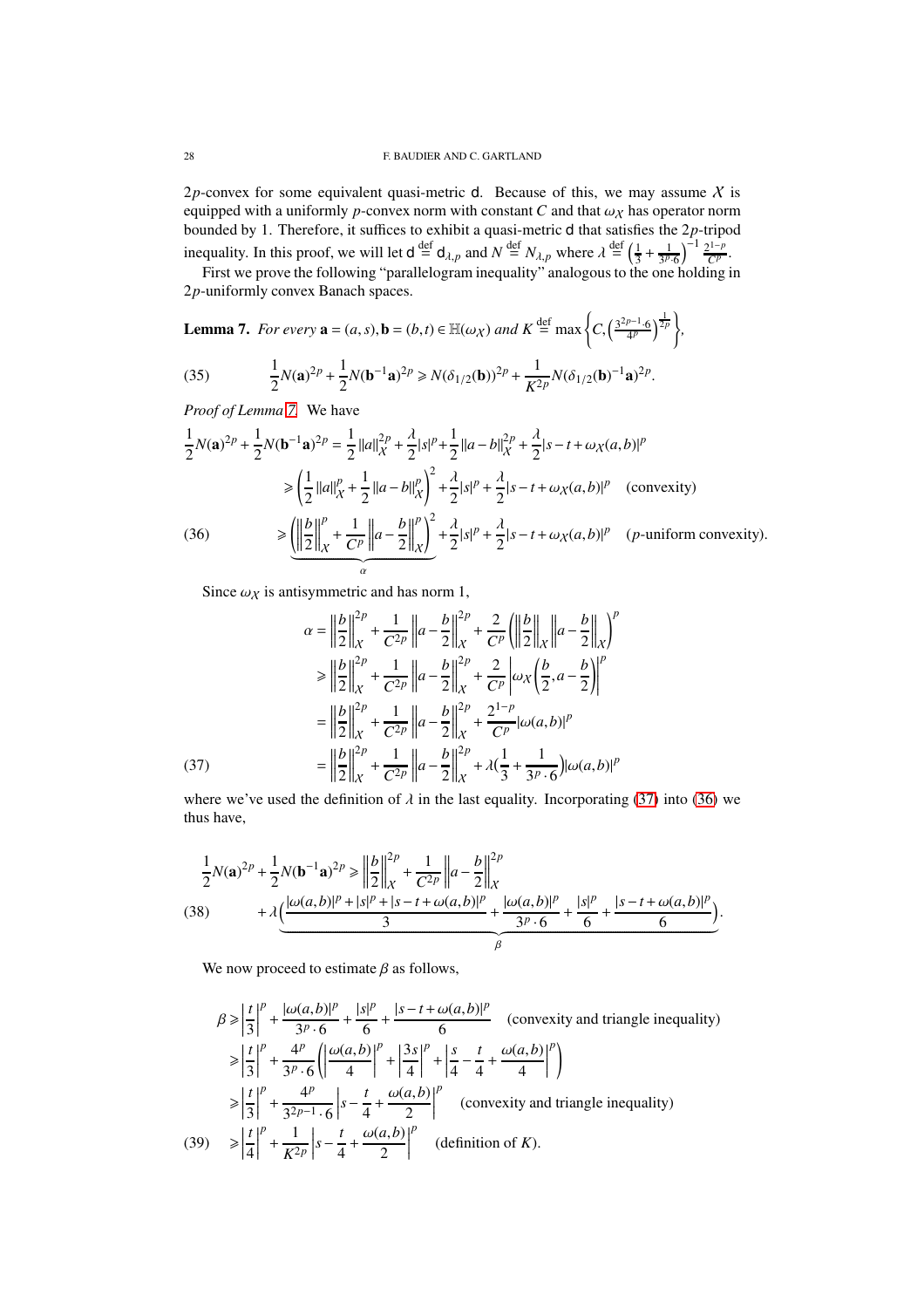$2p$-convex for some equivalent quasi-metric $\mathsf{d}$. Because of this, we may assume $X$ is equipped with a uniformly $p$-convex norm with constant $C$ and that $\omega_X$ has operator norm bounded by 1. Therefore, it suffices to exhibit a quasi-metric $\mathsf{d}$ that satisfies the $2p$-tripod inequality. In this proof, we will let $\mathsf{d} \stackrel{\text{def}}{=} \mathsf{d}_{\lambda,p}$ and $N \stackrel{\text{def}}{=} N_{\lambda,p}$ where $\lambda \stackrel{\text{def}}{=} \left(\frac{1}{3}+\frac{1}{3^p\cdot 6}\right)^{-1}\frac{2^{1-p}}{C^p}$.

First we prove the following "parallelogram inequality" analogous to the one holding in $2p$-uniformly convex Banach spaces.

**Lemma 7.** *For every $\mathbf{a}=(a,s),\mathbf{b}=(b,t)\in\mathbb{H}(\omega_X)$ and $K \stackrel{\text{def}}{=} \max\left\{C,\left(\frac{3^{2p-1}\cdot 6}{4^p}\right)^{\frac{1}{2p}}\right\}$,*

$$
\frac{1}{2}N(\mathbf{a})^{2p}+\frac{1}{2}N(\mathbf{b}^{-1}\mathbf{a})^{2p} \geqslant N(\delta_{1/2}(\mathbf{b}))^{2p}+\frac{1}{K^{2p}}N(\delta_{1/2}(\mathbf{b})^{-1}\mathbf{a})^{2p}. \tag{35}
$$

*Proof of Lemma 7.* We have

$$
\begin{aligned}
\frac{1}{2}N(\mathbf{a})^{2p}+\frac{1}{2}N(\mathbf{b}^{-1}\mathbf{a})^{2p} &= \frac{1}{2}\|a\|_X^{2p}+\frac{\lambda}{2}|s|^p+\frac{1}{2}\|a-b\|_X^{2p}+\frac{\lambda}{2}|s-t+\omega_X(a,b)|^p \\
&\geqslant \left(\frac{1}{2}\|a\|_X^p+\frac{1}{2}\|a-b\|_X^p\right)^2+\frac{\lambda}{2}|s|^p+\frac{\lambda}{2}|s-t+\omega_X(a,b)|^p \quad \text{(convexity)} \\
&\geqslant \underbrace{\left(\left\|\frac{b}{2}\right\|_X^p+\frac{1}{C^p}\left\|a-\frac{b}{2}\right\|_X^p\right)^2}_{\alpha}+\frac{\lambda}{2}|s|^p+\frac{\lambda}{2}|s-t+\omega_X(a,b)|^p \quad \text{($p$-uniform convexity).}
\end{aligned} \tag{36}
$$

Since $\omega_X$ is antisymmetric and has norm 1,

$$
\begin{aligned}
\alpha &= \left\|\frac{b}{2}\right\|_X^{2p}+\frac{1}{C^{2p}}\left\|a-\frac{b}{2}\right\|_X^{2p}+\frac{2}{C^p}\left(\left\|\frac{b}{2}\right\|_X\left\|a-\frac{b}{2}\right\|_X\right)^p \\
&\geqslant \left\|\frac{b}{2}\right\|_X^{2p}+\frac{1}{C^{2p}}\left\|a-\frac{b}{2}\right\|_X^{2p}+\frac{2}{C^p}\left|\omega_X\left(\frac{b}{2},a-\frac{b}{2}\right)\right|^p \\
&= \left\|\frac{b}{2}\right\|_X^{2p}+\frac{1}{C^{2p}}\left\|a-\frac{b}{2}\right\|_X^{2p}+\frac{2^{1-p}}{C^p}|\omega(a,b)|^p \\
&= \left\|\frac{b}{2}\right\|_X^{2p}+\frac{1}{C^{2p}}\left\|a-\frac{b}{2}\right\|_X^{2p}+\lambda\Big(\frac{1}{3}+\frac{1}{3^p\cdot 6}\Big)|\omega(a,b)|^p
\end{aligned} \tag{37}
$$

where we've used the definition of $\lambda$ in the last equality. Incorporating (37) into (36) we thus have,

$$
\begin{aligned}
\frac{1}{2}N(\mathbf{a})^{2p}+\frac{1}{2}N(\mathbf{b}^{-1}\mathbf{a})^{2p} &\geqslant \left\|\frac{b}{2}\right\|_X^{2p}+\frac{1}{C^{2p}}\left\|a-\frac{b}{2}\right\|_X^{2p} \\
&\quad +\lambda\underbrace{\Big(\frac{|\omega(a,b)|^p+|s|^p+|s-t+\omega(a,b)|^p}{3}+\frac{|\omega(a,b)|^p}{3^p\cdot 6}+\frac{|s|^p}{6}+\frac{|s-t+\omega(a,b)|^p}{6}\Big)}_{\beta}.
\end{aligned} \tag{38}
$$

We now proceed to estimate $\beta$ as follows,

$$
\begin{aligned}
\beta &\geqslant \left|\frac{t}{3}\right|^p+\frac{|\omega(a,b)|^p}{3^p\cdot 6}+\frac{|s|^p}{6}+\frac{|s-t+\omega(a,b)|^p}{6} \quad \text{(convexity and triangle inequality)} \\
&\geqslant \left|\frac{t}{3}\right|^p+\frac{4^p}{3^p\cdot 6}\left(\left|\frac{\omega(a,b)}{4}\right|^p+\left|\frac{3s}{4}\right|^p+\left|\frac{s}{4}-\frac{t}{4}+\frac{\omega(a,b)}{4}\right|^p\right) \\
&\geqslant \left|\frac{t}{3}\right|^p+\frac{4^p}{3^{2p-1}\cdot 6}\left|s-\frac{t}{4}+\frac{\omega(a,b)}{2}\right|^p \quad \text{(convexity and triangle inequality)} \\
&\geqslant \left|\frac{t}{4}\right|^p+\frac{1}{K^{2p}}\left|s-\frac{t}{4}+\frac{\omega(a,b)}{2}\right|^p \quad \text{(definition of $K$).}
\end{aligned} \tag{39}
$$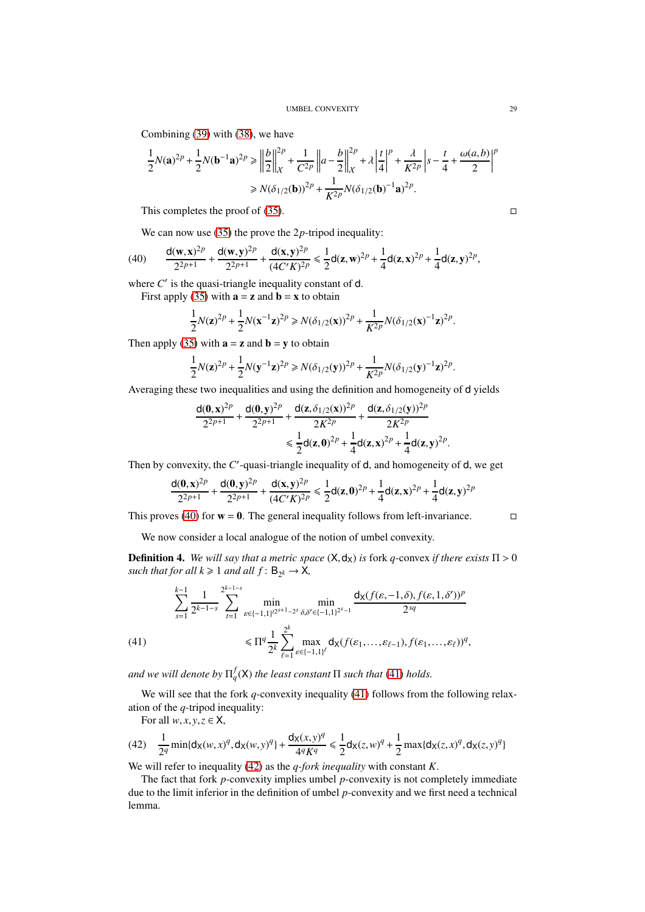Combining (39) with (38), we have

$$\frac{1}{2}N(\mathbf{a})^{2p} + \frac{1}{2}N(\mathbf{b}^{-1}\mathbf{a})^{2p} \geqslant \left\|\frac{b}{2}\right\|_X^{2p} + \frac{1}{C^{2p}}\left\|a - \frac{b}{2}\right\|_X^{2p} + \lambda\left|\frac{t}{4}\right|^p + \frac{\lambda}{K^{2p}}\left|s - \frac{t}{4} + \frac{\omega(a,b)}{2}\right|^p$$
$$\geqslant N(\delta_{1/2}(\mathbf{b}))^{2p} + \frac{1}{K^{2p}}N(\delta_{1/2}(\mathbf{b})^{-1}\mathbf{a})^{2p}.$$

This completes the proof of (35). □

We can now use (35) the prove the $2p$-tripod inequality:

$$\frac{\mathsf{d}(\mathbf{w},\mathbf{x})^{2p}}{2^{2p+1}} + \frac{\mathsf{d}(\mathbf{w},\mathbf{y})^{2p}}{2^{2p+1}} + \frac{\mathsf{d}(\mathbf{x},\mathbf{y})^{2p}}{(4C'K)^{2p}} \leqslant \frac{1}{2}\mathsf{d}(\mathbf{z},\mathbf{w})^{2p} + \frac{1}{4}\mathsf{d}(\mathbf{z},\mathbf{x})^{2p} + \frac{1}{4}\mathsf{d}(\mathbf{z},\mathbf{y})^{2p}, \tag{40}$$

where $C'$ is the quasi-triangle inequality constant of $\mathsf{d}$.

First apply (35) with $\mathbf{a} = \mathbf{z}$ and $\mathbf{b} = \mathbf{x}$ to obtain

$$\frac{1}{2}N(\mathbf{z})^{2p} + \frac{1}{2}N(\mathbf{x}^{-1}\mathbf{z})^{2p} \geqslant N(\delta_{1/2}(\mathbf{x}))^{2p} + \frac{1}{K^{2p}}N(\delta_{1/2}(\mathbf{x})^{-1}\mathbf{z})^{2p}.$$

Then apply (35) with $\mathbf{a} = \mathbf{z}$ and $\mathbf{b} = \mathbf{y}$ to obtain

$$\frac{1}{2}N(\mathbf{z})^{2p} + \frac{1}{2}N(\mathbf{y}^{-1}\mathbf{z})^{2p} \geqslant N(\delta_{1/2}(\mathbf{y}))^{2p} + \frac{1}{K^{2p}}N(\delta_{1/2}(\mathbf{y})^{-1}\mathbf{z})^{2p}.$$

Averaging these two inequalities and using the definition and homogeneity of $\mathsf{d}$ yields

$$\frac{\mathsf{d}(\mathbf{0},\mathbf{x})^{2p}}{2^{2p+1}} + \frac{\mathsf{d}(\mathbf{0},\mathbf{y})^{2p}}{2^{2p+1}} + \frac{\mathsf{d}(\mathbf{z},\delta_{1/2}(\mathbf{x}))^{2p}}{2K^{2p}} + \frac{\mathsf{d}(\mathbf{z},\delta_{1/2}(\mathbf{y}))^{2p}}{2K^{2p}}$$
$$\leqslant \frac{1}{2}\mathsf{d}(\mathbf{z},\mathbf{0})^{2p} + \frac{1}{4}\mathsf{d}(\mathbf{z},\mathbf{x})^{2p} + \frac{1}{4}\mathsf{d}(\mathbf{z},\mathbf{y})^{2p}.$$

Then by convexity, the $C'$-quasi-triangle inequality of $\mathsf{d}$, and homogeneity of $\mathsf{d}$, we get

$$\frac{\mathsf{d}(\mathbf{0},\mathbf{x})^{2p}}{2^{2p+1}} + \frac{\mathsf{d}(\mathbf{0},\mathbf{y})^{2p}}{2^{2p+1}} + \frac{\mathsf{d}(\mathbf{x},\mathbf{y})^{2p}}{(4C'K)^{2p}} \leqslant \frac{1}{2}\mathsf{d}(\mathbf{z},\mathbf{0})^{2p} + \frac{1}{4}\mathsf{d}(\mathbf{z},\mathbf{x})^{2p} + \frac{1}{4}\mathsf{d}(\mathbf{z},\mathbf{y})^{2p}$$

This proves (40) for $\mathbf{w} = \mathbf{0}$. The general inequality follows from left-invariance. □

We now consider a local analogue of the notion of umbel convexity.

**Definition 4.** *We will say that a metric space* $(\mathsf{X},\mathsf{d}_\mathsf{X})$ *is* fork $q$-convex *if there exists* $\Pi > 0$ *such that for all* $k \geqslant 1$ *and all* $f\colon \mathsf{B}_{2^k} \to \mathsf{X}$,

$$\sum_{s=1}^{k-1}\frac{1}{2^{k-1-s}}\sum_{t=1}^{2^{k-1-s}}\min_{\varepsilon\in\{-1,1\}^{t2^{s+1}-2^s}}\min_{\delta,\delta'\in\{-1,1\}^{2^s-1}}\frac{\mathsf{d}_\mathsf{X}(f(\varepsilon,-1,\delta),f(\varepsilon,1,\delta'))^p}{2^{sq}}$$
$$\leqslant \Pi^q\frac{1}{2^k}\sum_{\ell=1}^{2^k}\max_{\varepsilon\in\{-1,1\}^\ell}\mathsf{d}_\mathsf{X}(f(\varepsilon_1,\ldots,\varepsilon_{\ell-1}),f(\varepsilon_1,\ldots,\varepsilon_\ell))^q, \tag{41}$$

*and we will denote by* $\Pi_q^f(\mathsf{X})$ *the least constant* $\Pi$ *such that* (41) *holds.*

We will see that the fork $q$-convexity inequality (41) follows from the following relaxation of the $q$-tripod inequality:

For all $w,x,y,z \in \mathsf{X}$,

$$\frac{1}{2^q}\min\{\mathsf{d}_\mathsf{X}(w,x)^q,\mathsf{d}_\mathsf{X}(w,y)^q\} + \frac{\mathsf{d}_\mathsf{X}(x,y)^q}{4^qK^q} \leqslant \frac{1}{2}\mathsf{d}_\mathsf{X}(z,w)^q + \frac{1}{2}\max\{\mathsf{d}_\mathsf{X}(z,x)^q,\mathsf{d}_\mathsf{X}(z,y)^q\} \tag{42}$$

We will refer to inequality (42) as the *$q$-fork inequality* with constant $K$.

The fact that fork $p$-convexity implies umbel $p$-convexity is not completely immediate due to the limit inferior in the definition of umbel $p$-convexity and we first need a technical lemma.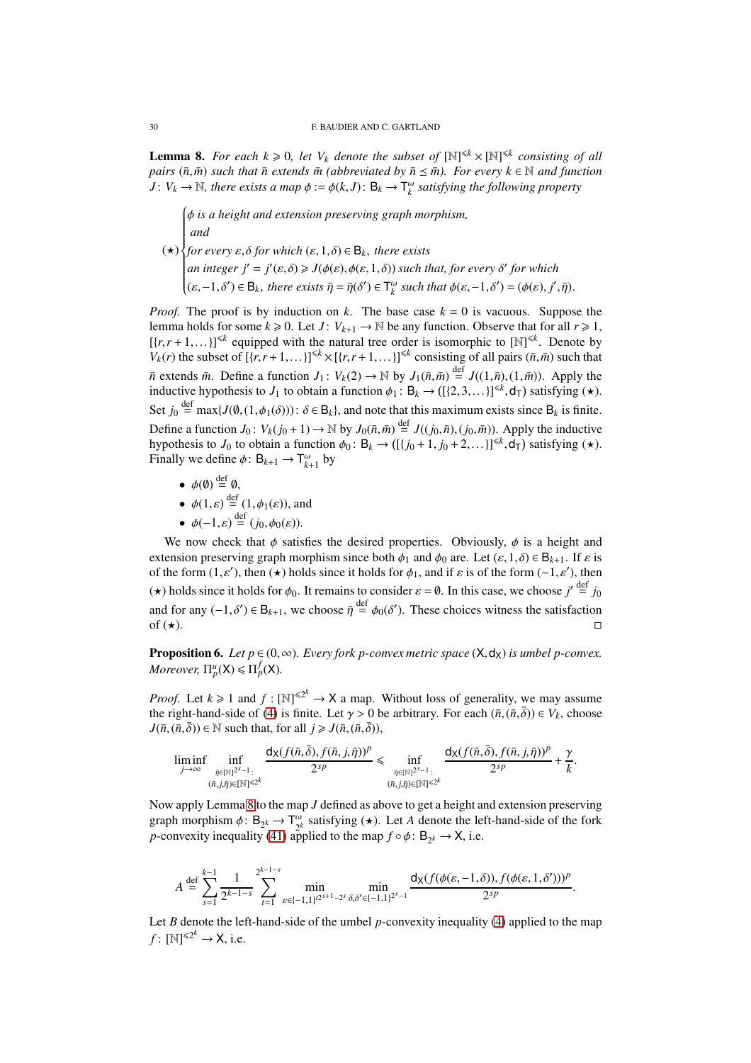**Lemma 8.** *For each $k \geqslant 0$, let $V_k$ denote the subset of $[\mathbb{N}]^{\leqslant k} \times [\mathbb{N}]^{\leqslant k}$ consisting of all pairs $(\bar{n}, \bar{m})$ such that $\bar{n}$ extends $\bar{m}$ (abbreviated by $\bar{n} \preceq \bar{m}$). For every $k \in \mathbb{N}$ and function $J \colon V_k \to \mathbb{N}$, there exists a map $\phi := \phi(k, J) \colon \mathsf{B}_k \to \mathsf{T}_k^\omega$ satisfying the following property*

$$
(\star)\begin{cases}
\phi \text{ is a height and extension preserving graph morphism,} \\
\text{and} \\
\text{for every } \varepsilon, \delta \text{ for which } (\varepsilon, 1, \delta) \in \mathsf{B}_k, \text{ there exists} \\
\text{an integer } j' = j'(\varepsilon, \delta) \geqslant J(\phi(\varepsilon), \phi(\varepsilon, 1, \delta)) \text{ such that, for every } \delta' \text{ for which} \\
(\varepsilon, -1, \delta') \in \mathsf{B}_k, \text{ there exists } \bar{\eta} = \bar{\eta}(\delta') \in \mathsf{T}_k^\omega \text{ such that } \phi(\varepsilon, -1, \delta') = (\phi(\varepsilon), j', \bar{\eta}).
\end{cases}
$$

*Proof.* The proof is by induction on $k$. The base case $k = 0$ is vacuous. Suppose the lemma holds for some $k \geqslant 0$. Let $J \colon V_{k+1} \to \mathbb{N}$ be any function. Observe that for all $r \geqslant 1$, $[\{r, r+1, \dots\}]^{\leqslant k}$ equipped with the natural tree order is isomorphic to $[\mathbb{N}]^{\leqslant k}$. Denote by $V_k(r)$ the subset of $[\{r, r+1, \dots\}]^{\leqslant k} \times [\{r, r+1, \dots\}]^{\leqslant k}$ consisting of all pairs $(\bar{n}, \bar{m})$ such that $\bar{n}$ extends $\bar{m}$. Define a function $J_1 \colon V_k(2) \to \mathbb{N}$ by $J_1(\bar{n}, \bar{m}) \stackrel{\text{def}}{=} J((1, \bar{n}), (1, \bar{m}))$. Apply the inductive hypothesis to $J_1$ to obtain a function $\phi_1 \colon \mathsf{B}_k \to ([\{2, 3, \dots\}]^{\leqslant k}, \mathsf{d}_\mathsf{T})$ satisfying $(\star)$. Set $j_0 \stackrel{\text{def}}{=} \max\{J(\emptyset, (1, \phi_1(\delta))) \colon \delta \in \mathsf{B}_k\}$, and note that this maximum exists since $\mathsf{B}_k$ is finite. Define a function $J_0 \colon V_k(j_0 + 1) \to \mathbb{N}$ by $J_0(\bar{n}, \bar{m}) \stackrel{\text{def}}{=} J((j_0, \bar{n}), (j_0, \bar{m}))$. Apply the inductive hypothesis to $J_0$ to obtain a function $\phi_0 \colon \mathsf{B}_k \to ([\{j_0 + 1, j_0 + 2, \dots\}]^{\leqslant k}, \mathsf{d}_\mathsf{T})$ satisfying $(\star)$. Finally we define $\phi \colon \mathsf{B}_{k+1} \to \mathsf{T}_{k+1}^\omega$ by

- $\phi(\emptyset) \stackrel{\text{def}}{=} \emptyset$,
- $\phi(1, \varepsilon) \stackrel{\text{def}}{=} (1, \phi_1(\varepsilon))$, and
- $\phi(-1, \varepsilon) \stackrel{\text{def}}{=} (j_0, \phi_0(\varepsilon))$.

We now check that $\phi$ satisfies the desired properties. Obviously, $\phi$ is a height and extension preserving graph morphism since both $\phi_1$ and $\phi_0$ are. Let $(\varepsilon, 1, \delta) \in \mathsf{B}_{k+1}$. If $\varepsilon$ is of the form $(1, \varepsilon')$, then $(\star)$ holds since it holds for $\phi_1$, and if $\varepsilon$ is of the form $(-1, \varepsilon')$, then $(\star)$ holds since it holds for $\phi_0$. It remains to consider $\varepsilon = \emptyset$. In this case, we choose $j' \stackrel{\text{def}}{=} j_0$ and for any $(-1, \delta') \in \mathsf{B}_{k+1}$, we choose $\bar{\eta} \stackrel{\text{def}}{=} \phi_0(\delta')$. These choices witness the satisfaction of $(\star)$. $\square$

**Proposition 6.** *Let $p \in (0, \infty)$. Every fork $p$-convex metric space $(\mathsf{X}, \mathsf{d}_\mathsf{X})$ is umbel $p$-convex. Moreover, $\Pi_p^u(\mathsf{X}) \leqslant \Pi_p^f(\mathsf{X})$.*

*Proof.* Let $k \geqslant 1$ and $f \colon [\mathbb{N}]^{\leqslant 2^k} \to \mathsf{X}$ a map. Without loss of generality, we may assume the right-hand-side of (4) is finite. Let $\gamma > 0$ be arbitrary. For each $(\bar{n}, (\bar{n}, \bar{\delta})) \in V_k$, choose $J(\bar{n}, (\bar{n}, \bar{\delta})) \in \mathbb{N}$ such that, for all $j \geqslant J(\bar{n}, (\bar{n}, \bar{\delta}))$,

$$
\liminf_{j \to \infty} \inf_{\substack{\bar{\eta} \in [\mathbb{N}]^{2^s - 1}: \\ (\bar{n}, j, \bar{\eta}) \in [\mathbb{N}]^{\leqslant 2^k}}} \frac{\mathsf{d}_\mathsf{X}(f(\bar{n}, \bar{\delta}), f(\bar{n}, j, \bar{\eta}))^p}{2^{sp}} \leqslant \inf_{\substack{\bar{\eta} \in [\mathbb{N}]^{2^s - 1}: \\ (\bar{n}, j, \bar{\eta}) \in [\mathbb{N}]^{\leqslant 2^k}}} \frac{\mathsf{d}_\mathsf{X}(f(\bar{n}, \bar{\delta}), f(\bar{n}, j, \bar{\eta}))^p}{2^{sp}} + \frac{\gamma}{k}.
$$

Now apply Lemma 8 to the map $J$ defined as above to get a height and extension preserving graph morphism $\phi \colon \mathsf{B}_{2^k} \to \mathsf{T}_{2^k}^\omega$ satisfying $(\star)$. Let $A$ denote the left-hand-side of the fork $p$-convexity inequality (41) applied to the map $f \circ \phi \colon \mathsf{B}_{2^k} \to \mathsf{X}$, i.e.

$$
A \stackrel{\text{def}}{=} \sum_{s=1}^{k-1} \frac{1}{2^{k-1-s}} \sum_{t=1}^{2^{k-1-s}} \min_{\varepsilon \in \{-1,1\}^{t2^{s+1} - 2^s}} \min_{\delta, \delta' \in \{-1,1\}^{2^s - 1}} \frac{\mathsf{d}_\mathsf{X}(f(\phi(\varepsilon, -1, \delta)), f(\phi(\varepsilon, 1, \delta')))^p}{2^{sp}}.
$$

Let $B$ denote the left-hand-side of the umbel $p$-convexity inequality (4) applied to the map $f \colon [\mathbb{N}]^{\leqslant 2^k} \to \mathsf{X}$, i.e.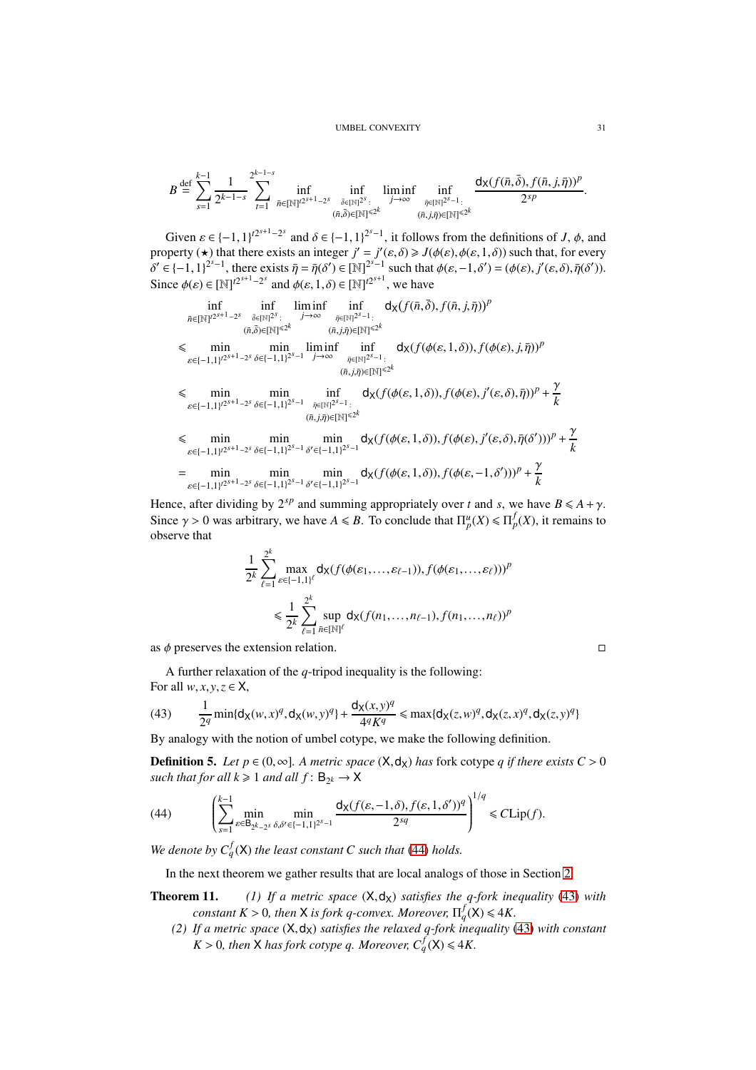$$B \stackrel{\text{def}}{=} \sum_{s=1}^{k-1} \frac{1}{2^{k-1-s}} \sum_{t=1}^{2^{k-1-s}} \inf_{\bar{n}\in[\mathbb{N}]^{t2^{s+1}-2^s}} \inf_{\substack{\bar{\delta}\in[\mathbb{N}]^{2^s}: \\ (\bar{n},\bar{\delta})\in[\mathbb{N}]^{\leqslant 2^k}}} \liminf_{j\to\infty} \inf_{\substack{\bar{\eta}\in[\mathbb{N}]^{2^s-1}: \\ (\bar{n},j,\bar{\eta})\in[\mathbb{N}]^{\leqslant 2^k}}} \frac{\mathsf{d}_{\mathsf{X}}(f(\bar{n},\bar{\delta}), f(\bar{n},j,\bar{\eta}))^p}{2^{sp}}.$$

Given $\varepsilon \in \{-1,1\}^{t2^{s+1}-2^s}$ and $\delta \in \{-1,1\}^{2^s-1}$, it follows from the definitions of $J$, $\phi$, and property ($\star$) that there exists an integer $j' = j'(\varepsilon,\delta) \geqslant J(\phi(\varepsilon), \phi(\varepsilon,1,\delta))$ such that, for every $\delta' \in \{-1,1\}^{2^s-1}$, there exists $\bar{\eta} = \bar{\eta}(\delta') \in [\mathbb{N}]^{2^s-1}$ such that $\phi(\varepsilon,-1,\delta') = (\phi(\varepsilon), j'(\varepsilon,\delta), \bar{\eta}(\delta'))$. Since $\phi(\varepsilon) \in [\mathbb{N}]^{t2^{s+1}-2^s}$ and $\phi(\varepsilon,1,\delta) \in [\mathbb{N}]^{t2^{s+1}}$, we have

$$\begin{aligned}
&\inf_{\bar{n}\in[\mathbb{N}]^{t2^{s+1}-2^s}} \inf_{\substack{\bar{\delta}\in[\mathbb{N}]^{2^s}: \\ (\bar{n},\bar{\delta})\in[\mathbb{N}]^{\leqslant 2^k}}} \liminf_{j\to\infty} \inf_{\substack{\bar{\eta}\in[\mathbb{N}]^{2^s-1}: \\ (\bar{n},j,\bar{\eta})\in[\mathbb{N}]^{\leqslant 2^k}}} \mathsf{d}_{\mathsf{X}}(f(\bar{n},\bar{\delta}), f(\bar{n},j,\bar{\eta}))^p \\
&\leqslant \min_{\varepsilon\in\{-1,1\}^{t2^{s+1}-2^s}} \min_{\delta\in\{-1,1\}^{2^s-1}} \liminf_{j\to\infty} \inf_{\substack{\bar{\eta}\in[\mathbb{N}]^{2^s-1}: \\ (\bar{n},j,\bar{\eta})\in[\mathbb{N}]^{\leqslant 2^k}}} \mathsf{d}_{\mathsf{X}}(f(\phi(\varepsilon,1,\delta)), f(\phi(\varepsilon),j,\bar{\eta}))^p \\
&\leqslant \min_{\varepsilon\in\{-1,1\}^{t2^{s+1}-2^s}} \min_{\delta\in\{-1,1\}^{2^s-1}} \inf_{\substack{\bar{\eta}\in[\mathbb{N}]^{2^s-1}: \\ (\bar{n},j,\bar{\eta})\in[\mathbb{N}]^{\leqslant 2^k}}} \mathsf{d}_{\mathsf{X}}(f(\phi(\varepsilon,1,\delta)), f(\phi(\varepsilon),j'(\varepsilon,\delta),\bar{\eta}))^p + \frac{\gamma}{k} \\
&\leqslant \min_{\varepsilon\in\{-1,1\}^{t2^{s+1}-2^s}} \min_{\delta\in\{-1,1\}^{2^s-1}} \min_{\delta'\in\{-1,1\}^{2^s-1}} \mathsf{d}_{\mathsf{X}}(f(\phi(\varepsilon,1,\delta)), f(\phi(\varepsilon),j'(\varepsilon,\delta),\bar{\eta}(\delta')))^p + \frac{\gamma}{k} \\
&= \min_{\varepsilon\in\{-1,1\}^{t2^{s+1}-2^s}} \min_{\delta\in\{-1,1\}^{2^s-1}} \min_{\delta'\in\{-1,1\}^{2^s-1}} \mathsf{d}_{\mathsf{X}}(f(\phi(\varepsilon,1,\delta)), f(\phi(\varepsilon,-1,\delta')))^p + \frac{\gamma}{k}
\end{aligned}$$

Hence, after dividing by $2^{sp}$ and summing appropriately over $t$ and $s$, we have $B \leqslant A + \gamma$. Since $\gamma > 0$ was arbitrary, we have $A \leqslant B$. To conclude that $\Pi_p^u(X) \leqslant \Pi_p^f(X)$, it remains to observe that

$$\begin{aligned}
\frac{1}{2^k} \sum_{\ell=1}^{2^k} &\max_{\varepsilon\in\{-1,1\}^\ell} \mathsf{d}_{\mathsf{X}}(f(\phi(\varepsilon_1,\ldots,\varepsilon_{\ell-1})), f(\phi(\varepsilon_1,\ldots,\varepsilon_\ell)))^p \\
&\leqslant \frac{1}{2^k} \sum_{\ell=1}^{2^k} \sup_{\bar{n}\in[\mathbb{N}]^\ell} \mathsf{d}_{\mathsf{X}}(f(n_1,\ldots,n_{\ell-1}), f(n_1,\ldots,n_\ell))^p
\end{aligned}$$

as $\phi$ preserves the extension relation. □

A further relaxation of the $q$-tripod inequality is the following:
For all $w,x,y,z \in \mathsf{X}$,

$$\frac{1}{2^q}\min\{\mathsf{d}_{\mathsf{X}}(w,x)^q, \mathsf{d}_{\mathsf{X}}(w,y)^q\} + \frac{\mathsf{d}_{\mathsf{X}}(x,y)^q}{4^q K^q} \leqslant \max\{\mathsf{d}_{\mathsf{X}}(z,w)^q, \mathsf{d}_{\mathsf{X}}(z,x)^q, \mathsf{d}_{\mathsf{X}}(z,y)^q\} \tag{43}$$

By analogy with the notion of umbel cotype, we make the following definition.

**Definition 5.** *Let $p \in (0,\infty]$. A metric space $(\mathsf{X},\mathsf{d}_{\mathsf{X}})$ has* fork cotype $q$ *if there exists $C > 0$ such that for all $k \geqslant 1$ and all $f\colon \mathsf{B}_{2^k} \to \mathsf{X}$*

$$\left(\sum_{s=1}^{k-1} \min_{\varepsilon\in\mathsf{B}_{2^k-2^s}} \min_{\delta,\delta'\in\{-1,1\}^{2^s-1}} \frac{\mathsf{d}_{\mathsf{X}}(f(\varepsilon,-1,\delta), f(\varepsilon,1,\delta'))^q}{2^{sq}}\right)^{1/q} \leqslant C\mathrm{Lip}(f). \tag{44}$$

*We denote by $C_q^f(\mathsf{X})$ the least constant $C$ such that (44) holds.*

In the next theorem we gather results that are local analogs of those in Section 2.

**Theorem 11.** *(1) If a metric space $(\mathsf{X},\mathsf{d}_{\mathsf{X}})$ satisfies the $q$-fork inequality (43) with constant $K > 0$, then $\mathsf{X}$ is fork $q$-convex. Moreover, $\Pi_q^f(\mathsf{X}) \leqslant 4K$.*

*(2) If a metric space $(\mathsf{X},\mathsf{d}_{\mathsf{X}})$ satisfies the relaxed $q$-fork inequality (43) with constant $K > 0$, then $\mathsf{X}$ has fork cotype $q$. Moreover, $C_q^f(\mathsf{X}) \leqslant 4K$.*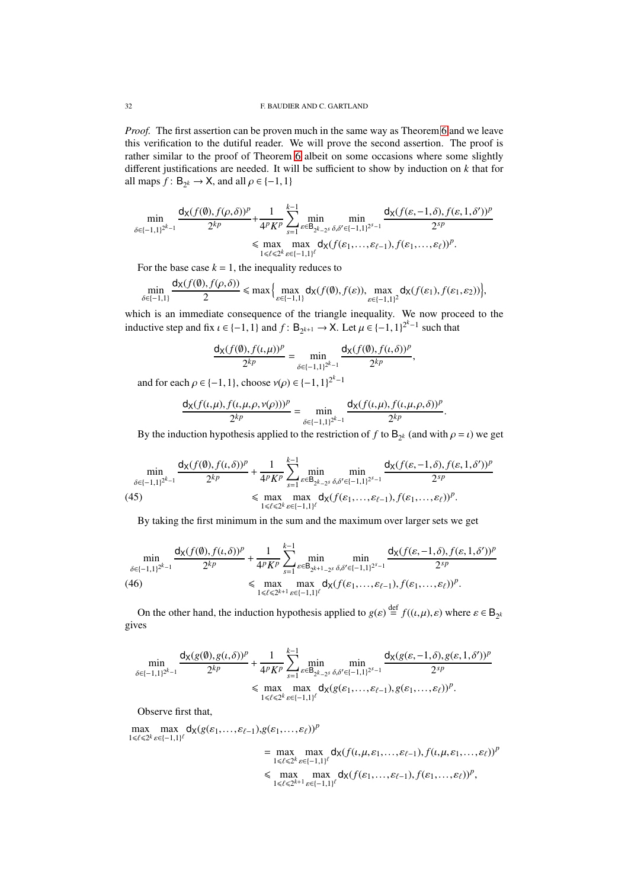*Proof.* The first assertion can be proven much in the same way as Theorem 6 and we leave this verification to the dutiful reader. We will prove the second assertion. The proof is rather similar to the proof of Theorem 6 albeit on some occasions where some slightly different justifications are needed. It will be sufficient to show by induction on $k$ that for all maps $f\colon \mathsf{B}_{2^k} \to \mathsf{X}$, and all $\rho \in \{-1,1\}$

$$\min_{\delta\in\{-1,1\}^{2^k-1}} \frac{\mathsf{d_X}(f(\emptyset), f(\rho,\delta))^p}{2^{kp}} + \frac{1}{4^pK^p}\sum_{s=1}^{k-1} \min_{\varepsilon\in\mathsf{B}_{2^k-2^s}} \min_{\delta,\delta'\in\{-1,1\}^{2^s-1}} \frac{\mathsf{d_X}(f(\varepsilon,-1,\delta), f(\varepsilon,1,\delta'))^p}{2^{sp}}$$
$$\leqslant \max_{1\leqslant \ell\leqslant 2^k}\max_{\varepsilon\in\{-1,1\}^\ell} \mathsf{d_X}(f(\varepsilon_1,\ldots,\varepsilon_{\ell-1}), f(\varepsilon_1,\ldots,\varepsilon_\ell))^p.$$

For the base case $k=1$, the inequality reduces to

$$\min_{\delta\in\{-1,1\}} \frac{\mathsf{d_X}(f(\emptyset), f(\rho,\delta))}{2} \leqslant \max\Big\{\max_{\varepsilon\in\{-1,1\}} \mathsf{d_X}(f(\emptyset), f(\varepsilon)), \max_{\varepsilon\in\{-1,1\}^2} \mathsf{d_X}(f(\varepsilon_1), f(\varepsilon_1,\varepsilon_2))\Big\},$$

which is an immediate consequence of the triangle inequality. We now proceed to the inductive step and fix $\iota \in \{-1,1\}$ and $f\colon \mathsf{B}_{2^{k+1}} \to \mathsf{X}$. Let $\mu \in \{-1,1\}^{2^k-1}$ such that

$$\frac{\mathsf{d_X}(f(\emptyset), f(\iota,\mu))^p}{2^{kp}} = \min_{\delta\in\{-1,1\}^{2^k-1}} \frac{\mathsf{d_X}(f(\emptyset), f(\iota,\delta))^p}{2^{kp}},$$

and for each $\rho \in \{-1,1\}$, choose $\nu(\rho) \in \{-1,1\}^{2^k-1}$

$$\frac{\mathsf{d_X}(f(\iota,\mu), f(\iota,\mu,\rho,\nu(\rho)))^p}{2^{kp}} = \min_{\delta\in\{-1,1\}^{2^k-1}} \frac{\mathsf{d_X}(f(\iota,\mu), f(\iota,\mu,\rho,\delta))^p}{2^{kp}}.$$

By the induction hypothesis applied to the restriction of $f$ to $\mathsf{B}_{2^k}$ (and with $\rho=\iota$) we get

$$\min_{\delta\in\{-1,1\}^{2^k-1}} \frac{\mathsf{d_X}(f(\emptyset), f(\iota,\delta))^p}{2^{kp}} + \frac{1}{4^pK^p}\sum_{s=1}^{k-1} \min_{\varepsilon\in\mathsf{B}_{2^k-2^s}} \min_{\delta,\delta'\in\{-1,1\}^{2^s-1}} \frac{\mathsf{d_X}(f(\varepsilon,-1,\delta), f(\varepsilon,1,\delta'))^p}{2^{sp}}$$
$$\leqslant \max_{1\leqslant \ell\leqslant 2^k}\max_{\varepsilon\in\{-1,1\}^\ell} \mathsf{d_X}(f(\varepsilon_1,\ldots,\varepsilon_{\ell-1}), f(\varepsilon_1,\ldots,\varepsilon_\ell))^p. \tag{45}$$

By taking the first minimum in the sum and the maximum over larger sets we get

$$\min_{\delta\in\{-1,1\}^{2^k-1}} \frac{\mathsf{d_X}(f(\emptyset), f(\iota,\delta))^p}{2^{kp}} + \frac{1}{4^pK^p}\sum_{s=1}^{k-1} \min_{\varepsilon\in\mathsf{B}_{2^{k+1}-2^s}} \min_{\delta,\delta'\in\{-1,1\}^{2^s-1}} \frac{\mathsf{d_X}(f(\varepsilon,-1,\delta), f(\varepsilon,1,\delta'))^p}{2^{sp}}$$
$$\leqslant \max_{1\leqslant \ell\leqslant 2^{k+1}}\max_{\varepsilon\in\{-1,1\}^\ell} \mathsf{d_X}(f(\varepsilon_1,\ldots,\varepsilon_{\ell-1}), f(\varepsilon_1,\ldots,\varepsilon_\ell))^p. \tag{46}$$

On the other hand, the induction hypothesis applied to $g(\varepsilon) \stackrel{\mathrm{def}}{=} f((\iota,\mu),\varepsilon)$ where $\varepsilon \in \mathsf{B}_{2^k}$ gives

$$\min_{\delta\in\{-1,1\}^{2^k-1}} \frac{\mathsf{d_X}(g(\emptyset), g(\iota,\delta))^p}{2^{kp}} + \frac{1}{4^pK^p}\sum_{s=1}^{k-1} \min_{\varepsilon\in\mathsf{B}_{2^k-2^s}} \min_{\delta,\delta'\in\{-1,1\}^{2^s-1}} \frac{\mathsf{d_X}(g(\varepsilon,-1,\delta), g(\varepsilon,1,\delta'))^p}{2^{sp}}$$
$$\leqslant \max_{1\leqslant \ell\leqslant 2^k}\max_{\varepsilon\in\{-1,1\}^\ell} \mathsf{d_X}(g(\varepsilon_1,\ldots,\varepsilon_{\ell-1}), g(\varepsilon_1,\ldots,\varepsilon_\ell))^p.$$

Observe first that,

$$\begin{aligned}
\max_{1\leqslant \ell\leqslant 2^k}\max_{\varepsilon\in\{-1,1\}^\ell} &\mathsf{d_X}(g(\varepsilon_1,\ldots,\varepsilon_{\ell-1}), g(\varepsilon_1,\ldots,\varepsilon_\ell))^p \\
&= \max_{1\leqslant \ell\leqslant 2^k}\max_{\varepsilon\in\{-1,1\}^\ell} \mathsf{d_X}(f(\iota,\mu,\varepsilon_1,\ldots,\varepsilon_{\ell-1}), f(\iota,\mu,\varepsilon_1,\ldots,\varepsilon_\ell))^p \\
&\leqslant \max_{1\leqslant \ell\leqslant 2^{k+1}}\max_{\varepsilon\in\{-1,1\}^\ell} \mathsf{d_X}(f(\varepsilon_1,\ldots,\varepsilon_{\ell-1}), f(\varepsilon_1,\ldots,\varepsilon_\ell))^p,
\end{aligned}$$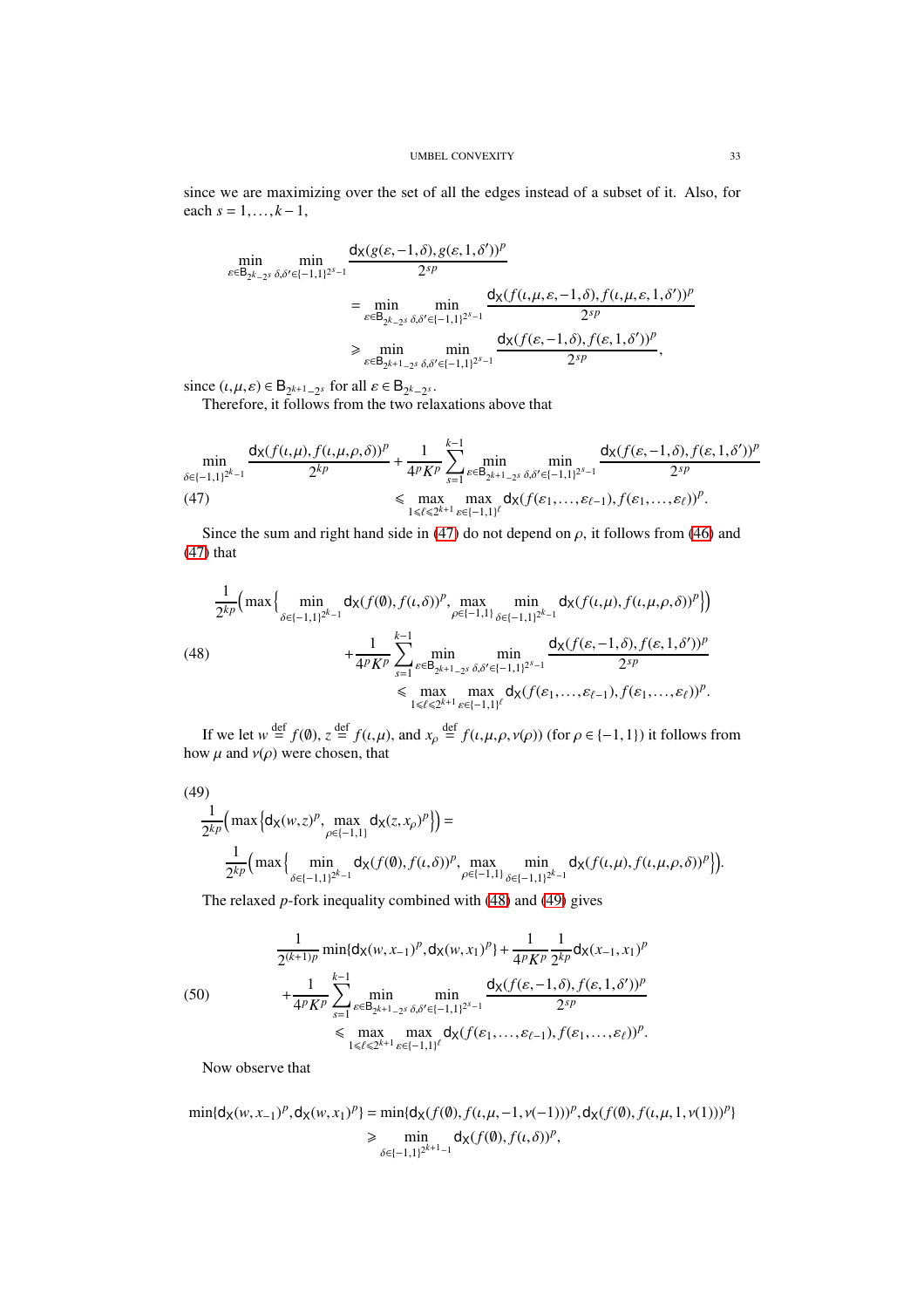since we are maximizing over the set of all the edges instead of a subset of it. Also, for each $s = 1, \ldots, k-1$,

$$
\begin{aligned}
\min_{\varepsilon \in \mathsf{B}_{2^k - 2^s}} \min_{\delta, \delta' \in \{-1,1\}^{2^s - 1}} & \frac{\mathsf{d_X}(g(\varepsilon, -1, \delta), g(\varepsilon, 1, \delta'))^p}{2^{sp}} \\
&= \min_{\varepsilon \in \mathsf{B}_{2^k - 2^s}} \min_{\delta, \delta' \in \{-1,1\}^{2^s - 1}} \frac{\mathsf{d_X}(f(\iota, \mu, \varepsilon, -1, \delta), f(\iota, \mu, \varepsilon, 1, \delta'))^p}{2^{sp}} \\
&\geqslant \min_{\varepsilon \in \mathsf{B}_{2^{k+1} - 2^s}} \min_{\delta, \delta' \in \{-1,1\}^{2^s - 1}} \frac{\mathsf{d_X}(f(\varepsilon, -1, \delta), f(\varepsilon, 1, \delta'))^p}{2^{sp}},
\end{aligned}
$$

since $(\iota, \mu, \varepsilon) \in \mathsf{B}_{2^{k+1} - 2^s}$ for all $\varepsilon \in \mathsf{B}_{2^k - 2^s}$.

Therefore, it follows from the two relaxations above that

$$
\begin{aligned}
\min_{\delta \in \{-1,1\}^{2^k - 1}} \frac{\mathsf{d_X}(f(\iota, \mu), f(\iota, \mu, \rho, \delta))^p}{2^{kp}} + \frac{1}{4^p K^p} \sum_{s=1}^{k-1} \min_{\varepsilon \in \mathsf{B}_{2^{k+1} - 2^s}} \min_{\delta, \delta' \in \{-1,1\}^{2^s - 1}} \frac{\mathsf{d_X}(f(\varepsilon, -1, \delta), f(\varepsilon, 1, \delta'))^p}{2^{sp}} \\
\leqslant \max_{1 \leqslant \ell \leqslant 2^{k+1}} \max_{\varepsilon \in \{-1,1\}^\ell} \mathsf{d_X}(f(\varepsilon_1, \ldots, \varepsilon_{\ell-1}), f(\varepsilon_1, \ldots, \varepsilon_\ell))^p. \qquad (47)
\end{aligned}
$$

Since the sum and right hand side in (47) do not depend on $\rho$, it follows from (46) and (47) that

$$
\begin{aligned}
\frac{1}{2^{kp}} \Big( \max \Big\{ \min_{\delta \in \{-1,1\}^{2^k - 1}} \mathsf{d_X}(f(\emptyset), f(\iota, \delta))^p, \max_{\rho \in \{-1,1\}} \min_{\delta \in \{-1,1\}^{2^k - 1}} \mathsf{d_X}(f(\iota, \mu), f(\iota, \mu, \rho, \delta))^p \Big\} \Big) \\
+ \frac{1}{4^p K^p} \sum_{s=1}^{k-1} \min_{\varepsilon \in \mathsf{B}_{2^{k+1} - 2^s}} \min_{\delta, \delta' \in \{-1,1\}^{2^s - 1}} \frac{\mathsf{d_X}(f(\varepsilon, -1, \delta), f(\varepsilon, 1, \delta'))^p}{2^{sp}} \\
\leqslant \max_{1 \leqslant \ell \leqslant 2^{k+1}} \max_{\varepsilon \in \{-1,1\}^\ell} \mathsf{d_X}(f(\varepsilon_1, \ldots, \varepsilon_{\ell-1}), f(\varepsilon_1, \ldots, \varepsilon_\ell))^p. \qquad (48)
\end{aligned}
$$

If we let $w \overset{\mathrm{def}}{=} f(\emptyset)$, $z \overset{\mathrm{def}}{=} f(\iota, \mu)$, and $x_\rho \overset{\mathrm{def}}{=} f(\iota, \mu, \rho, \nu(\rho))$ (for $\rho \in \{-1, 1\}$) it follows from how $\mu$ and $\nu(\rho)$ were chosen, that

(49)

$$
\begin{aligned}
&\frac{1}{2^{kp}} \Big( \max \Big\{ \mathsf{d_X}(w, z)^p, \max_{\rho \in \{-1,1\}} \mathsf{d_X}(z, x_\rho)^p \Big\} \Big) = \\
&\qquad \frac{1}{2^{kp}} \Big( \max \Big\{ \min_{\delta \in \{-1,1\}^{2^k - 1}} \mathsf{d_X}(f(\emptyset), f(\iota, \delta))^p, \max_{\rho \in \{-1,1\}} \min_{\delta \in \{-1,1\}^{2^k - 1}} \mathsf{d_X}(f(\iota, \mu), f(\iota, \mu, \rho, \delta))^p \Big\} \Big).
\end{aligned}
$$

The relaxed $p$-fork inequality combined with (48) and (49) gives

$$
\begin{aligned}
\frac{1}{2^{(k+1)p}} \min\{\mathsf{d_X}(w, x_{-1})^p, \mathsf{d_X}(w, x_1)^p\} + \frac{1}{4^p K^p} \frac{1}{2^{kp}} \mathsf{d_X}(x_{-1}, x_1)^p \\
+ \frac{1}{4^p K^p} \sum_{s=1}^{k-1} \min_{\varepsilon \in \mathsf{B}_{2^{k+1} - 2^s}} \min_{\delta, \delta' \in \{-1,1\}^{2^s - 1}} \frac{\mathsf{d_X}(f(\varepsilon, -1, \delta), f(\varepsilon, 1, \delta'))^p}{2^{sp}} \\
\leqslant \max_{1 \leqslant \ell \leqslant 2^{k+1}} \max_{\varepsilon \in \{-1,1\}^\ell} \mathsf{d_X}(f(\varepsilon_1, \ldots, \varepsilon_{\ell-1}), f(\varepsilon_1, \ldots, \varepsilon_\ell))^p. \qquad (50)
\end{aligned}
$$

Now observe that

$$
\begin{aligned}
\min\{\mathsf{d_X}(w, x_{-1})^p, \mathsf{d_X}(w, x_1)^p\} &= \min\{\mathsf{d_X}(f(\emptyset), f(\iota, \mu, -1, \nu(-1)))^p, \mathsf{d_X}(f(\emptyset), f(\iota, \mu, 1, \nu(1)))^p\} \\
&\geqslant \min_{\delta \in \{-1,1\}^{2^{k+1} - 1}} \mathsf{d_X}(f(\emptyset), f(\iota, \delta))^p,
\end{aligned}
$$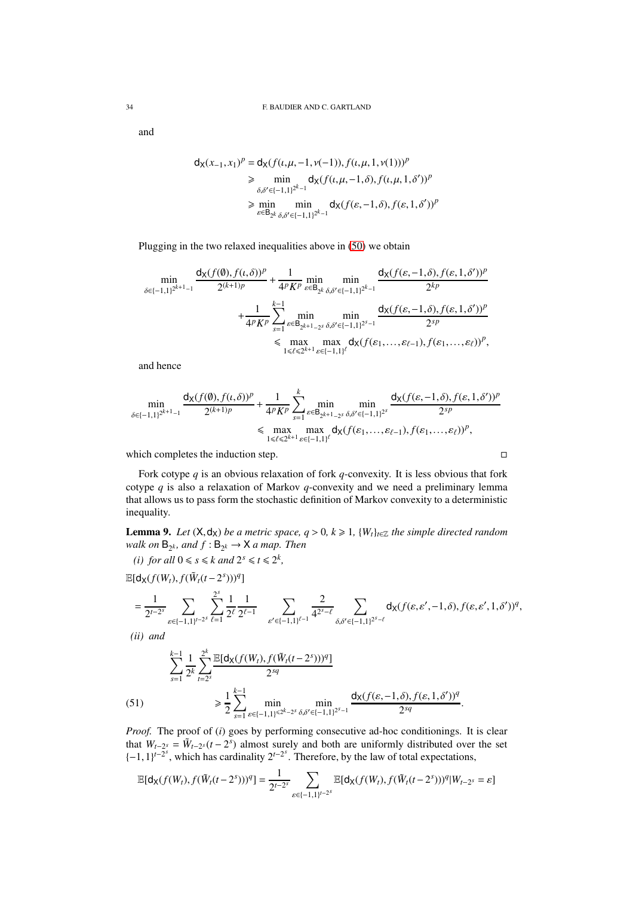and

$$
\begin{aligned}
\mathsf{d}_\mathsf{X}(x_{-1},x_1)^p &= \mathsf{d}_\mathsf{X}(f(\iota,\mu,-1,\nu(-1)),f(\iota,\mu,1,\nu(1)))^p\\
&\geqslant \min_{\delta,\delta'\in\{-1,1\}^{2^k-1}} \mathsf{d}_\mathsf{X}(f(\iota,\mu,-1,\delta),f(\iota,\mu,1,\delta'))^p\\
&\geqslant \min_{\varepsilon\in\mathsf{B}_{2^k}} \min_{\delta,\delta'\in\{-1,1\}^{2^k-1}} \mathsf{d}_\mathsf{X}(f(\varepsilon,-1,\delta),f(\varepsilon,1,\delta'))^p
\end{aligned}
$$

Plugging in the two relaxed inequalities above in (50) we obtain

$$
\begin{aligned}
\min_{\delta\in\{-1,1\}^{2^{k+1}-1}} &\frac{\mathsf{d}_\mathsf{X}(f(\emptyset),f(\iota,\delta))^p}{2^{(k+1)p}} + \frac{1}{4^pK^p}\min_{\varepsilon\in\mathsf{B}_{2^k}}\min_{\delta,\delta'\in\{-1,1\}^{2^k-1}}\frac{\mathsf{d}_\mathsf{X}(f(\varepsilon,-1,\delta),f(\varepsilon,1,\delta'))^p}{2^{kp}}\\
&+\frac{1}{4^pK^p}\sum_{s=1}^{k-1}\min_{\varepsilon\in\mathsf{B}_{2^{k+1}-2^s}}\min_{\delta,\delta'\in\{-1,1\}^{2^s-1}}\frac{\mathsf{d}_\mathsf{X}(f(\varepsilon,-1,\delta),f(\varepsilon,1,\delta'))^p}{2^{sp}}\\
&\leqslant \max_{1\leqslant \ell\leqslant 2^{k+1}}\max_{\varepsilon\in\{-1,1\}^\ell}\mathsf{d}_\mathsf{X}(f(\varepsilon_1,\ldots,\varepsilon_{\ell-1}),f(\varepsilon_1,\ldots,\varepsilon_\ell))^p,
\end{aligned}
$$

and hence

$$
\begin{aligned}
\min_{\delta\in\{-1,1\}^{2^{k+1}-1}} &\frac{\mathsf{d}_\mathsf{X}(f(\emptyset),f(\iota,\delta))^p}{2^{(k+1)p}} + \frac{1}{4^pK^p}\sum_{s=1}^{k}\min_{\varepsilon\in\mathsf{B}_{2^{k+1}-2^s}}\min_{\delta,\delta'\in\{-1,1\}^{2^s}}\frac{\mathsf{d}_\mathsf{X}(f(\varepsilon,-1,\delta),f(\varepsilon,1,\delta'))^p}{2^{sp}}\\
&\leqslant \max_{1\leqslant \ell\leqslant 2^{k+1}}\max_{\varepsilon\in\{-1,1\}^\ell}\mathsf{d}_\mathsf{X}(f(\varepsilon_1,\ldots,\varepsilon_{\ell-1}),f(\varepsilon_1,\ldots,\varepsilon_\ell))^p,
\end{aligned}
$$

which completes the induction step. □

Fork cotype $q$ is an obvious relaxation of fork $q$-convexity. It is less obvious that fork cotype $q$ is also a relaxation of Markov $q$-convexity and we need a preliminary lemma that allows us to pass form the stochastic definition of Markov convexity to a deterministic inequality.

**Lemma 9.** *Let $(\mathsf{X},\mathsf{d}_\mathsf{X})$ be a metric space, $q>0$, $k\geqslant 1$, $\{W_t\}_{t\in\mathbb{Z}}$ the simple directed random walk on $\mathsf{B}_{2^k}$, and $f:\mathsf{B}_{2^k}\to\mathsf{X}$ a map. Then*

*(i) for all $0\leqslant s\leqslant k$ and $2^s\leqslant t\leqslant 2^k$,*

$$
\mathbb{E}[\mathsf{d}_\mathsf{X}(f(W_t),f(\tilde W_t(t-2^s)))^q]
$$

$$
=\frac{1}{2^{t-2^s}}\sum_{\varepsilon\in\{-1,1\}^{t-2^s}}\sum_{\ell=1}^{2^s}\frac{1}{2^\ell}\frac{1}{2^{\ell-1}}\sum_{\varepsilon'\in\{-1,1\}^{\ell-1}}\frac{2}{4^{2^s-\ell}}\sum_{\delta,\delta'\in\{-1,1\}^{2^s-\ell}}\mathsf{d}_\mathsf{X}(f(\varepsilon,\varepsilon',-1,\delta),f(\varepsilon,\varepsilon',1,\delta'))^q,
$$

*(ii) and*

$$
\sum_{s=1}^{k-1}\frac{1}{2^k}\sum_{t=2^s}^{2^k}\frac{\mathbb{E}[\mathsf{d}_\mathsf{X}(f(W_t),f(\tilde W_t(t-2^s)))^q]}{2^{sq}}
$$

$$
\geqslant \frac{1}{2}\sum_{s=1}^{k-1}\min_{\varepsilon\in\{-1,1\}^{\leqslant 2^k-2^s}}\min_{\delta,\delta'\in\{-1,1\}^{2^s-1}}\frac{\mathsf{d}_\mathsf{X}(f(\varepsilon,-1,\delta),f(\varepsilon,1,\delta'))^q}{2^{sq}}. \tag{51}
$$

*Proof.* The proof of $(i)$ goes by performing consecutive ad-hoc conditionings. It is clear that $W_{t-2^s}=\tilde W_{t-2^s}(t-2^s)$ almost surely and both are uniformly distributed over the set $\{-1,1\}^{t-2^s}$, which has cardinality $2^{t-2^s}$. Therefore, by the law of total expectations,

$$
\mathbb{E}[\mathsf{d}_\mathsf{X}(f(W_t),f(\tilde W_t(t-2^s)))^q]=\frac{1}{2^{t-2^s}}\sum_{\varepsilon\in\{-1,1\}^{t-2^s}}\mathbb{E}[\mathsf{d}_\mathsf{X}(f(W_t),f(\tilde W_t(t-2^s)))^q|W_{t-2^s}=\varepsilon]
$$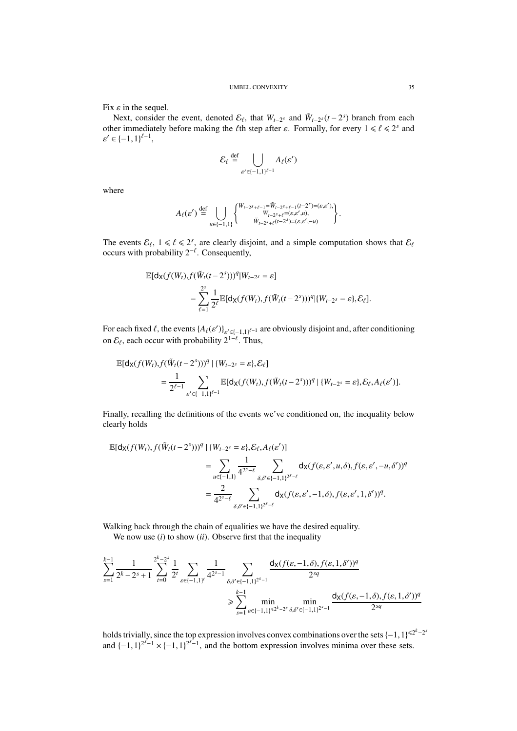Fix $\varepsilon$ in the sequel.

Next, consider the event, denoted $\mathcal{E}_\ell$, that $W_{t-2^s}$ and $\tilde{W}_{t-2^s}(t-2^s)$ branch from each other immediately before making the $\ell$th step after $\varepsilon$. Formally, for every $1 \leqslant \ell \leqslant 2^s$ and $\varepsilon' \in \{-1,1\}^{\ell-1}$,

$$
\mathcal{E}_\ell \stackrel{\mathrm{def}}{=} \bigcup_{\varepsilon' \in \{-1,1\}^{\ell-1}} A_\ell(\varepsilon')
$$

where

$$
A_\ell(\varepsilon') \stackrel{\mathrm{def}}{=} \bigcup_{u \in \{-1,1\}} \left\{ \begin{smallmatrix} W_{t-2^s+\ell-1} = \tilde{W}_{t-2^s+\ell-1}(t-2^s) = (\varepsilon,\varepsilon'), \\ W_{t-2^s+\ell} = (\varepsilon,\varepsilon',u), \\ \tilde{W}_{t-2^s+\ell}(t-2^s) = (\varepsilon,\varepsilon',-u) \end{smallmatrix} \right\}.
$$

The events $\mathcal{E}_\ell$, $1 \leqslant \ell \leqslant 2^s$, are clearly disjoint, and a simple computation shows that $\mathcal{E}_\ell$ occurs with probability $2^{-\ell}$. Consequently,

$$
\begin{aligned}
&\mathbb{E}[\mathsf{d}_\mathsf{X}(f(W_t), f(\tilde{W}_t(t-2^s)))^q | W_{t-2^s} = \varepsilon] \\
&\qquad = \sum_{\ell=1}^{2^s} \frac{1}{2^\ell} \mathbb{E}[\mathsf{d}_\mathsf{X}(f(W_t), f(\tilde{W}_t(t-2^s)))^q | \{W_{t-2^s} = \varepsilon\}, \mathcal{E}_\ell].
\end{aligned}
$$

For each fixed $\ell$, the events $\{A_\ell(\varepsilon')\}_{\varepsilon' \in \{-1,1\}^{\ell-1}}$ are obviously disjoint and, after conditioning on $\mathcal{E}_\ell$, each occur with probability $2^{1-\ell}$. Thus,

$$
\begin{aligned}
&\mathbb{E}[\mathsf{d}_\mathsf{X}(f(W_t), f(\tilde{W}_t(t-2^s)))^q \mid \{W_{t-2^s} = \varepsilon\}, \mathcal{E}_\ell] \\
&\qquad = \frac{1}{2^{\ell-1}} \sum_{\varepsilon' \in \{-1,1\}^{\ell-1}} \mathbb{E}[\mathsf{d}_\mathsf{X}(f(W_t), f(\tilde{W}_t(t-2^s)))^q \mid \{W_{t-2^s} = \varepsilon\}, \mathcal{E}_\ell, A_\ell(\varepsilon')].
\end{aligned}
$$

Finally, recalling the definitions of the events we've conditioned on, the inequality below clearly holds

$$
\begin{aligned}
\mathbb{E}[\mathsf{d}_\mathsf{X}(f(W_t), f(\tilde{W}_t(t-2^s)))^q \mid \{W_{t-2^s} = \varepsilon\}, \mathcal{E}_\ell, A_\ell(\varepsilon')] \\
&= \sum_{u \in \{-1,1\}} \frac{1}{4^{2^s-\ell}} \sum_{\delta,\delta' \in \{-1,1\}^{2^s-\ell}} \mathsf{d}_\mathsf{X}(f(\varepsilon,\varepsilon',u,\delta), f(\varepsilon,\varepsilon',-u,\delta'))^q \\
&= \frac{2}{4^{2^s-\ell}} \sum_{\delta,\delta' \in \{-1,1\}^{2^s-\ell}} \mathsf{d}_\mathsf{X}(f(\varepsilon,\varepsilon',-1,\delta), f(\varepsilon,\varepsilon',1,\delta'))^q.
\end{aligned}
$$

Walking back through the chain of equalities we have the desired equality.

We now use $(i)$ to show $(ii)$. Observe first that the inequality

$$
\begin{aligned}
&\sum_{s=1}^{k-1} \frac{1}{2^k - 2^s + 1} \sum_{t=0}^{2^k - 2^s} \frac{1}{2^t} \sum_{\varepsilon \in \{-1,1\}^t} \frac{1}{4^{2^s-1}} \sum_{\delta,\delta' \in \{-1,1\}^{2^s-1}} \frac{\mathsf{d}_\mathsf{X}(f(\varepsilon,-1,\delta), f(\varepsilon,1,\delta'))^q}{2^{sq}} \\
&\qquad\qquad \geqslant \sum_{s=1}^{k-1} \min_{\varepsilon \in \{-1,1\}^{\leqslant 2^k - 2^s}} \min_{\delta,\delta' \in \{-1,1\}^{2^s-1}} \frac{\mathsf{d}_\mathsf{X}(f(\varepsilon,-1,\delta), f(\varepsilon,1,\delta'))^q}{2^{sq}}
\end{aligned}
$$

holds trivially, since the top expression involves convex combinations over the sets $\{-1,1\}^{\leqslant 2^k - 2^s}$ and $\{-1,1\}^{2^s-1} \times \{-1,1\}^{2^s-1}$, and the bottom expression involves minima over these sets.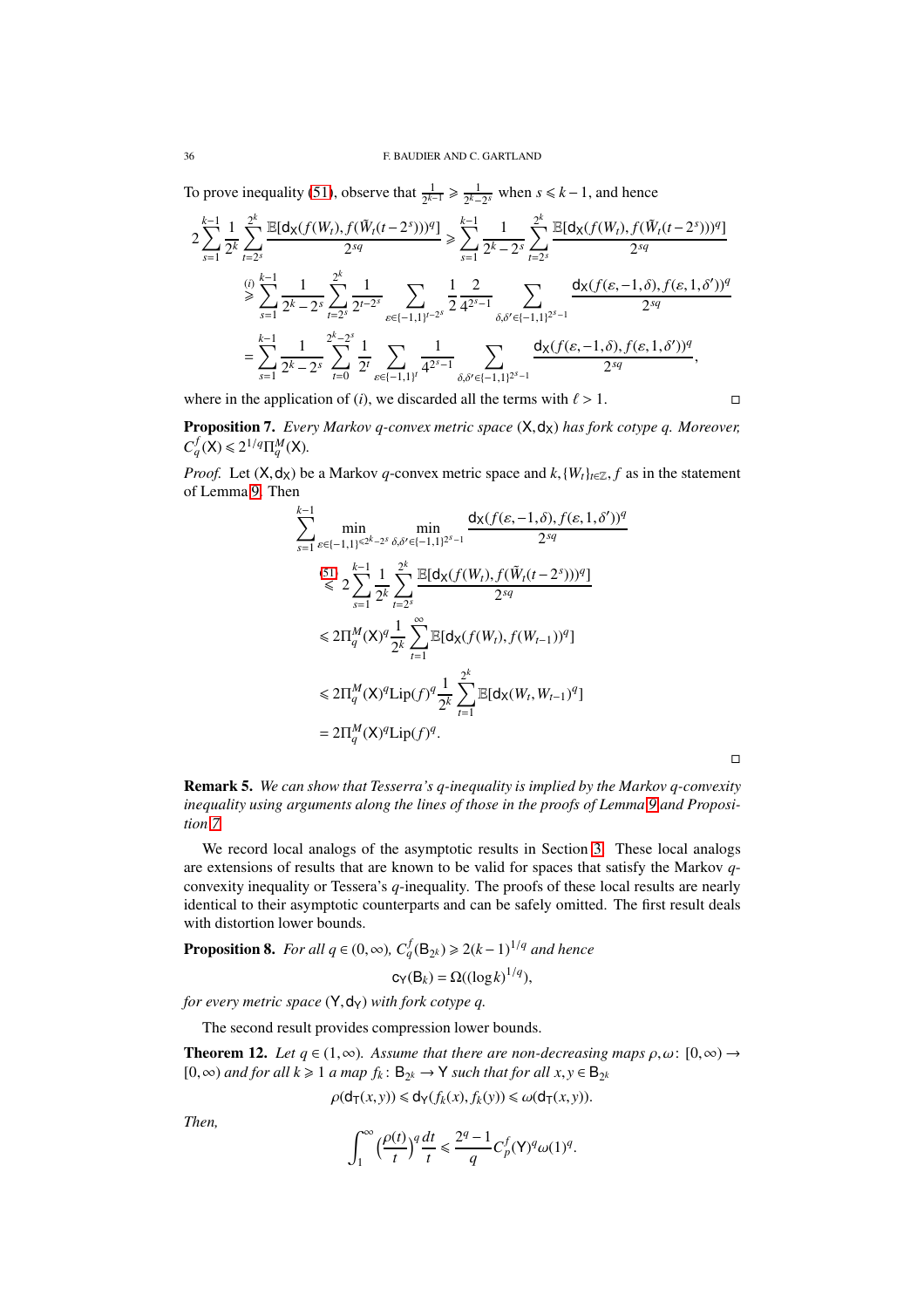To prove inequality (51), observe that $\frac{1}{2^{k-1}} \geqslant \frac{1}{2^k - 2^s}$ when $s \leqslant k-1$, and hence

$$
\begin{aligned}
2\sum_{s=1}^{k-1} \frac{1}{2^k} \sum_{t=2^s}^{2^k} \frac{\mathbb{E}[\mathsf{d_X}(f(W_t), f(\tilde{W}_t(t-2^s)))^q]}{2^{sq}} &\geqslant \sum_{s=1}^{k-1} \frac{1}{2^k - 2^s} \sum_{t=2^s}^{2^k} \frac{\mathbb{E}[\mathsf{d_X}(f(W_t), f(\tilde{W}_t(t-2^s)))^q]}{2^{sq}} \\
&\overset{(i)}{\geqslant} \sum_{s=1}^{k-1} \frac{1}{2^k - 2^s} \sum_{t=2^s}^{2^k} \frac{1}{2^{t-2^s}} \sum_{\varepsilon \in \{-1,1\}^{t-2^s}} \frac{1}{2} \frac{2}{4^{2^s-1}} \sum_{\delta, \delta' \in \{-1,1\}^{2^s-1}} \frac{\mathsf{d_X}(f(\varepsilon, -1, \delta), f(\varepsilon, 1, \delta'))^q}{2^{sq}} \\
&= \sum_{s=1}^{k-1} \frac{1}{2^k - 2^s} \sum_{t=0}^{2^k - 2^s} \frac{1}{2^t} \sum_{\varepsilon \in \{-1,1\}^t} \frac{1}{4^{2^s-1}} \sum_{\delta, \delta' \in \{-1,1\}^{2^s-1}} \frac{\mathsf{d_X}(f(\varepsilon, -1, \delta), f(\varepsilon, 1, \delta'))^q}{2^{sq}},
\end{aligned}
$$

where in the application of $(i)$, we discarded all the terms with $\ell > 1$. □

**Proposition 7.** *Every Markov $q$-convex metric space $(\mathsf{X}, \mathsf{d_X})$ has fork cotype $q$. Moreover, $C_q^f(\mathsf{X}) \leqslant 2^{1/q} \Pi_q^M(\mathsf{X})$.*

*Proof.* Let $(\mathsf{X}, \mathsf{d_X})$ be a Markov $q$-convex metric space and $k, \{W_t\}_{t\in\mathbb{Z}}, f$ as in the statement of Lemma 9. Then

$$
\begin{aligned}
&\sum_{s=1}^{k-1} \min_{\varepsilon \in \{-1,1\}^{\leqslant 2^k - 2^s}} \min_{\delta, \delta' \in \{-1,1\}^{2^s-1}} \frac{\mathsf{d_X}(f(\varepsilon, -1, \delta), f(\varepsilon, 1, \delta'))^q}{2^{sq}} \\
&\overset{(51)}{\leqslant} 2\sum_{s=1}^{k-1} \frac{1}{2^k} \sum_{t=2^s}^{2^k} \frac{\mathbb{E}[\mathsf{d_X}(f(W_t), f(\tilde{W}_t(t-2^s)))^q]}{2^{sq}} \\
&\leqslant 2\Pi_q^M(\mathsf{X})^q \frac{1}{2^k} \sum_{t=1}^{\infty} \mathbb{E}[\mathsf{d_X}(f(W_t), f(W_{t-1}))^q] \\
&\leqslant 2\Pi_q^M(\mathsf{X})^q \mathrm{Lip}(f)^q \frac{1}{2^k} \sum_{t=1}^{2^k} \mathbb{E}[\mathsf{d_X}(W_t, W_{t-1})^q] \\
&= 2\Pi_q^M(\mathsf{X})^q \mathrm{Lip}(f)^q.
\end{aligned}
$$

□

**Remark 5.** *We can show that Tesserra's $q$-inequality is implied by the Markov $q$-convexity inequality using arguments along the lines of those in the proofs of Lemma 9 and Proposition 7.*

We record local analogs of the asymptotic results in Section 3. These local analogs are extensions of results that are known to be valid for spaces that satisfy the Markov $q$-convexity inequality or Tessera's $q$-inequality. The proofs of these local results are nearly identical to their asymptotic counterparts and can be safely omitted. The first result deals with distortion lower bounds.

**Proposition 8.** *For all $q \in (0, \infty)$, $C_q^f(\mathsf{B}_{2^k}) \geqslant 2(k-1)^{1/q}$ and hence*

$$
\mathsf{c_Y}(\mathsf{B}_k) = \Omega((\log k)^{1/q}),
$$

*for every metric space $(\mathsf{Y}, \mathsf{d_Y})$ with fork cotype $q$.*

The second result provides compression lower bounds.

**Theorem 12.** *Let $q \in (1, \infty)$. Assume that there are non-decreasing maps $\rho, \omega \colon [0, \infty) \to [0, \infty)$ and for all $k \geqslant 1$ a map $f_k \colon \mathsf{B}_{2^k} \to \mathsf{Y}$ such that for all $x, y \in \mathsf{B}_{2^k}$*

$$
\rho(\mathsf{d_T}(x, y)) \leqslant \mathsf{d_Y}(f_k(x), f_k(y)) \leqslant \omega(\mathsf{d_T}(x, y)).
$$

*Then,*

$$
\int_1^{\infty} \Big(\frac{\rho(t)}{t}\Big)^q \frac{dt}{t} \leqslant \frac{2^q - 1}{q} C_p^f(\mathsf{Y})^q \omega(1)^q.
$$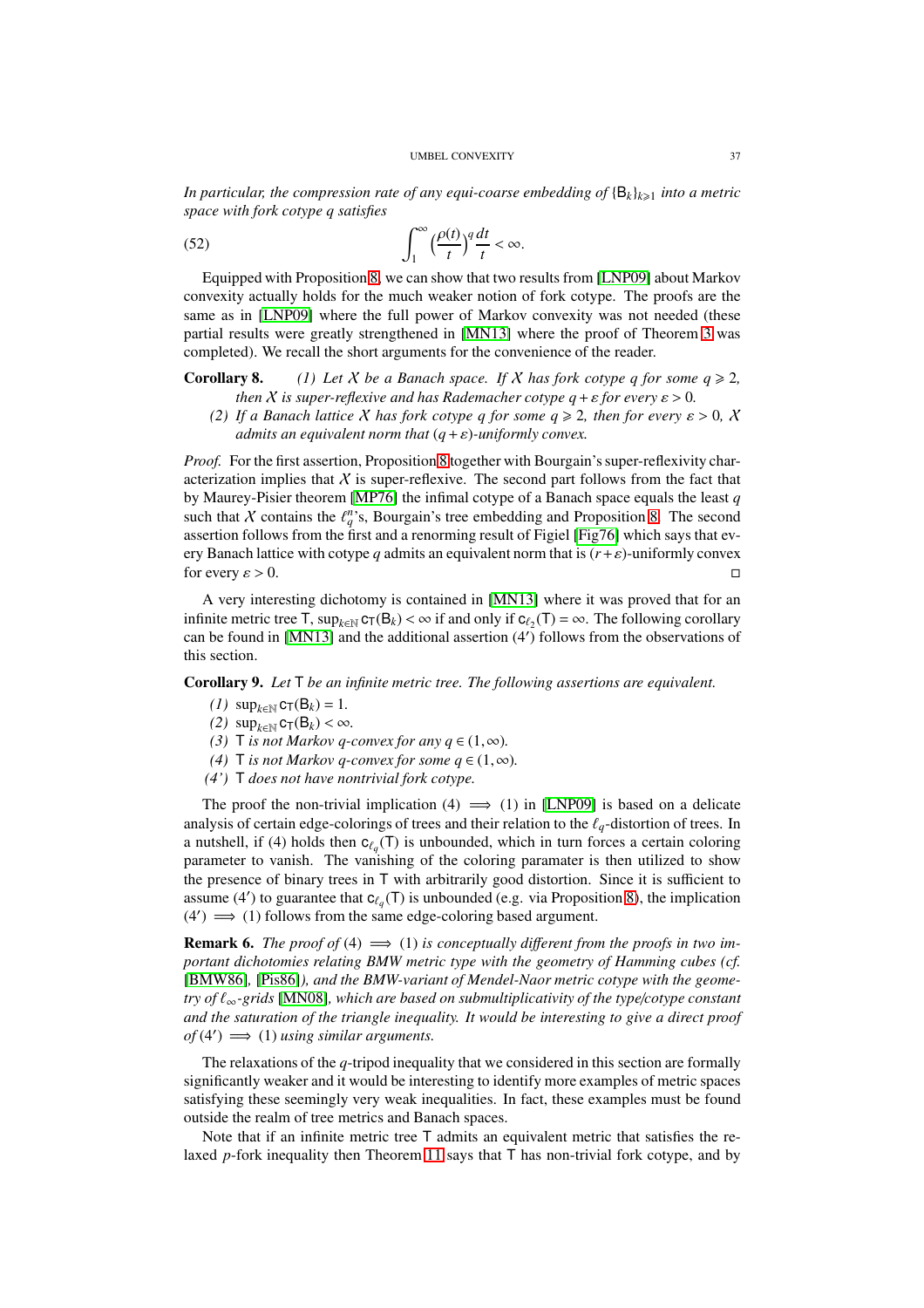*In particular, the compression rate of any equi-coarse embedding of* $\{\mathsf{B}_k\}_{k\geqslant 1}$ *into a metric space with fork cotype* $q$ *satisfies*

$$\int_1^\infty \Big(\frac{\rho(t)}{t}\Big)^q \frac{dt}{t} < \infty. \tag{52}$$

Equipped with Proposition 8, we can show that two results from [LNP09] about Markov convexity actually holds for the much weaker notion of fork cotype. The proofs are the same as in [LNP09] where the full power of Markov convexity was not needed (these partial results were greatly strengthened in [MN13] where the proof of Theorem 3 was completed). We recall the short arguments for the convenience of the reader.

**Corollary 8.** *(1) Let* $\mathcal{X}$ *be a Banach space. If* $\mathcal{X}$ *has fork cotype* $q$ *for some* $q \geqslant 2$, *then* $\mathcal{X}$ *is super-reflexive and has Rademacher cotype* $q+\varepsilon$ *for every* $\varepsilon > 0$.

*(2) If a Banach lattice* $\mathcal{X}$ *has fork cotype* $q$ *for some* $q \geqslant 2$, *then for every* $\varepsilon > 0$, $\mathcal{X}$ *admits an equivalent norm that* $(q+\varepsilon)$*-uniformly convex.*

*Proof.* For the first assertion, Proposition 8 together with Bourgain's super-reflexivity characterization implies that $\mathcal{X}$ is super-reflexive. The second part follows from the fact that by Maurey-Pisier theorem [MP76] the infimal cotype of a Banach space equals the least $q$ such that $\mathcal{X}$ contains the $\ell_q^n$'s, Bourgain's tree embedding and Proposition 8. The second assertion follows from the first and a renorming result of Figiel [Fig76] which says that every Banach lattice with cotype $q$ admits an equivalent norm that is $(r+\varepsilon)$-uniformly convex for every $\varepsilon > 0$. □

A very interesting dichotomy is contained in [MN13] where it was proved that for an infinite metric tree $\mathsf{T}$, $\sup_{k\in\mathbb{N}} \mathsf{c}_{\mathsf{T}}(\mathsf{B}_k) < \infty$ if and only if $\mathsf{c}_{\ell_2}(\mathsf{T}) = \infty$. The following corollary can be found in [MN13] and the additional assertion (4′) follows from the observations of this section.

**Corollary 9.** *Let* $\mathsf{T}$ *be an infinite metric tree. The following assertions are equivalent.*

- *(1)* $\sup_{k\in\mathbb{N}} \mathsf{c}_{\mathsf{T}}(\mathsf{B}_k) = 1$.
- *(2)* $\sup_{k\in\mathbb{N}} \mathsf{c}_{\mathsf{T}}(\mathsf{B}_k) < \infty$.
- *(3)* $\mathsf{T}$ *is not Markov* $q$*-convex for any* $q \in (1,\infty)$.
- *(4)* $\mathsf{T}$ *is not Markov* $q$*-convex for some* $q \in (1,\infty)$.
- *(4')* $\mathsf{T}$ *does not have nontrivial fork cotype.*

The proof the non-trivial implication (4) $\implies$ (1) in [LNP09] is based on a delicate analysis of certain edge-colorings of trees and their relation to the $\ell_q$-distortion of trees. In a nutshell, if (4) holds then $\mathsf{c}_{\ell_q}(\mathsf{T})$ is unbounded, which in turn forces a certain coloring parameter to vanish. The vanishing of the coloring paramater is then utilized to show the presence of binary trees in $\mathsf{T}$ with arbitrarily good distortion. Since it is sufficient to assume (4′) to guarantee that $\mathsf{c}_{\ell_q}(\mathsf{T})$ is unbounded (e.g. via Proposition 8), the implication (4′) $\implies$ (1) follows from the same edge-coloring based argument.

**Remark 6.** *The proof of* (4) $\implies$ (1) *is conceptually different from the proofs in two important dichotomies relating BMW metric type with the geometry of Hamming cubes (cf. [BMW86], [Pis86]), and the BMW-variant of Mendel-Naor metric cotype with the geometry of* $\ell_\infty$*-grids [MN08], which are based on submultiplicativity of the type/cotype constant and the saturation of the triangle inequality. It would be interesting to give a direct proof of* (4′) $\implies$ (1) *using similar arguments.*

The relaxations of the $q$-tripod inequality that we considered in this section are formally significantly weaker and it would be interesting to identify more examples of metric spaces satisfying these seemingly very weak inequalities. In fact, these examples must be found outside the realm of tree metrics and Banach spaces.

Note that if an infinite metric tree $\mathsf{T}$ admits an equivalent metric that satisfies the relaxed $p$-fork inequality then Theorem 11 says that $\mathsf{T}$ has non-trivial fork cotype, and by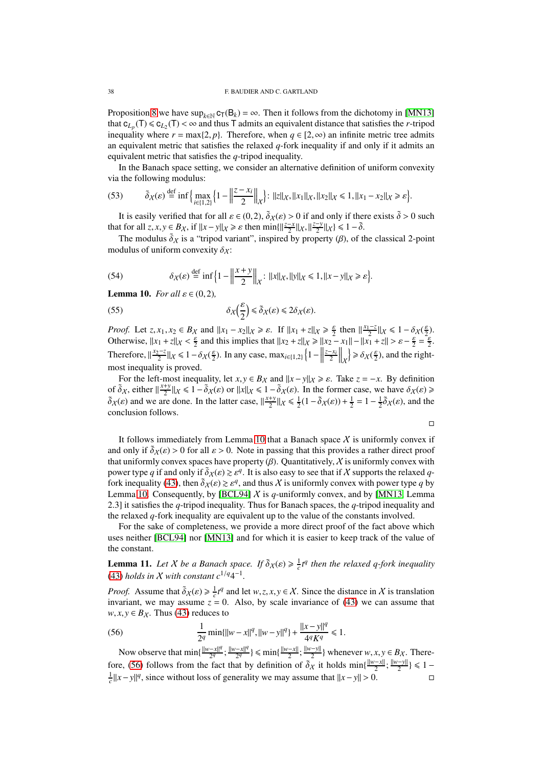Proposition 8 we have $\sup_{k\in\mathbb{N}} \mathsf{c}_\mathsf{T}(\mathsf{B}_k) = \infty$. Then it follows from the dichotomy in [MN13] that $\mathsf{c}_{L_p}(\mathsf{T}) \leqslant \mathsf{c}_{L_2}(\mathsf{T}) < \infty$ and thus $\mathsf{T}$ admits an equivalent distance that satisfies the $r$-tripod inequality where $r = \max\{2, p\}$. Therefore, when $q \in [2,\infty)$ an infinite metric tree admits an equivalent metric that satisfies the relaxed $q$-fork inequality if and only if it admits an equivalent metric that satisfies the $q$-tripod inequality.

In the Banach space setting, we consider an alternative definition of uniform convexity via the following modulus:

$$\tilde{\delta}_X(\varepsilon) \stackrel{\text{def}}{=} \inf\Big\{\max_{i\in\{1,2\}}\Big\{1 - \Big\|\frac{z-x_i}{2}\Big\|_X\Big\} \colon \|z\|_X, \|x_1\|_X, \|x_2\|_X \leqslant 1, \|x_1 - x_2\|_X \geqslant \varepsilon\Big\}. \tag{53}$$

It is easily verified that for all $\varepsilon \in (0,2)$, $\tilde{\delta}_X(\varepsilon) > 0$ if and only if there exists $\tilde{\delta} > 0$ such that for all $z, x, y \in B_X$, if $\|x - y\|_X \geqslant \varepsilon$ then $\min\{\|\frac{z-x}{2}\|_X, \|\frac{z-y}{2}\|_X\} \leqslant 1 - \tilde{\delta}$.

The modulus $\tilde{\delta}_X$ is a "tripod variant", inspired by property $(\beta)$, of the classical 2-point modulus of uniform convexity $\delta_X$:

$$\delta_X(\varepsilon) \stackrel{\text{def}}{=} \inf\Big\{1 - \Big\|\frac{x+y}{2}\Big\|_X \colon \|x\|_X, \|y\|_X \leqslant 1, \|x - y\|_X \geqslant \varepsilon\Big\}. \tag{54}$$

**Lemma 10.** *For all $\varepsilon \in (0,2)$,*

$$\delta_X\Big(\frac{\varepsilon}{2}\Big) \leqslant \tilde{\delta}_X(\varepsilon) \leqslant 2\delta_X(\varepsilon). \tag{55}$$

*Proof.* Let $z, x_1, x_2 \in B_X$ and $\|x_1 - x_2\|_X \geqslant \varepsilon$. If $\|x_1 + z\|_X \geqslant \frac{\varepsilon}{2}$ then $\|\frac{x_1 - z}{2}\|_X \leqslant 1 - \delta_X(\frac{\varepsilon}{2})$. Otherwise, $\|x_1 + z\|_X < \frac{\varepsilon}{2}$ and this implies that $\|x_2 + z\|_X \geqslant \|x_2 - x_1\| - \|x_1 + z\| > \varepsilon - \frac{\varepsilon}{2} = \frac{\varepsilon}{2}$. Therefore, $\|\frac{x_2 - z}{2}\|_X \leqslant 1 - \delta_X(\frac{\varepsilon}{2})$. In any case, $\max_{i\in\{1,2\}}\Big\{1 - \Big\|\frac{z-x_i}{2}\Big\|_X\Big\} \geqslant \delta_X(\frac{\varepsilon}{2})$, and the right-most inequality is proved.

For the left-most inequality, let $x, y \in B_X$ and $\|x - y\|_X \geqslant \varepsilon$. Take $z = -x$. By definition of $\tilde{\delta}_X$, either $\|\frac{x+y}{2}\|_X \leqslant 1 - \tilde{\delta}_X(\varepsilon)$ or $\|x\|_X \leqslant 1 - \tilde{\delta}_X(\varepsilon)$. In the former case, we have $\delta_X(\varepsilon) \geqslant \tilde{\delta}_X(\varepsilon)$ and we are done. In the latter case, $\|\frac{x+y}{2}\|_X \leqslant \frac{1}{2}(1 - \tilde{\delta}_X(\varepsilon)) + \frac{1}{2} = 1 - \frac{1}{2}\tilde{\delta}_X(\varepsilon)$, and the conclusion follows. □

It follows immediately from Lemma 10 that a Banach space $X$ is uniformly convex if and only if $\tilde{\delta}_X(\varepsilon) > 0$ for all $\varepsilon > 0$. Note in passing that this provides a rather direct proof that uniformly convex spaces have property $(\beta)$. Quantitatively, $X$ is uniformly convex with power type $q$ if and only if $\tilde{\delta}_X(\varepsilon) \gtrsim \varepsilon^q$. It is also easy to see that if $X$ supports the relaxed $q$-fork inequality (43), then $\tilde{\delta}_X(\varepsilon) \gtrsim \varepsilon^q$, and thus $X$ is uniformly convex with power type $q$ by Lemma 10. Consequently, by [BCL94] $X$ is $q$-uniformly convex, and by [MN13, Lemma 2.3] it satisfies the $q$-tripod inequality. Thus for Banach spaces, the $q$-tripod inequality and the relaxed $q$-fork inequality are equivalent up to the value of the constants involved.

For the sake of completeness, we provide a more direct proof of the fact above which uses neither [BCL94] nor [MN13] and for which it is easier to keep track of the value of the constant.

**Lemma 11.** *Let $X$ be a Banach space. If $\tilde{\delta}_X(\varepsilon) \geqslant \frac{1}{c}t^q$ then the relaxed $q$-fork inequality (43) holds in $X$ with constant $c^{1/q}4^{-1}$.*

*Proof.* Assume that $\tilde{\delta}_X(\varepsilon) \geqslant \frac{1}{c}t^q$ and let $w, z, x, y \in X$. Since the distance in $X$ is translation invariant, we may assume $z = 0$. Also, by scale invariance of (43) we can assume that $w, x, y \in B_X$. Thus (43) reduces to

$$\frac{1}{2^q}\min\{\|w - x\|^q, \|w - y\|^q\} + \frac{\|x - y\|^q}{4^q K^q} \leqslant 1. \tag{56}$$

Now observe that $\min\{\frac{\|w-x\|^q}{2^q}; \frac{\|w-x\|^q}{2^q}\} \leqslant \min\{\frac{\|w-x\|}{2}; \frac{\|w-y\|}{2}\}$ whenever $w, x, y \in B_X$. Therefore, (56) follows from the fact that by definition of $\tilde{\delta}_X$ it holds $\min\{\frac{\|w-x\|}{2}; \frac{\|w-y\|}{2}\} \leqslant 1 - \frac{1}{c}\|x - y\|^q$, since without loss of generality we may assume that $\|x - y\| > 0$. □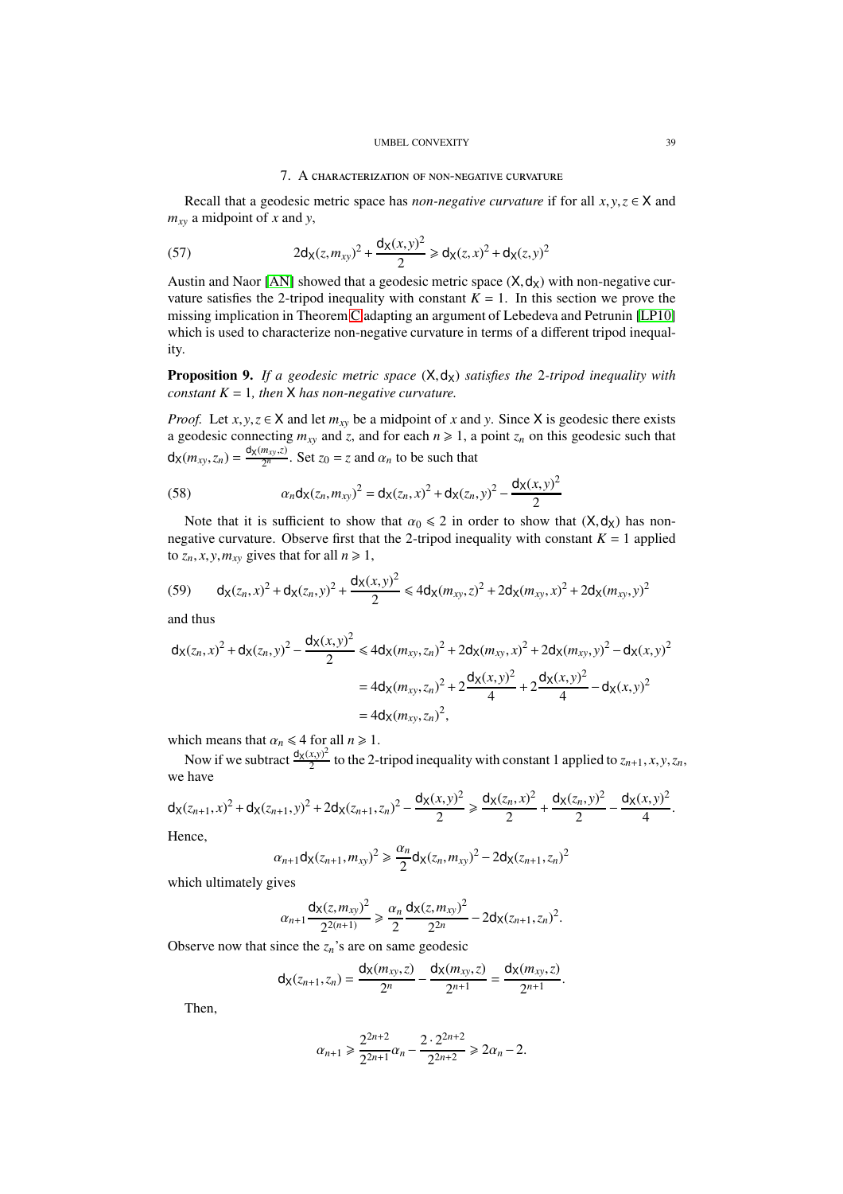## 7. A characterization of non-negative curvature

Recall that a geodesic metric space has *non-negative curvature* if for all $x, y, z \in \mathsf{X}$ and $m_{xy}$ a midpoint of $x$ and $y$,

$$2\mathsf{d}_\mathsf{X}(z, m_{xy})^2 + \frac{\mathsf{d}_\mathsf{X}(x,y)^2}{2} \geqslant \mathsf{d}_\mathsf{X}(z,x)^2 + \mathsf{d}_\mathsf{X}(z,y)^2 \tag{57}$$

Austin and Naor [AN] showed that a geodesic metric space $(\mathsf{X}, \mathsf{d}_\mathsf{X})$ with non-negative curvature satisfies the 2-tripod inequality with constant $K = 1$. In this section we prove the missing implication in Theorem C adapting an argument of Lebedeva and Petrunin [LP10] which is used to characterize non-negative curvature in terms of a different tripod inequality.

**Proposition 9.** *If a geodesic metric space* $(\mathsf{X}, \mathsf{d}_\mathsf{X})$ *satisfies the* 2*-tripod inequality with constant* $K = 1$*, then* $\mathsf{X}$ *has non-negative curvature.*

*Proof.* Let $x, y, z \in \mathsf{X}$ and let $m_{xy}$ be a midpoint of $x$ and $y$. Since $\mathsf{X}$ is geodesic there exists a geodesic connecting $m_{xy}$ and $z$, and for each $n \geqslant 1$, a point $z_n$ on this geodesic such that $\mathsf{d}_\mathsf{X}(m_{xy}, z_n) = \frac{\mathsf{d}_\mathsf{X}(m_{xy},z)}{2^n}$. Set $z_0 = z$ and $\alpha_n$ to be such that

$$\alpha_n \mathsf{d}_\mathsf{X}(z_n, m_{xy})^2 = \mathsf{d}_\mathsf{X}(z_n, x)^2 + \mathsf{d}_\mathsf{X}(z_n, y)^2 - \frac{\mathsf{d}_\mathsf{X}(x,y)^2}{2} \tag{58}$$

Note that it is sufficient to show that $\alpha_0 \leqslant 2$ in order to show that $(\mathsf{X}, \mathsf{d}_\mathsf{X})$ has non-negative curvature. Observe first that the 2-tripod inequality with constant $K = 1$ applied to $z_n, x, y, m_{xy}$ gives that for all $n \geqslant 1$,

$$\mathsf{d}_\mathsf{X}(z_n, x)^2 + \mathsf{d}_\mathsf{X}(z_n, y)^2 + \frac{\mathsf{d}_\mathsf{X}(x,y)^2}{2} \leqslant 4\mathsf{d}_\mathsf{X}(m_{xy}, z)^2 + 2\mathsf{d}_\mathsf{X}(m_{xy}, x)^2 + 2\mathsf{d}_\mathsf{X}(m_{xy}, y)^2 \tag{59}$$

and thus

$$\begin{aligned}
\mathsf{d}_\mathsf{X}(z_n, x)^2 + \mathsf{d}_\mathsf{X}(z_n, y)^2 - \frac{\mathsf{d}_\mathsf{X}(x,y)^2}{2} &\leqslant 4\mathsf{d}_\mathsf{X}(m_{xy}, z_n)^2 + 2\mathsf{d}_\mathsf{X}(m_{xy}, x)^2 + 2\mathsf{d}_\mathsf{X}(m_{xy}, y)^2 - \mathsf{d}_\mathsf{X}(x,y)^2 \\
&= 4\mathsf{d}_\mathsf{X}(m_{xy}, z_n)^2 + 2\frac{\mathsf{d}_\mathsf{X}(x,y)^2}{4} + 2\frac{\mathsf{d}_\mathsf{X}(x,y)^2}{4} - \mathsf{d}_\mathsf{X}(x,y)^2 \\
&= 4\mathsf{d}_\mathsf{X}(m_{xy}, z_n)^2,
\end{aligned}$$

which means that $\alpha_n \leqslant 4$ for all $n \geqslant 1$.

Now if we subtract $\frac{\mathsf{d}_\mathsf{X}(x,y)^2}{2}$ to the 2-tripod inequality with constant 1 applied to $z_{n+1}, x, y, z_n$, we have

$$\mathsf{d}_\mathsf{X}(z_{n+1}, x)^2 + \mathsf{d}_\mathsf{X}(z_{n+1}, y)^2 + 2\mathsf{d}_\mathsf{X}(z_{n+1}, z_n)^2 - \frac{\mathsf{d}_\mathsf{X}(x,y)^2}{2} \geqslant \frac{\mathsf{d}_\mathsf{X}(z_n, x)^2}{2} + \frac{\mathsf{d}_\mathsf{X}(z_n, y)^2}{2} - \frac{\mathsf{d}_\mathsf{X}(x,y)^2}{4}.$$

Hence,

$$\alpha_{n+1} \mathsf{d}_\mathsf{X}(z_{n+1}, m_{xy})^2 \geqslant \frac{\alpha_n}{2} \mathsf{d}_\mathsf{X}(z_n, m_{xy})^2 - 2\mathsf{d}_\mathsf{X}(z_{n+1}, z_n)^2$$

which ultimately gives

$$\alpha_{n+1} \frac{\mathsf{d}_\mathsf{X}(z, m_{xy})^2}{2^{2(n+1)}} \geqslant \frac{\alpha_n}{2} \frac{\mathsf{d}_\mathsf{X}(z, m_{xy})^2}{2^{2n}} - 2\mathsf{d}_\mathsf{X}(z_{n+1}, z_n)^2.$$

Observe now that since the $z_n$'s are on same geodesic

$$\mathsf{d}_\mathsf{X}(z_{n+1}, z_n) = \frac{\mathsf{d}_\mathsf{X}(m_{xy}, z)}{2^n} - \frac{\mathsf{d}_\mathsf{X}(m_{xy}, z)}{2^{n+1}} = \frac{\mathsf{d}_\mathsf{X}(m_{xy}, z)}{2^{n+1}}.$$

Then,

$$\alpha_{n+1} \geqslant \frac{2^{2n+2}}{2^{2n+1}} \alpha_n - \frac{2 \cdot 2^{2n+2}}{2^{2n+2}} \geqslant 2\alpha_n - 2.$$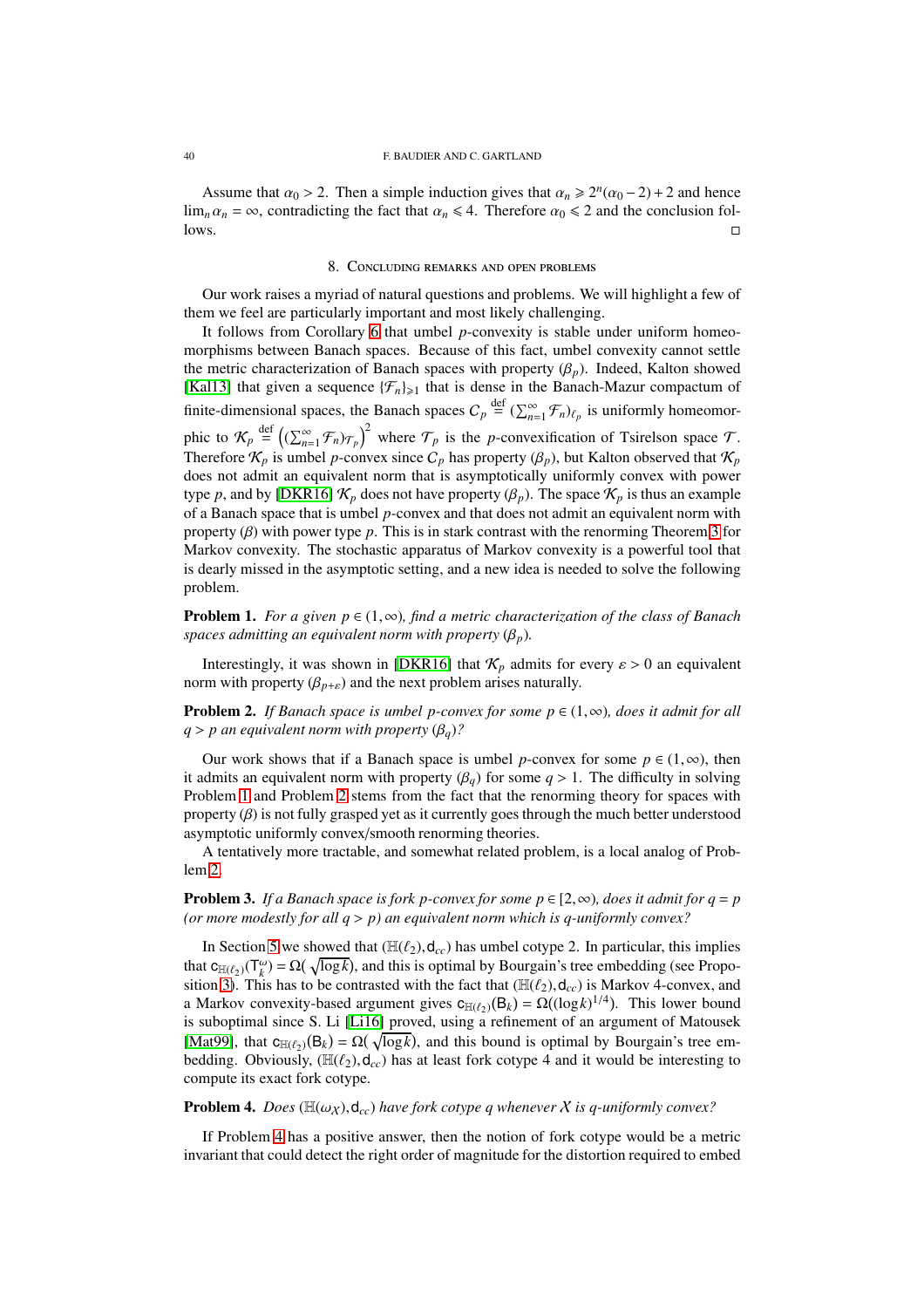Assume that $\alpha_0 > 2$. Then a simple induction gives that $\alpha_n \geqslant 2^n(\alpha_0 - 2) + 2$ and hence $\lim_n \alpha_n = \infty$, contradicting the fact that $\alpha_n \leqslant 4$. Therefore $\alpha_0 \leqslant 2$ and the conclusion follows. □

## 8. Concluding remarks and open problems

Our work raises a myriad of natural questions and problems. We will highlight a few of them we feel are particularly important and most likely challenging.

It follows from Corollary 6 that umbel $p$-convexity is stable under uniform homeomorphisms between Banach spaces. Because of this fact, umbel convexity cannot settle the metric characterization of Banach spaces with property $(\beta_p)$. Indeed, Kalton showed [Kal13] that given a sequence $\{\mathcal{F}_n\}_{\geqslant 1}$ that is dense in the Banach-Mazur compactum of finite-dimensional spaces, the Banach spaces $\mathcal{C}_p \stackrel{\text{def}}{=} (\sum_{n=1}^{\infty} \mathcal{F}_n)_{\ell_p}$ is uniformly homeomorphic to $\mathcal{K}_p \stackrel{\text{def}}{=} \left((\sum_{n=1}^{\infty} \mathcal{F}_n)_{\mathcal{T}_p}\right)^2$ where $\mathcal{T}_p$ is the $p$-convexification of Tsirelson space $\mathcal{T}$. Therefore $\mathcal{K}_p$ is umbel $p$-convex since $\mathcal{C}_p$ has property $(\beta_p)$, but Kalton observed that $\mathcal{K}_p$ does not admit an equivalent norm that is asymptotically uniformly convex with power type $p$, and by [DKR16] $\mathcal{K}_p$ does not have property $(\beta_p)$. The space $\mathcal{K}_p$ is thus an example of a Banach space that is umbel $p$-convex and that does not admit an equivalent norm with property $(\beta)$ with power type $p$. This is in stark contrast with the renorming Theorem 3 for Markov convexity. The stochastic apparatus of Markov convexity is a powerful tool that is dearly missed in the asymptotic setting, and a new idea is needed to solve the following problem.

**Problem 1.** *For a given $p \in (1, \infty)$, find a metric characterization of the class of Banach spaces admitting an equivalent norm with property $(\beta_p)$.*

Interestingly, it was shown in [DKR16] that $\mathcal{K}_p$ admits for every $\varepsilon > 0$ an equivalent norm with property $(\beta_{p+\varepsilon})$ and the next problem arises naturally.

**Problem 2.** *If Banach space is umbel $p$-convex for some $p \in (1, \infty)$, does it admit for all $q > p$ an equivalent norm with property $(\beta_q)$?*

Our work shows that if a Banach space is umbel $p$-convex for some $p \in (1, \infty)$, then it admits an equivalent norm with property $(\beta_q)$ for some $q > 1$. The difficulty in solving Problem 1 and Problem 2 stems from the fact that the renorming theory for spaces with property $(\beta)$ is not fully grasped yet as it currently goes through the much better understood asymptotic uniformly convex/smooth renorming theories.

A tentatively more tractable, and somewhat related problem, is a local analog of Problem 2.

**Problem 3.** *If a Banach space is fork $p$-convex for some $p \in [2, \infty)$, does it admit for $q = p$ (or more modestly for all $q > p$) an equivalent norm which is $q$-uniformly convex?*

In Section 5 we showed that $(\mathbb{H}(\ell_2), \mathsf{d}_{cc})$ has umbel cotype 2. In particular, this implies that $\mathsf{c}_{\mathbb{H}(\ell_2)}(\mathsf{T}_k^\omega) = \Omega(\sqrt{\log k})$, and this is optimal by Bourgain's tree embedding (see Proposition 3). This has to be contrasted with the fact that $(\mathbb{H}(\ell_2), \mathsf{d}_{cc})$ is Markov 4-convex, and a Markov convexity-based argument gives $\mathsf{c}_{\mathbb{H}(\ell_2)}(\mathsf{B}_k) = \Omega((\log k)^{1/4})$. This lower bound is suboptimal since S. Li [Li16] proved, using a refinement of an argument of Matousek [Mat99], that $\mathsf{c}_{\mathbb{H}(\ell_2)}(\mathsf{B}_k) = \Omega(\sqrt{\log k})$, and this bound is optimal by Bourgain's tree embedding. Obviously, $(\mathbb{H}(\ell_2), \mathsf{d}_{cc})$ has at least fork cotype 4 and it would be interesting to compute its exact fork cotype.

**Problem 4.** *Does $(\mathbb{H}(\omega_X), \mathsf{d}_{cc})$ have fork cotype $q$ whenever $X$ is $q$-uniformly convex?*

If Problem 4 has a positive answer, then the notion of fork cotype would be a metric invariant that could detect the right order of magnitude for the distortion required to embed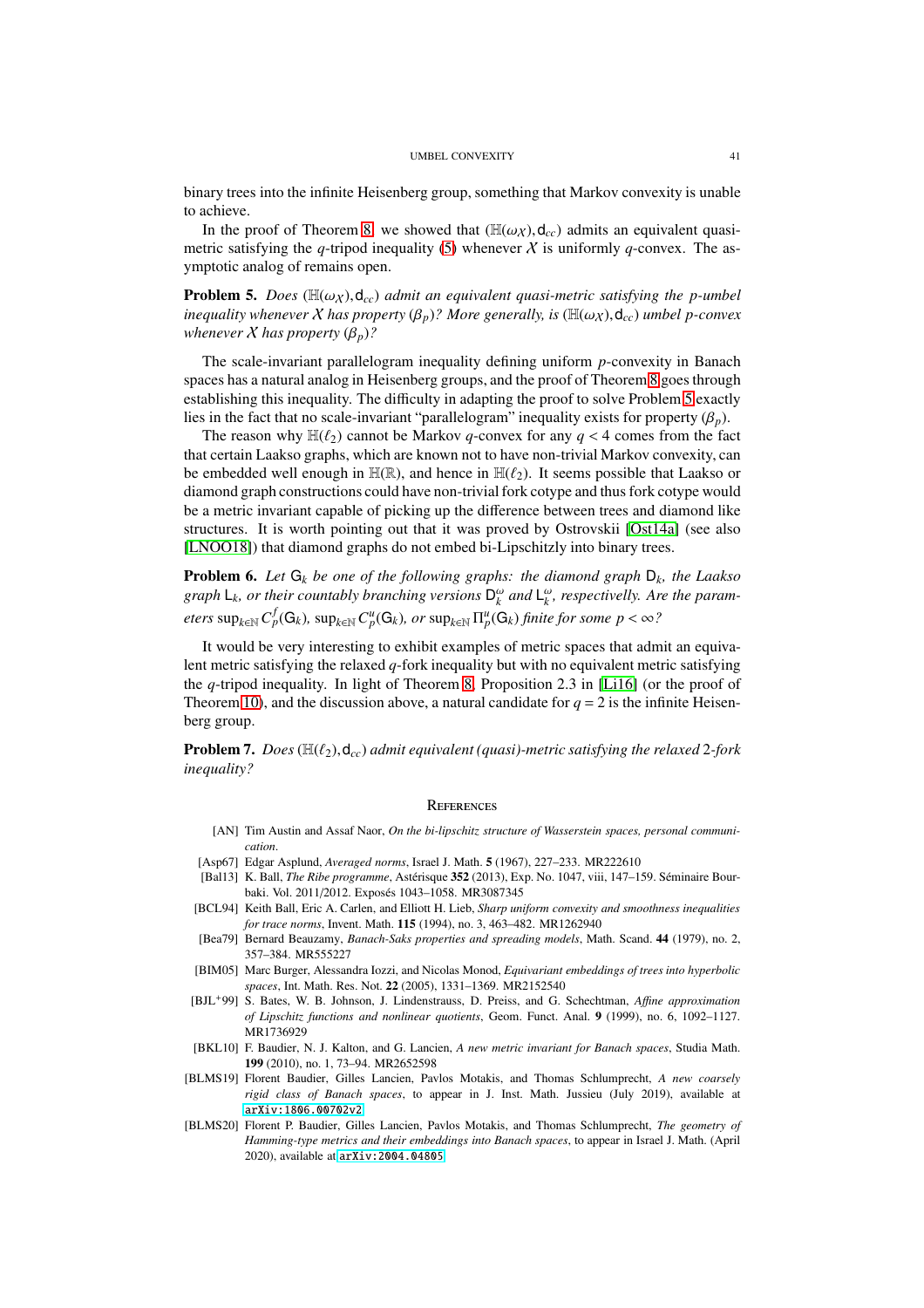binary trees into the infinite Heisenberg group, something that Markov convexity is unable to achieve.

In the proof of Theorem 8, we showed that $(\mathbb{H}(\omega_X), \mathsf{d}_{cc})$ admits an equivalent quasi-metric satisfying the $q$-tripod inequality (5) whenever $X$ is uniformly $q$-convex. The asymptotic analog of remains open.

**Problem 5.** *Does $(\mathbb{H}(\omega_X), \mathsf{d}_{cc})$ admit an equivalent quasi-metric satisfying the $p$-umbel inequality whenever $X$ has property $(\beta_p)$? More generally, is $(\mathbb{H}(\omega_X), \mathsf{d}_{cc})$ umbel $p$-convex whenever $X$ has property $(\beta_p)$?*

The scale-invariant parallelogram inequality defining uniform $p$-convexity in Banach spaces has a natural analog in Heisenberg groups, and the proof of Theorem 8 goes through establishing this inequality. The difficulty in adapting the proof to solve Problem 5 exactly lies in the fact that no scale-invariant "parallelogram" inequality exists for property $(\beta_p)$.

The reason why $\mathbb{H}(\ell_2)$ cannot be Markov $q$-convex for any $q < 4$ comes from the fact that certain Laakso graphs, which are known not to have non-trivial Markov convexity, can be embedded well enough in $\mathbb{H}(\mathbb{R})$, and hence in $\mathbb{H}(\ell_2)$. It seems possible that Laakso or diamond graph constructions could have non-trivial fork cotype and thus fork cotype would be a metric invariant capable of picking up the difference between trees and diamond like structures. It is worth pointing out that it was proved by Ostrovskii [Ost14a] (see also [LNOO18]) that diamond graphs do not embed bi-Lipschitzly into binary trees.

**Problem 6.** *Let $\mathsf{G}_k$ be one of the following graphs: the diamond graph $\mathsf{D}_k$, the Laakso graph $\mathsf{L}_k$, or their countably branching versions $\mathsf{D}_k^\omega$ and $\mathsf{L}_k^\omega$, respectivelly. Are the parameters $\sup_{k\in\mathbb{N}} C_p^f(\mathsf{G}_k)$, $\sup_{k\in\mathbb{N}} C_p^u(\mathsf{G}_k)$, or $\sup_{k\in\mathbb{N}} \Pi_p^u(\mathsf{G}_k)$ finite for some $p < \infty$?*

It would be very interesting to exhibit examples of metric spaces that admit an equivalent metric satisfying the relaxed $q$-fork inequality but with no equivalent metric satisfying the $q$-tripod inequality. In light of Theorem 8, Proposition 2.3 in [Li16] (or the proof of Theorem 10), and the discussion above, a natural candidate for $q = 2$ is the infinite Heisenberg group.

**Problem 7.** *Does $(\mathbb{H}(\ell_2), \mathsf{d}_{cc})$ admit equivalent (quasi)-metric satisfying the relaxed 2-fork inequality?*

## References

- [AN] Tim Austin and Assaf Naor, *On the bi-lipschitz structure of Wasserstein spaces, personal communication*.
- [Asp67] Edgar Asplund, *Averaged norms*, Israel J. Math. **5** (1967), 227–233. MR222610
- [Bal13] K. Ball, *The Ribe programme*, Astérisque **352** (2013), Exp. No. 1047, viii, 147–159. Séminaire Bourbaki. Vol. 2011/2012. Exposés 1043–1058. MR3087345
- [BCL94] Keith Ball, Eric A. Carlen, and Elliott H. Lieb, *Sharp uniform convexity and smoothness inequalities for trace norms*, Invent. Math. **115** (1994), no. 3, 463–482. MR1262940
- [Bea79] Bernard Beauzamy, *Banach-Saks properties and spreading models*, Math. Scand. **44** (1979), no. 2, 357–384. MR555227
- [BIM05] Marc Burger, Alessandra Iozzi, and Nicolas Monod, *Equivariant embeddings of trees into hyperbolic spaces*, Int. Math. Res. Not. **22** (2005), 1331–1369. MR2152540
- [BJL+99] S. Bates, W. B. Johnson, J. Lindenstrauss, D. Preiss, and G. Schechtman, *Affine approximation of Lipschitz functions and nonlinear quotients*, Geom. Funct. Anal. **9** (1999), no. 6, 1092–1127. MR1736929
- [BKL10] F. Baudier, N. J. Kalton, and G. Lancien, *A new metric invariant for Banach spaces*, Studia Math. **199** (2010), no. 1, 73–94. MR2652598
- [BLMS19] Florent Baudier, Gilles Lancien, Pavlos Motakis, and Thomas Schlumprecht, *A new coarsely rigid class of Banach spaces*, to appear in J. Inst. Math. Jussieu (July 2019), available at arXiv:1806.00702v2.
- [BLMS20] Florent P. Baudier, Gilles Lancien, Pavlos Motakis, and Thomas Schlumprecht, *The geometry of Hamming-type metrics and their embeddings into Banach spaces*, to appear in Israel J. Math. (April 2020), available at arXiv:2004.04805.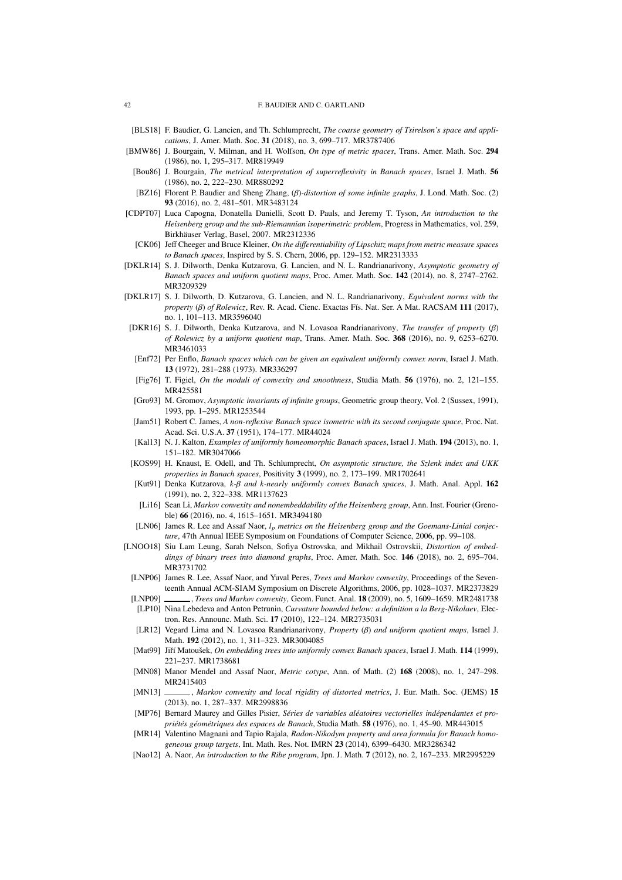[BLS18] F. Baudier, G. Lancien, and Th. Schlumprecht, *The coarse geometry of Tsirelson's space and applications*, J. Amer. Math. Soc. **31** (2018), no. 3, 699–717. MR3787406

[BMW86] J. Bourgain, V. Milman, and H. Wolfson, *On type of metric spaces*, Trans. Amer. Math. Soc. **294** (1986), no. 1, 295–317. MR819949

[Bou86] J. Bourgain, *The metrical interpretation of superreflexivity in Banach spaces*, Israel J. Math. **56** (1986), no. 2, 222–230. MR880292

[BZ16] Florent P. Baudier and Sheng Zhang, *($\beta$)-distortion of some infinite graphs*, J. Lond. Math. Soc. (2) **93** (2016), no. 2, 481–501. MR3483124

[CDPT07] Luca Capogna, Donatella Danielli, Scott D. Pauls, and Jeremy T. Tyson, *An introduction to the Heisenberg group and the sub-Riemannian isoperimetric problem*, Progress in Mathematics, vol. 259, Birkhäuser Verlag, Basel, 2007. MR2312336

[CK06] Jeff Cheeger and Bruce Kleiner, *On the differentiability of Lipschitz maps from metric measure spaces to Banach spaces*, Inspired by S. S. Chern, 2006, pp. 129–152. MR2313333

[DKLR14] S. J. Dilworth, Denka Kutzarova, G. Lancien, and N. L. Randrianarivony, *Asymptotic geometry of Banach spaces and uniform quotient maps*, Proc. Amer. Math. Soc. **142** (2014), no. 8, 2747–2762. MR3209329

[DKLR17] S. J. Dilworth, D. Kutzarova, G. Lancien, and N. L. Randrianarivony, *Equivalent norms with the property ($\beta$) of Rolewicz*, Rev. R. Acad. Cienc. Exactas Fís. Nat. Ser. A Mat. RACSAM **111** (2017), no. 1, 101–113. MR3596040

[DKR16] S. J. Dilworth, Denka Kutzarova, and N. Lovasoa Randrianarivony, *The transfer of property ($\beta$) of Rolewicz by a uniform quotient map*, Trans. Amer. Math. Soc. **368** (2016), no. 9, 6253–6270. MR3461033

[Enf72] Per Enflo, *Banach spaces which can be given an equivalent uniformly convex norm*, Israel J. Math. **13** (1972), 281–288 (1973). MR336297

[Fig76] T. Figiel, *On the moduli of convexity and smoothness*, Studia Math. **56** (1976), no. 2, 121–155. MR425581

[Gro93] M. Gromov, *Asymptotic invariants of infinite groups*, Geometric group theory, Vol. 2 (Sussex, 1991), 1993, pp. 1–295. MR1253544

[Jam51] Robert C. James, *A non-reflexive Banach space isometric with its second conjugate space*, Proc. Nat. Acad. Sci. U.S.A. **37** (1951), 174–177. MR44024

[Kal13] N. J. Kalton, *Examples of uniformly homeomorphic Banach spaces*, Israel J. Math. **194** (2013), no. 1, 151–182. MR3047066

[KOS99] H. Knaust, E. Odell, and Th. Schlumprecht, *On asymptotic structure, the Szlenk index and UKK properties in Banach spaces*, Positivity **3** (1999), no. 2, 173–199. MR1702641

[Kut91] Denka Kutzarova, *$k$-$\beta$ and $k$-nearly uniformly convex Banach spaces*, J. Math. Anal. Appl. **162** (1991), no. 2, 322–338. MR1137623

[Li16] Sean Li, *Markov convexity and nonembeddability of the Heisenberg group*, Ann. Inst. Fourier (Grenoble) **66** (2016), no. 4, 1615–1651. MR3494180

[LN06] James R. Lee and Assaf Naor, *$l_p$ metrics on the Heisenberg group and the Goemans-Linial conjecture*, 47th Annual IEEE Symposium on Foundations of Computer Science, 2006, pp. 99–108.

[LNOO18] Siu Lam Leung, Sarah Nelson, Sofiya Ostrovska, and Mikhail Ostrovskii, *Distortion of embeddings of binary trees into diamond graphs*, Proc. Amer. Math. Soc. **146** (2018), no. 2, 695–704. MR3731702

[LNP06] James R. Lee, Assaf Naor, and Yuval Peres, *Trees and Markov convexity*, Proceedings of the Seventeenth Annual ACM-SIAM Symposium on Discrete Algorithms, 2006, pp. 1028–1037. MR2373829

[LNP09] ______, *Trees and Markov convexity*, Geom. Funct. Anal. **18** (2009), no. 5, 1609–1659. MR2481738

[LP10] Nina Lebedeva and Anton Petrunin, *Curvature bounded below: a definition a la Berg-Nikolaev*, Electron. Res. Announc. Math. Sci. **17** (2010), 122–124. MR2735031

[LR12] Vegard Lima and N. Lovasoa Randrianarivony, *Property ($\beta$) and uniform quotient maps*, Israel J. Math. **192** (2012), no. 1, 311–323. MR3004085

[Mat99] Jiří Matoušek, *On embedding trees into uniformly convex Banach spaces*, Israel J. Math. **114** (1999), 221–237. MR1738681

[MN08] Manor Mendel and Assaf Naor, *Metric cotype*, Ann. of Math. (2) **168** (2008), no. 1, 247–298. MR2415403

[MN13] ______, *Markov convexity and local rigidity of distorted metrics*, J. Eur. Math. Soc. (JEMS) **15** (2013), no. 1, 287–337. MR2998836

[MP76] Bernard Maurey and Gilles Pisier, *Séries de variables aléatoires vectorielles indépendantes et propriétés géométriques des espaces de Banach*, Studia Math. **58** (1976), no. 1, 45–90. MR443015

[MR14] Valentino Magnani and Tapio Rajala, *Radon-Nikodym property and area formula for Banach homogeneous group targets*, Int. Math. Res. Not. IMRN **23** (2014), 6399–6430. MR3286342

[Nao12] A. Naor, *An introduction to the Ribe program*, Jpn. J. Math. **7** (2012), no. 2, 167–233. MR2995229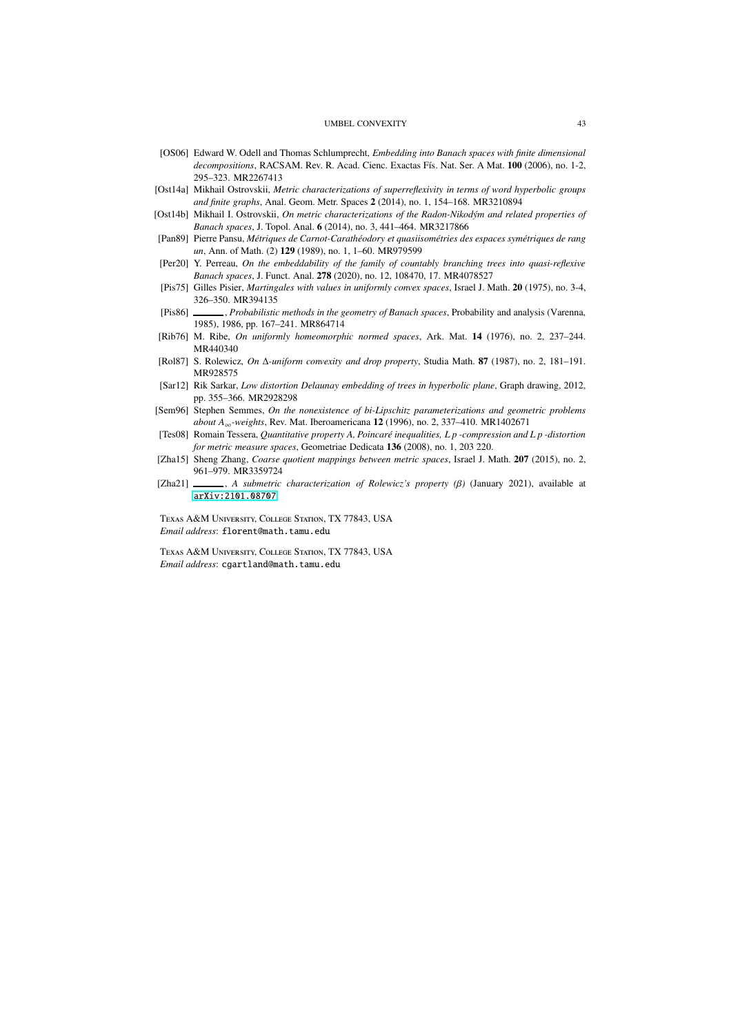- [OS06] Edward W. Odell and Thomas Schlumprecht, *Embedding into Banach spaces with finite dimensional decompositions*, RACSAM. Rev. R. Acad. Cienc. Exactas Fís. Nat. Ser. A Mat. **100** (2006), no. 1-2, 295–323. MR2267413
- [Ost14a] Mikhail Ostrovskii, *Metric characterizations of superreflexivity in terms of word hyperbolic groups and finite graphs*, Anal. Geom. Metr. Spaces **2** (2014), no. 1, 154–168. MR3210894
- [Ost14b] Mikhail I. Ostrovskii, *On metric characterizations of the Radon-Nikodým and related properties of Banach spaces*, J. Topol. Anal. **6** (2014), no. 3, 441–464. MR3217866
- [Pan89] Pierre Pansu, *Métriques de Carnot-Carathéodory et quasiisométries des espaces symétriques de rang un*, Ann. of Math. (2) **129** (1989), no. 1, 1–60. MR979599
- [Per20] Y. Perreau, *On the embeddability of the family of countably branching trees into quasi-reflexive Banach spaces*, J. Funct. Anal. **278** (2020), no. 12, 108470, 17. MR4078527
- [Pis75] Gilles Pisier, *Martingales with values in uniformly convex spaces*, Israel J. Math. **20** (1975), no. 3-4, 326–350. MR394135
- [Pis86] ______, *Probabilistic methods in the geometry of Banach spaces*, Probability and analysis (Varenna, 1985), 1986, pp. 167–241. MR864714
- [Rib76] M. Ribe, *On uniformly homeomorphic normed spaces*, Ark. Mat. **14** (1976), no. 2, 237–244. MR440340
- [Rol87] S. Rolewicz, *On $\Delta$-uniform convexity and drop property*, Studia Math. **87** (1987), no. 2, 181–191. MR928575
- [Sar12] Rik Sarkar, *Low distortion Delaunay embedding of trees in hyperbolic plane*, Graph drawing, 2012, pp. 355–366. MR2928298
- [Sem96] Stephen Semmes, *On the nonexistence of bi-Lipschitz parameterizations and geometric problems about $A_\infty$-weights*, Rev. Mat. Iberoamericana **12** (1996), no. 2, 337–410. MR1402671
- [Tes08] Romain Tessera, *Quantitative property A, Poincaré inequalities, L p -compression and L p -distortion for metric measure spaces*, Geometriae Dedicata **136** (2008), no. 1, 203 220.
- [Zha15] Sheng Zhang, *Coarse quotient mappings between metric spaces*, Israel J. Math. **207** (2015), no. 2, 961–979. MR3359724
- [Zha21] ______, *A submetric characterization of Rolewicz's property ($\beta$)* (January 2021), available at arXiv:2101.08707.

Texas A&M University, College Station, TX 77843, USA
*Email address*: florent@math.tamu.edu

Texas A&M University, College Station, TX 77843, USA
*Email address*: cgartland@math.tamu.edu